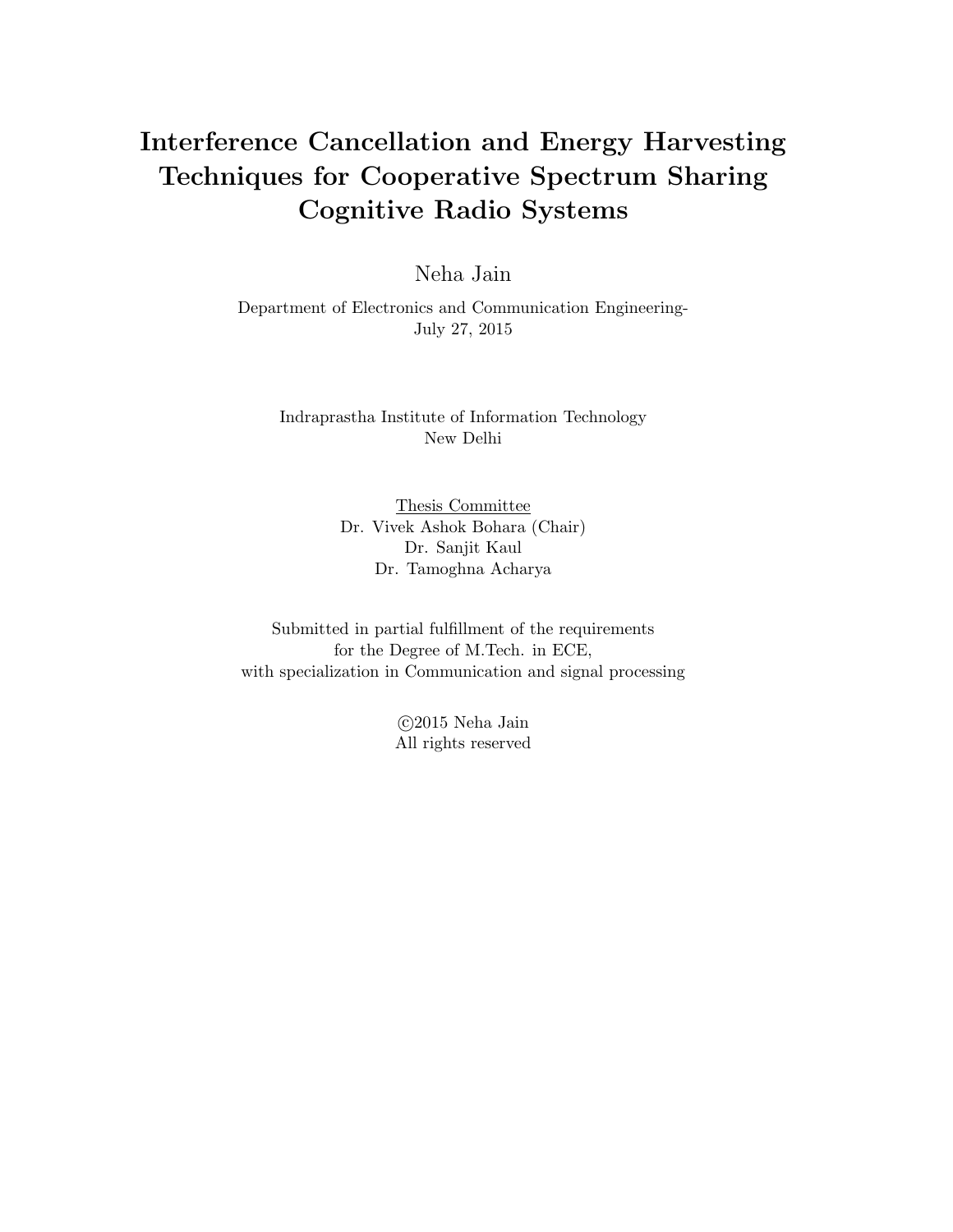# Interference Cancellation and Energy Harvesting Techniques for Cooperative Spectrum Sharing Cognitive Radio Systems

Neha Jain

Department of Electronics and Communication Engineering-
July 27, 2015

Indraprastha Institute of Information Technology
New Delhi

Thesis Committee
Dr. Vivek Ashok Bohara (Chair)
Dr. Sanjit Kaul
Dr. Tamoghna Acharya

Submitted in partial fulfillment of the requirements
for the Degree of M.Tech. in ECE,
with specialization in Communication and signal processing

©2015 Neha Jain
All rights reserved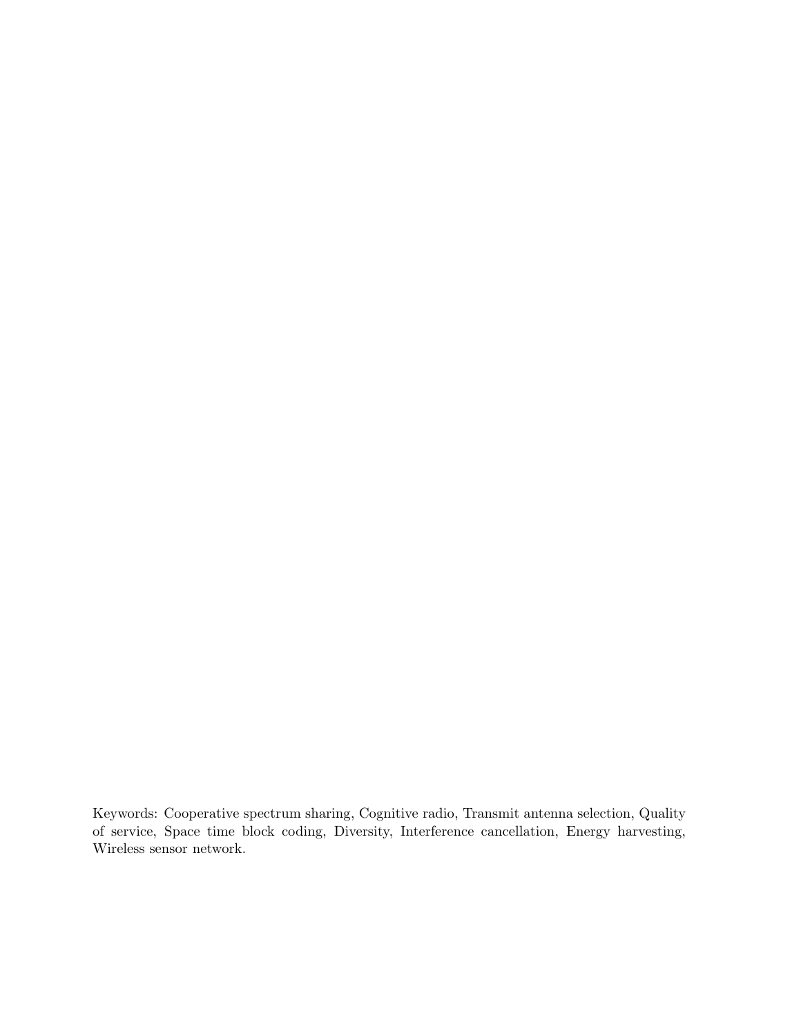Keywords: Cooperative spectrum sharing, Cognitive radio, Transmit antenna selection, Quality of service, Space time block coding, Diversity, Interference cancellation, Energy harvesting, Wireless sensor network.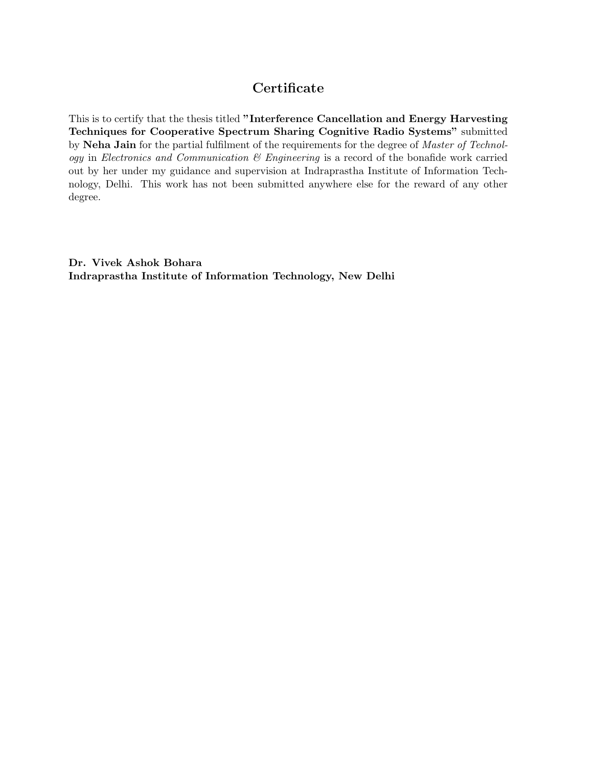## Certificate

This is to certify that the thesis titled **"Interference Cancellation and Energy Harvesting Techniques for Cooperative Spectrum Sharing Cognitive Radio Systems"** submitted by **Neha Jain** for the partial fulfilment of the requirements for the degree of *Master of Technology* in *Electronics and Communication & Engineering* is a record of the bonafide work carried out by her under my guidance and supervision at Indraprastha Institute of Information Technology, Delhi. This work has not been submitted anywhere else for the reward of any other degree.

**Dr. Vivek Ashok Bohara**
**Indraprastha Institute of Information Technology, New Delhi**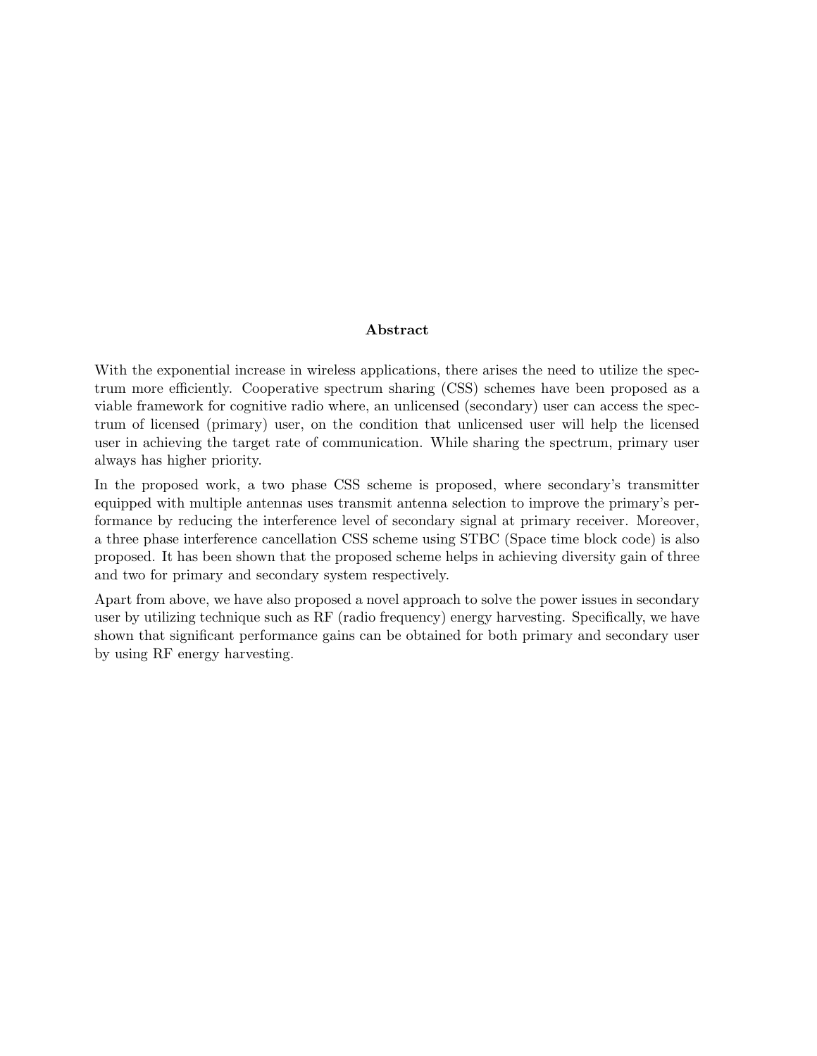## Abstract

With the exponential increase in wireless applications, there arises the need to utilize the spectrum more efficiently. Cooperative spectrum sharing (CSS) schemes have been proposed as a viable framework for cognitive radio where, an unlicensed (secondary) user can access the spectrum of licensed (primary) user, on the condition that unlicensed user will help the licensed user in achieving the target rate of communication. While sharing the spectrum, primary user always has higher priority.

In the proposed work, a two phase CSS scheme is proposed, where secondary's transmitter equipped with multiple antennas uses transmit antenna selection to improve the primary's performance by reducing the interference level of secondary signal at primary receiver. Moreover, a three phase interference cancellation CSS scheme using STBC (Space time block code) is also proposed. It has been shown that the proposed scheme helps in achieving diversity gain of three and two for primary and secondary system respectively.

Apart from above, we have also proposed a novel approach to solve the power issues in secondary user by utilizing technique such as RF (radio frequency) energy harvesting. Specifically, we have shown that significant performance gains can be obtained for both primary and secondary user by using RF energy harvesting.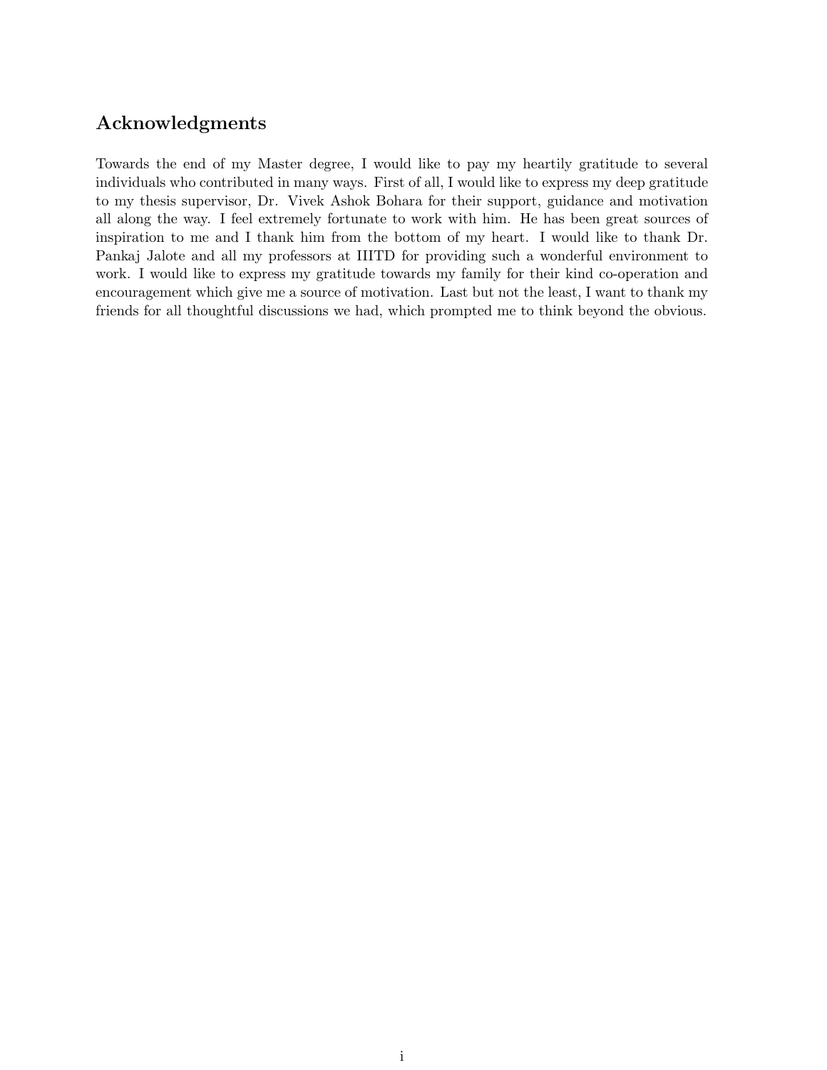## Acknowledgments

Towards the end of my Master degree, I would like to pay my heartily gratitude to several individuals who contributed in many ways. First of all, I would like to express my deep gratitude to my thesis supervisor, Dr. Vivek Ashok Bohara for their support, guidance and motivation all along the way. I feel extremely fortunate to work with him. He has been great sources of inspiration to me and I thank him from the bottom of my heart. I would like to thank Dr. Pankaj Jalote and all my professors at IIITD for providing such a wonderful environment to work. I would like to express my gratitude towards my family for their kind co-operation and encouragement which give me a source of motivation. Last but not the least, I want to thank my friends for all thoughtful discussions we had, which prompted me to think beyond the obvious.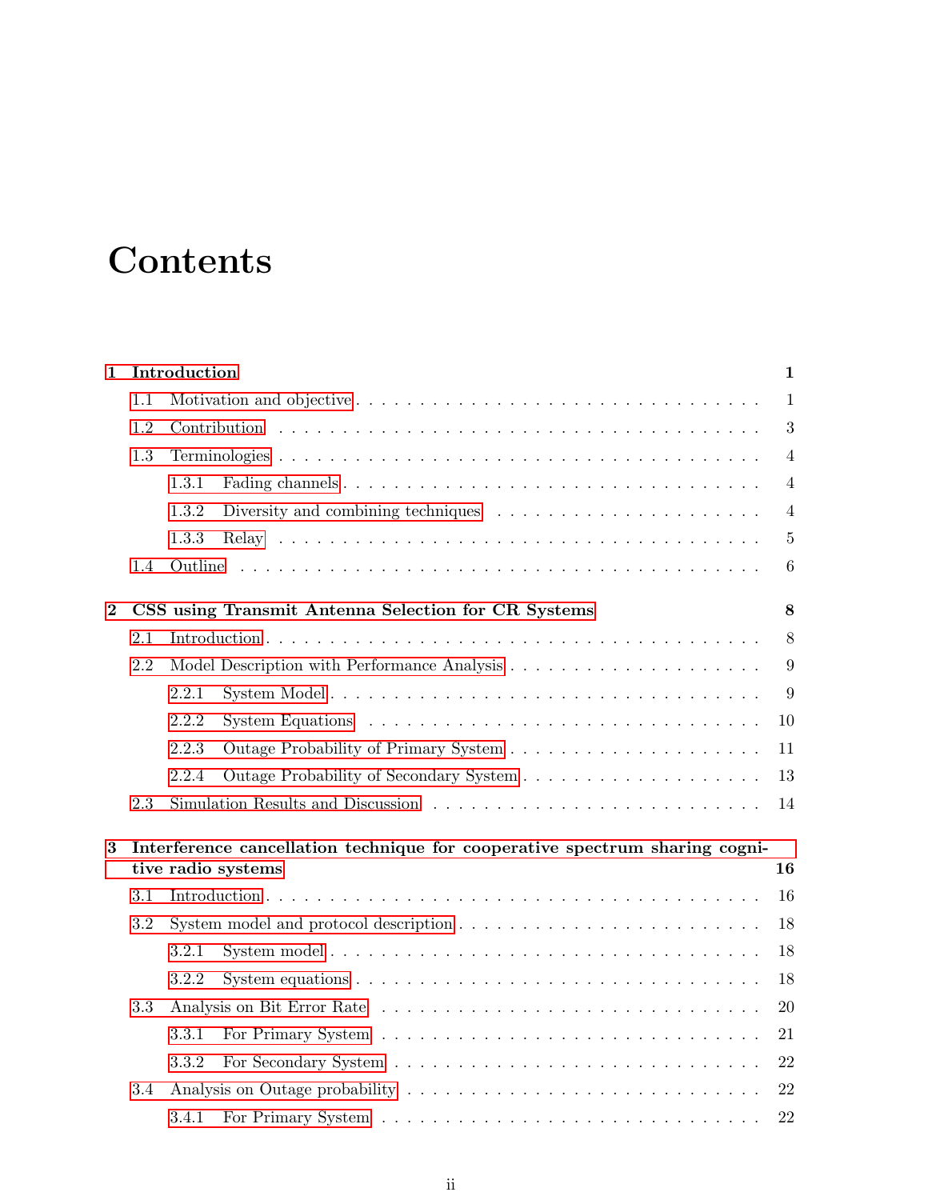# Contents

**1 Introduction** **1**

- 1.1 Motivation and objective . . . . . . . . . . 1
- 1.2 Contribution . . . . . . . . . . 3
- 1.3 Terminologies . . . . . . . . . . 4
  - 1.3.1 Fading channels . . . . . . . . . . 4
  - 1.3.2 Diversity and combining techniques . . . . . . . . . . 4
  - 1.3.3 Relay . . . . . . . . . . 5
- 1.4 Outline . . . . . . . . . . 6

**2 CSS using Transmit Antenna Selection for CR Systems** **8**

- 2.1 Introduction . . . . . . . . . . 8
- 2.2 Model Description with Performance Analysis . . . . . . . . . . 9
  - 2.2.1 System Model . . . . . . . . . . 9
  - 2.2.2 System Equations . . . . . . . . . . 10
  - 2.2.3 Outage Probability of Primary System . . . . . . . . . . 11
  - 2.2.4 Outage Probability of Secondary System . . . . . . . . . . 13
- 2.3 Simulation Results and Discussion . . . . . . . . . . 14

**3 Interference cancellation technique for cooperative spectrum sharing cognitive radio systems** **16**

- 3.1 Introduction . . . . . . . . . . 16
- 3.2 System model and protocol description . . . . . . . . . . 18
  - 3.2.1 System model . . . . . . . . . . 18
  - 3.2.2 System equations . . . . . . . . . . 18
- 3.3 Analysis on Bit Error Rate . . . . . . . . . . 20
  - 3.3.1 For Primary System . . . . . . . . . . 21
  - 3.3.2 For Secondary System . . . . . . . . . . 22
- 3.4 Analysis on Outage probability . . . . . . . . . . 22
  - 3.4.1 For Primary System . . . . . . . . . . 22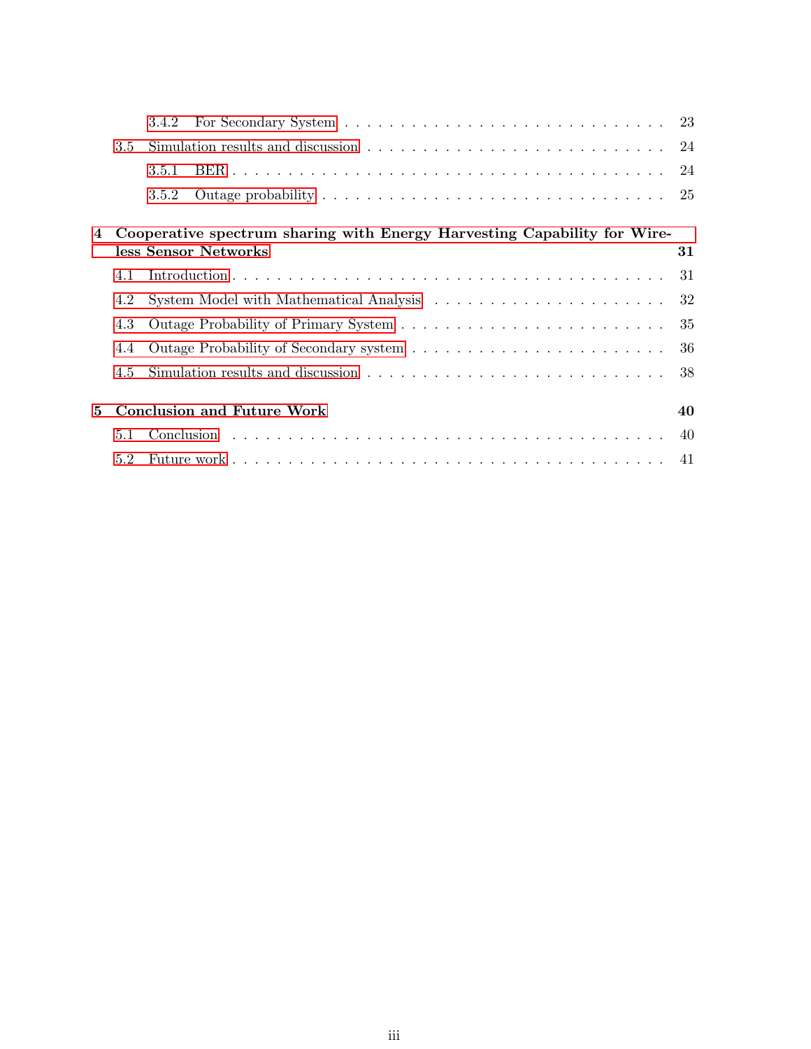3.4.2 For Secondary System . . . . . . . . . . . . . . . . . . . . . . . . . . . . . 23

3.5 Simulation results and discussion . . . . . . . . . . . . . . . . . . . . . . . . . . . 24

3.5.1 BER . . . . . . . . . . . . . . . . . . . . . . . . . . . . . . . . . . . . . . 24

3.5.2 Outage probability . . . . . . . . . . . . . . . . . . . . . . . . . . . . . . 25

**4 Cooperative spectrum sharing with Energy Harvesting Capability for Wireless Sensor Networks 31**

4.1 Introduction . . . . . . . . . . . . . . . . . . . . . . . . . . . . . . . . . . . . . . 31

4.2 System Model with Mathematical Analysis . . . . . . . . . . . . . . . . . . . . . 32

4.3 Outage Probability of Primary System . . . . . . . . . . . . . . . . . . . . . . . . 35

4.4 Outage Probability of Secondary system . . . . . . . . . . . . . . . . . . . . . . . 36

4.5 Simulation results and discussion . . . . . . . . . . . . . . . . . . . . . . . . . . . 38

**5 Conclusion and Future Work 40**

5.1 Conclusion . . . . . . . . . . . . . . . . . . . . . . . . . . . . . . . . . . . . . . . 40

5.2 Future work . . . . . . . . . . . . . . . . . . . . . . . . . . . . . . . . . . . . . . 41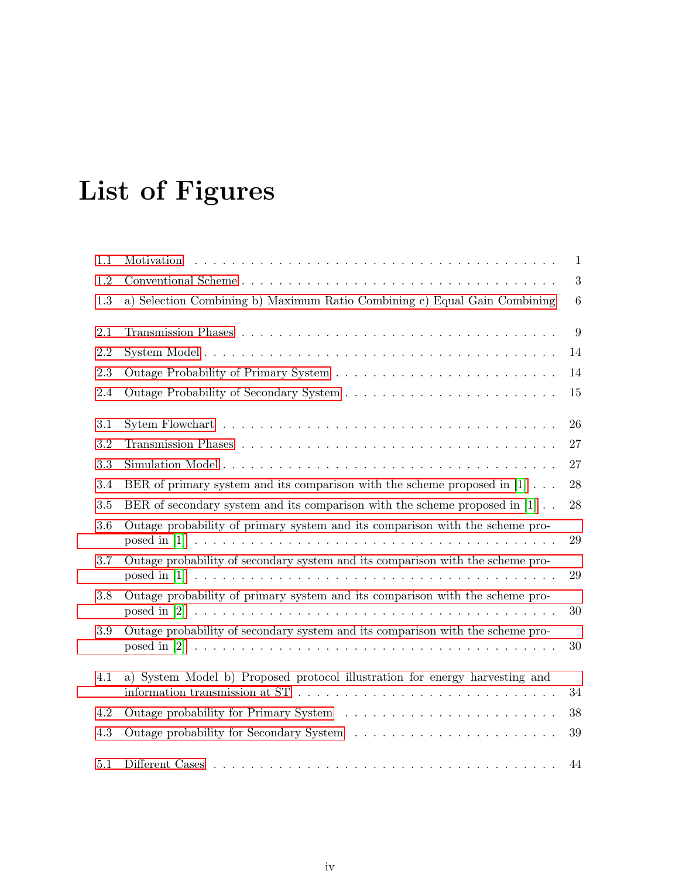# List of Figures

1.1 Motivation . . . . . . . . . . . . . . . . . . . . . . . . . . . . . . . . . . . . 1
1.2 Conventional Scheme . . . . . . . . . . . . . . . . . . . . . . . . . . . . . . . 3
1.3 a) Selection Combining b) Maximum Ratio Combining c) Equal Gain Combining 6

2.1 Transmission Phases . . . . . . . . . . . . . . . . . . . . . . . . . . . . . . . 9
2.2 System Model . . . . . . . . . . . . . . . . . . . . . . . . . . . . . . . . . . 14
2.3 Outage Probability of Primary System . . . . . . . . . . . . . . . . . . . . . 14
2.4 Outage Probability of Secondary System . . . . . . . . . . . . . . . . . . . . 15

3.1 Sytem Flowchart . . . . . . . . . . . . . . . . . . . . . . . . . . . . . . . . . 26
3.2 Transmission Phases . . . . . . . . . . . . . . . . . . . . . . . . . . . . . . . 27
3.3 Simulation Model . . . . . . . . . . . . . . . . . . . . . . . . . . . . . . . . . 27
3.4 BER of primary system and its comparison with the scheme proposed in [1] . . . 28
3.5 BER of secondary system and its comparison with the scheme proposed in [1] . . 28
3.6 Outage probability of primary system and its comparison with the scheme proposed in [1] . . . . . . . . . . . . . . . . . . . . . . . . . . . . . . . . . . 29
3.7 Outage probability of secondary system and its comparison with the scheme proposed in [1] . . . . . . . . . . . . . . . . . . . . . . . . . . . . . . . . . . 29
3.8 Outage probability of primary system and its comparison with the scheme proposed in [2] . . . . . . . . . . . . . . . . . . . . . . . . . . . . . . . . . . 30
3.9 Outage probability of secondary system and its comparison with the scheme proposed in [2] . . . . . . . . . . . . . . . . . . . . . . . . . . . . . . . . . . 30

4.1 a) System Model b) Proposed protocol illustration for energy harvesting and information transmission at ST . . . . . . . . . . . . . . . . . . . . . . . . . 34
4.2 Outage probability for Primary System . . . . . . . . . . . . . . . . . . . . . 38
4.3 Outage probability for Secondary System . . . . . . . . . . . . . . . . . . . . 39

5.1 Different Cases . . . . . . . . . . . . . . . . . . . . . . . . . . . . . . . . . . 44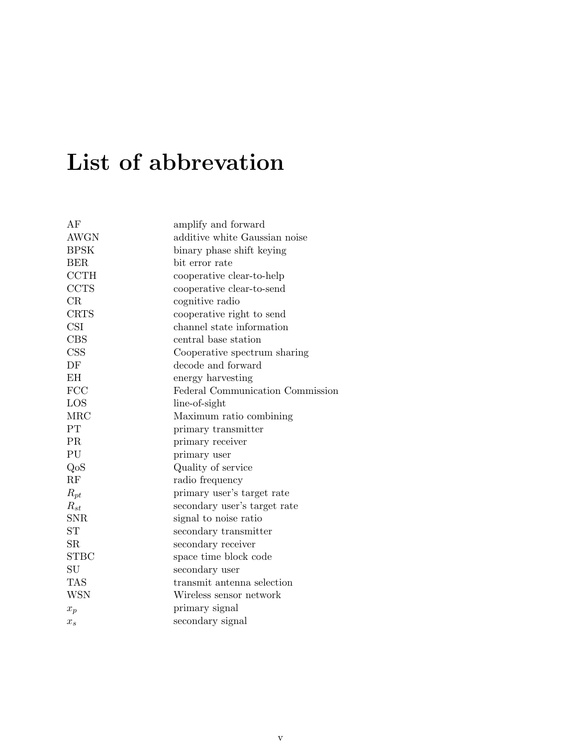# List of abbrevation

| | |
|---|---|
| AF | amplify and forward |
| AWGN | additive white Gaussian noise |
| BPSK | binary phase shift keying |
| BER | bit error rate |
| CCTH | cooperative clear-to-help |
| CCTS | cooperative clear-to-send |
| CR | cognitive radio |
| CRTS | cooperative right to send |
| CSI | channel state information |
| CBS | central base station |
| CSS | Cooperative spectrum sharing |
| DF | decode and forward |
| EH | energy harvesting |
| FCC | Federal Communication Commission |
| LOS | line-of-sight |
| MRC | Maximum ratio combining |
| PT | primary transmitter |
| PR | primary receiver |
| PU | primary user |
| QoS | Quality of service |
| RF | radio frequency |
| $R_{pt}$ | primary user's target rate |
| $R_{st}$ | secondary user's target rate |
| SNR | signal to noise ratio |
| ST | secondary transmitter |
| SR | secondary receiver |
| STBC | space time block code |
| SU | secondary user |
| TAS | transmit antenna selection |
| WSN | Wireless sensor network |
| $x_p$ | primary signal |
| $x_s$ | secondary signal |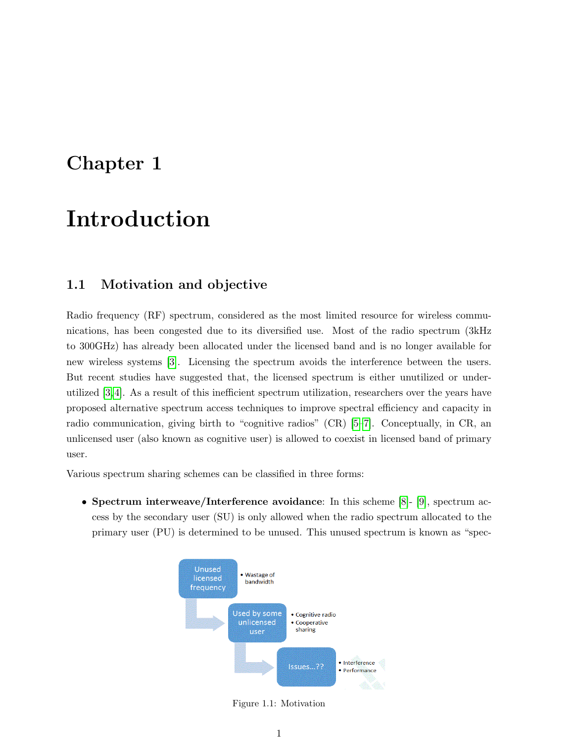# Chapter 1

# Introduction

## 1.1 Motivation and objective

Radio frequency (RF) spectrum, considered as the most limited resource for wireless communications, has been congested due to its diversified use. Most of the radio spectrum (3kHz to 300GHz) has already been allocated under the licensed band and is no longer available for new wireless systems [3]. Licensing the spectrum avoids the interference between the users. But recent studies have suggested that, the licensed spectrum is either unutilized or underutilized [3,4]. As a result of this inefficient spectrum utilization, researchers over the years have proposed alternative spectrum access techniques to improve spectral efficiency and capacity in radio communication, giving birth to "cognitive radios" (CR) [5–7]. Conceptually, in CR, an unlicensed user (also known as cognitive user) is allowed to coexist in licensed band of primary user.

Various spectrum sharing schemes can be classified in three forms:

- **Spectrum interweave/Interference avoidance**: In this scheme [8]- [9], spectrum access by the secondary user (SU) is only allowed when the radio spectrum allocated to the primary user (PU) is determined to be unused. This unused spectrum is known as "spec-

Figure 1.1: Motivation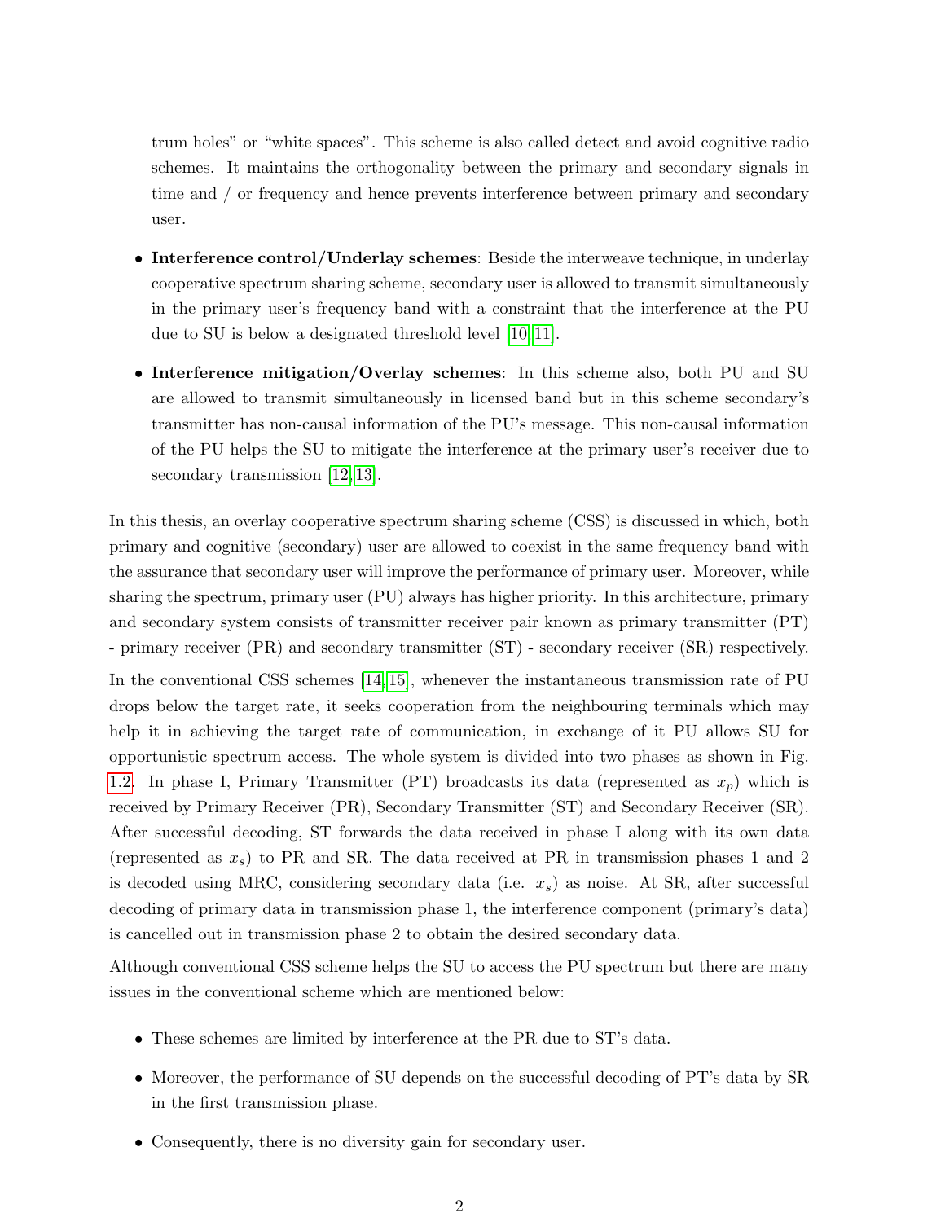trum holes" or "white spaces". This scheme is also called detect and avoid cognitive radio schemes. It maintains the orthogonality between the primary and secondary signals in time and / or frequency and hence prevents interference between primary and secondary user.

- **Interference control/Underlay schemes**: Beside the interweave technique, in underlay cooperative spectrum sharing scheme, secondary user is allowed to transmit simultaneously in the primary user's frequency band with a constraint that the interference at the PU due to SU is below a designated threshold level [10, 11].

- **Interference mitigation/Overlay schemes**: In this scheme also, both PU and SU are allowed to transmit simultaneously in licensed band but in this scheme secondary's transmitter has non-causal information of the PU's message. This non-causal information of the PU helps the SU to mitigate the interference at the primary user's receiver due to secondary transmission [12, 13].

In this thesis, an overlay cooperative spectrum sharing scheme (CSS) is discussed in which, both primary and cognitive (secondary) user are allowed to coexist in the same frequency band with the assurance that secondary user will improve the performance of primary user. Moreover, while sharing the spectrum, primary user (PU) always has higher priority. In this architecture, primary and secondary system consists of transmitter receiver pair known as primary transmitter (PT) - primary receiver (PR) and secondary transmitter (ST) - secondary receiver (SR) respectively.

In the conventional CSS schemes [14, 15], whenever the instantaneous transmission rate of PU drops below the target rate, it seeks cooperation from the neighbouring terminals which may help it in achieving the target rate of communication, in exchange of it PU allows SU for opportunistic spectrum access. The whole system is divided into two phases as shown in Fig. 1.2. In phase I, Primary Transmitter (PT) broadcasts its data (represented as $x_p$) which is received by Primary Receiver (PR), Secondary Transmitter (ST) and Secondary Receiver (SR). After successful decoding, ST forwards the data received in phase I along with its own data (represented as $x_s$) to PR and SR. The data received at PR in transmission phases 1 and 2 is decoded using MRC, considering secondary data (i.e. $x_s$) as noise. At SR, after successful decoding of primary data in transmission phase 1, the interference component (primary's data) is cancelled out in transmission phase 2 to obtain the desired secondary data.

Although conventional CSS scheme helps the SU to access the PU spectrum but there are many issues in the conventional scheme which are mentioned below:

- These schemes are limited by interference at the PR due to ST's data.

- Moreover, the performance of SU depends on the successful decoding of PT's data by SR in the first transmission phase.

- Consequently, there is no diversity gain for secondary user.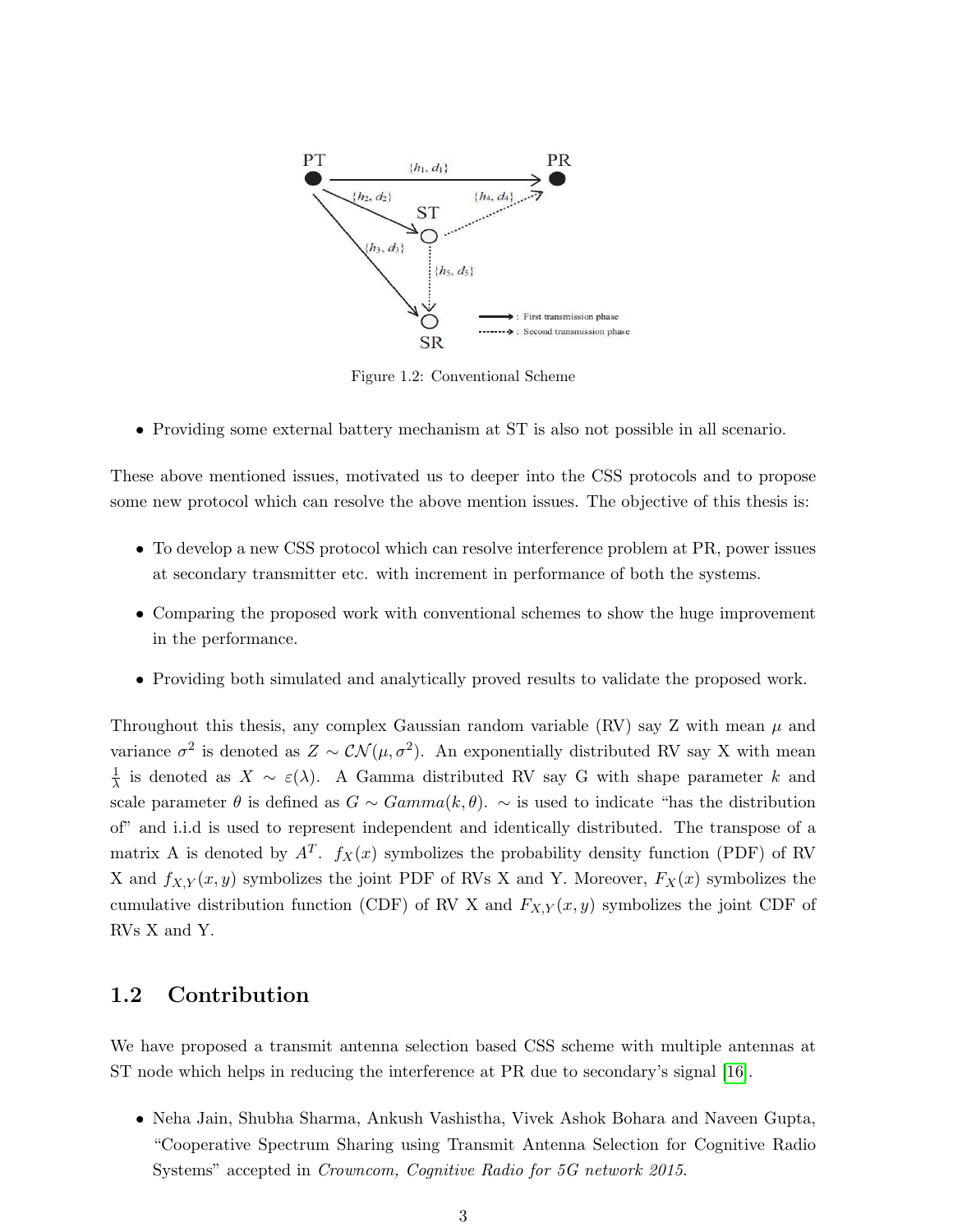Figure 1.2: Conventional Scheme

- Providing some external battery mechanism at ST is also not possible in all scenario.

These above mentioned issues, motivated us to deeper into the CSS protocols and to propose some new protocol which can resolve the above mention issues. The objective of this thesis is:

- To develop a new CSS protocol which can resolve interference problem at PR, power issues at secondary transmitter etc. with increment in performance of both the systems.
- Comparing the proposed work with conventional schemes to show the huge improvement in the performance.
- Providing both simulated and analytically proved results to validate the proposed work.

Throughout this thesis, any complex Gaussian random variable (RV) say Z with mean $\mu$ and variance $\sigma^2$ is denoted as $Z \sim \mathcal{CN}(\mu, \sigma^2)$. An exponentially distributed RV say X with mean $\frac{1}{\lambda}$ is denoted as $X \sim \varepsilon(\lambda)$. A Gamma distributed RV say G with shape parameter $k$ and scale parameter $\theta$ is defined as $G \sim Gamma(k, \theta)$. $\sim$ is used to indicate "has the distribution of" and i.i.d is used to represent independent and identically distributed. The transpose of a matrix A is denoted by $A^T$. $f_X(x)$ symbolizes the probability density function (PDF) of RV X and $f_{X,Y}(x, y)$ symbolizes the joint PDF of RVs X and Y. Moreover, $F_X(x)$ symbolizes the cumulative distribution function (CDF) of RV X and $F_{X,Y}(x, y)$ symbolizes the joint CDF of RVs X and Y.

## 1.2 Contribution

We have proposed a transmit antenna selection based CSS scheme with multiple antennas at ST node which helps in reducing the interference at PR due to secondary's signal [16].

- Neha Jain, Shubha Sharma, Ankush Vashistha, Vivek Ashok Bohara and Naveen Gupta, "Cooperative Spectrum Sharing using Transmit Antenna Selection for Cognitive Radio Systems" accepted in *Crowncom, Cognitive Radio for 5G network 2015.*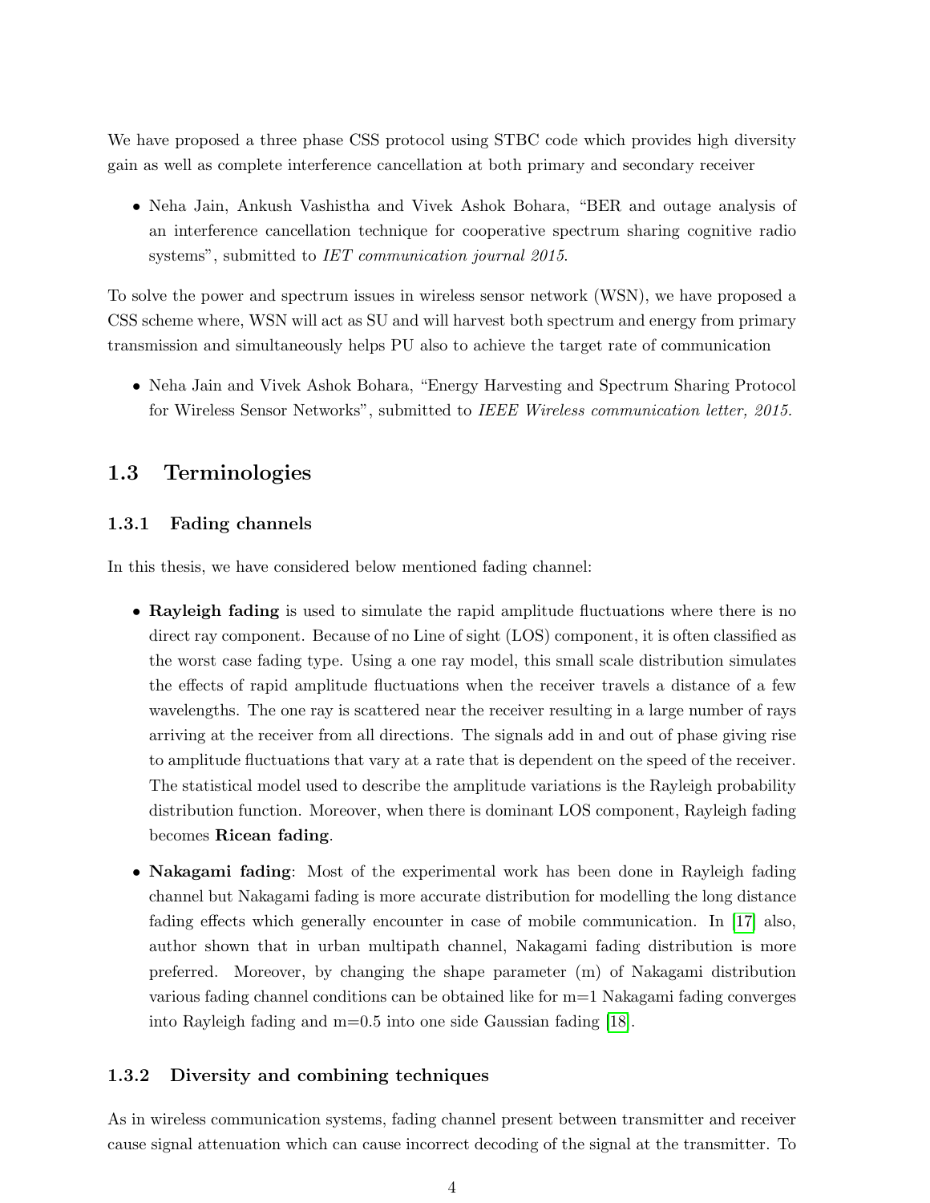We have proposed a three phase CSS protocol using STBC code which provides high diversity gain as well as complete interference cancellation at both primary and secondary receiver

- Neha Jain, Ankush Vashistha and Vivek Ashok Bohara, "BER and outage analysis of an interference cancellation technique for cooperative spectrum sharing cognitive radio systems", submitted to *IET communication journal 2015*.

To solve the power and spectrum issues in wireless sensor network (WSN), we have proposed a CSS scheme where, WSN will act as SU and will harvest both spectrum and energy from primary transmission and simultaneously helps PU also to achieve the target rate of communication

- Neha Jain and Vivek Ashok Bohara, "Energy Harvesting and Spectrum Sharing Protocol for Wireless Sensor Networks", submitted to *IEEE Wireless communication letter, 2015.*

## 1.3 Terminologies

### 1.3.1 Fading channels

In this thesis, we have considered below mentioned fading channel:

- **Rayleigh fading** is used to simulate the rapid amplitude fluctuations where there is no direct ray component. Because of no Line of sight (LOS) component, it is often classified as the worst case fading type. Using a one ray model, this small scale distribution simulates the effects of rapid amplitude fluctuations when the receiver travels a distance of a few wavelengths. The one ray is scattered near the receiver resulting in a large number of rays arriving at the receiver from all directions. The signals add in and out of phase giving rise to amplitude fluctuations that vary at a rate that is dependent on the speed of the receiver. The statistical model used to describe the amplitude variations is the Rayleigh probability distribution function. Moreover, when there is dominant LOS component, Rayleigh fading becomes **Ricean fading**.

- **Nakagami fading**: Most of the experimental work has been done in Rayleigh fading channel but Nakagami fading is more accurate distribution for modelling the long distance fading effects which generally encounter in case of mobile communication. In [17] also, author shown that in urban multipath channel, Nakagami fading distribution is more preferred. Moreover, by changing the shape parameter (m) of Nakagami distribution various fading channel conditions can be obtained like for m=1 Nakagami fading converges into Rayleigh fading and m=0.5 into one side Gaussian fading [18].

### 1.3.2 Diversity and combining techniques

As in wireless communication systems, fading channel present between transmitter and receiver cause signal attenuation which can cause incorrect decoding of the signal at the transmitter. To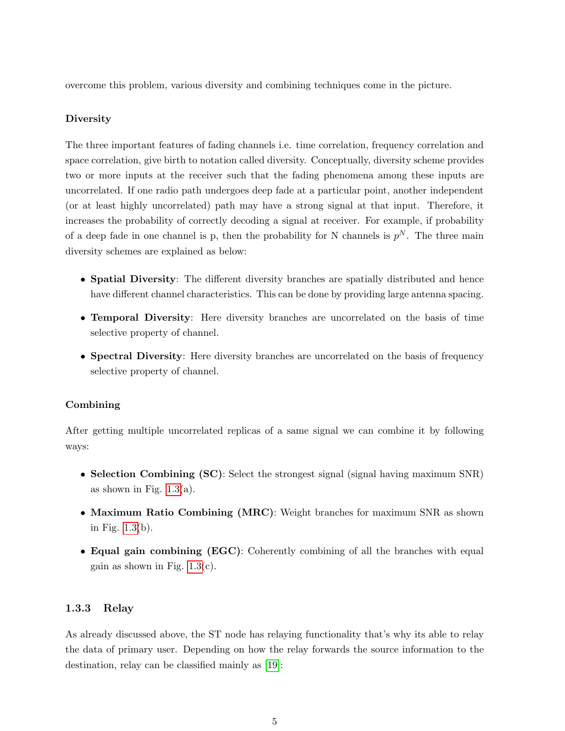overcome this problem, various diversity and combining techniques come in the picture.

**Diversity**

The three important features of fading channels i.e. time correlation, frequency correlation and space correlation, give birth to notation called diversity. Conceptually, diversity scheme provides two or more inputs at the receiver such that the fading phenomena among these inputs are uncorrelated. If one radio path undergoes deep fade at a particular point, another independent (or at least highly uncorrelated) path may have a strong signal at that input. Therefore, it increases the probability of correctly decoding a signal at receiver. For example, if probability of a deep fade in one channel is p, then the probability for N channels is $p^N$. The three main diversity schemes are explained as below:

- **Spatial Diversity**: The different diversity branches are spatially distributed and hence have different channel characteristics. This can be done by providing large antenna spacing.
- **Temporal Diversity**: Here diversity branches are uncorrelated on the basis of time selective property of channel.
- **Spectral Diversity**: Here diversity branches are uncorrelated on the basis of frequency selective property of channel.

**Combining**

After getting multiple uncorrelated replicas of a same signal we can combine it by following ways:

- **Selection Combining (SC)**: Select the strongest signal (signal having maximum SNR) as shown in Fig. 1.3(a).
- **Maximum Ratio Combining (MRC)**: Weight branches for maximum SNR as shown in Fig. 1.3(b).
- **Equal gain combining (EGC)**: Coherently combining of all the branches with equal gain as shown in Fig. 1.3(c).

### 1.3.3 Relay

As already discussed above, the ST node has relaying functionality that's why its able to relay the data of primary user. Depending on how the relay forwards the source information to the destination, relay can be classified mainly as [19]: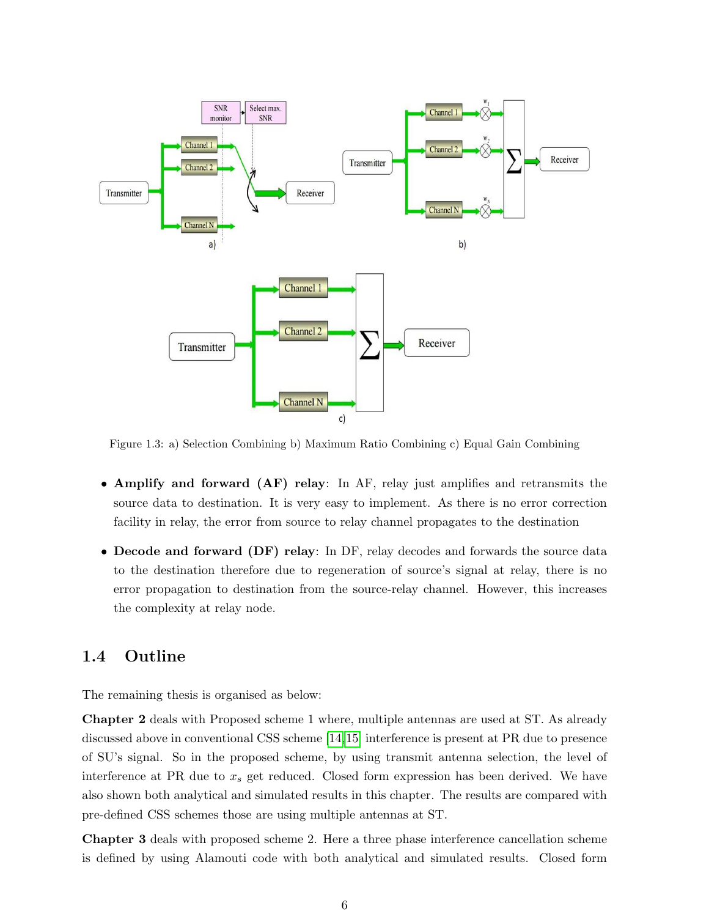Figure 1.3: a) Selection Combining b) Maximum Ratio Combining c) Equal Gain Combining

- **Amplify and forward (AF) relay**: In AF, relay just amplifies and retransmits the source data to destination. It is very easy to implement. As there is no error correction facility in relay, the error from source to relay channel propagates to the destination
- **Decode and forward (DF) relay**: In DF, relay decodes and forwards the source data to the destination therefore due to regeneration of source's signal at relay, there is no error propagation to destination from the source-relay channel. However, this increases the complexity at relay node.

## 1.4 Outline

The remaining thesis is organised as below:

**Chapter 2** deals with Proposed scheme 1 where, multiple antennas are used at ST. As already discussed above in conventional CSS scheme [14,15] interference is present at PR due to presence of SU's signal. So in the proposed scheme, by using transmit antenna selection, the level of interference at PR due to $x_s$ get reduced. Closed form expression has been derived. We have also shown both analytical and simulated results in this chapter. The results are compared with pre-defined CSS schemes those are using multiple antennas at ST.

**Chapter 3** deals with proposed scheme 2. Here a three phase interference cancellation scheme is defined by using Alamouti code with both analytical and simulated results. Closed form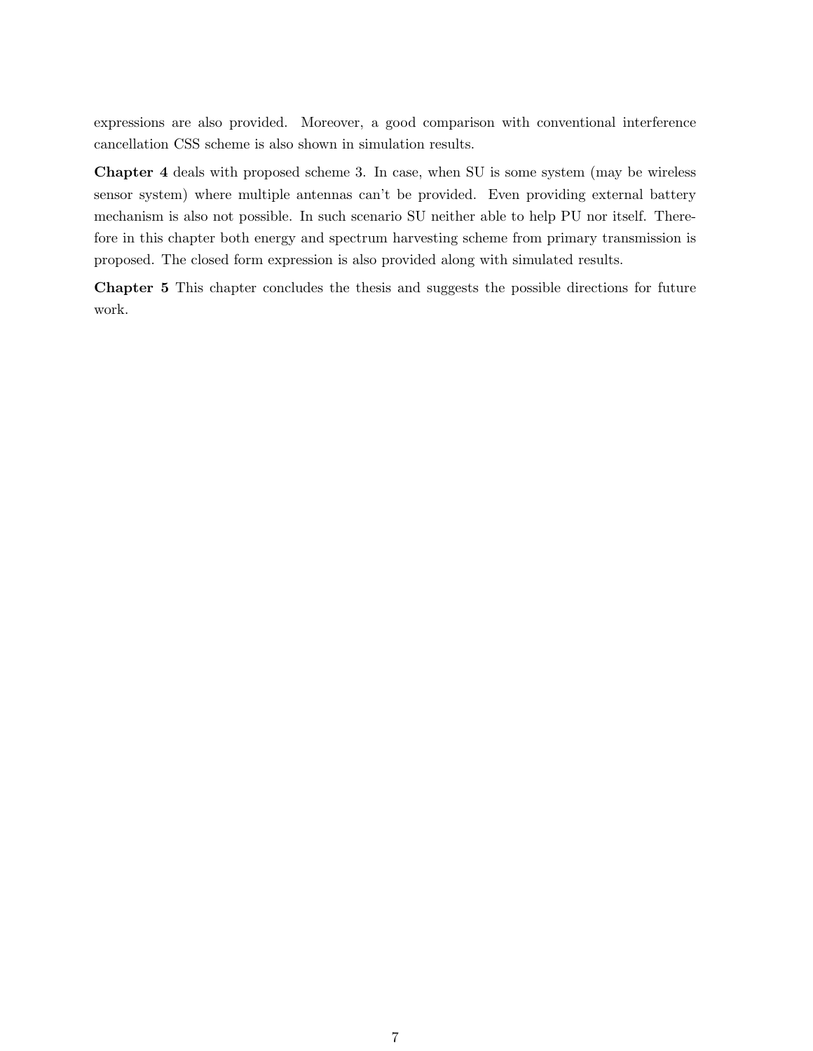expressions are also provided. Moreover, a good comparison with conventional interference cancellation CSS scheme is also shown in simulation results.

**Chapter 4** deals with proposed scheme 3. In case, when SU is some system (may be wireless sensor system) where multiple antennas can't be provided. Even providing external battery mechanism is also not possible. In such scenario SU neither able to help PU nor itself. Therefore in this chapter both energy and spectrum harvesting scheme from primary transmission is proposed. The closed form expression is also provided along with simulated results.

**Chapter 5** This chapter concludes the thesis and suggests the possible directions for future work.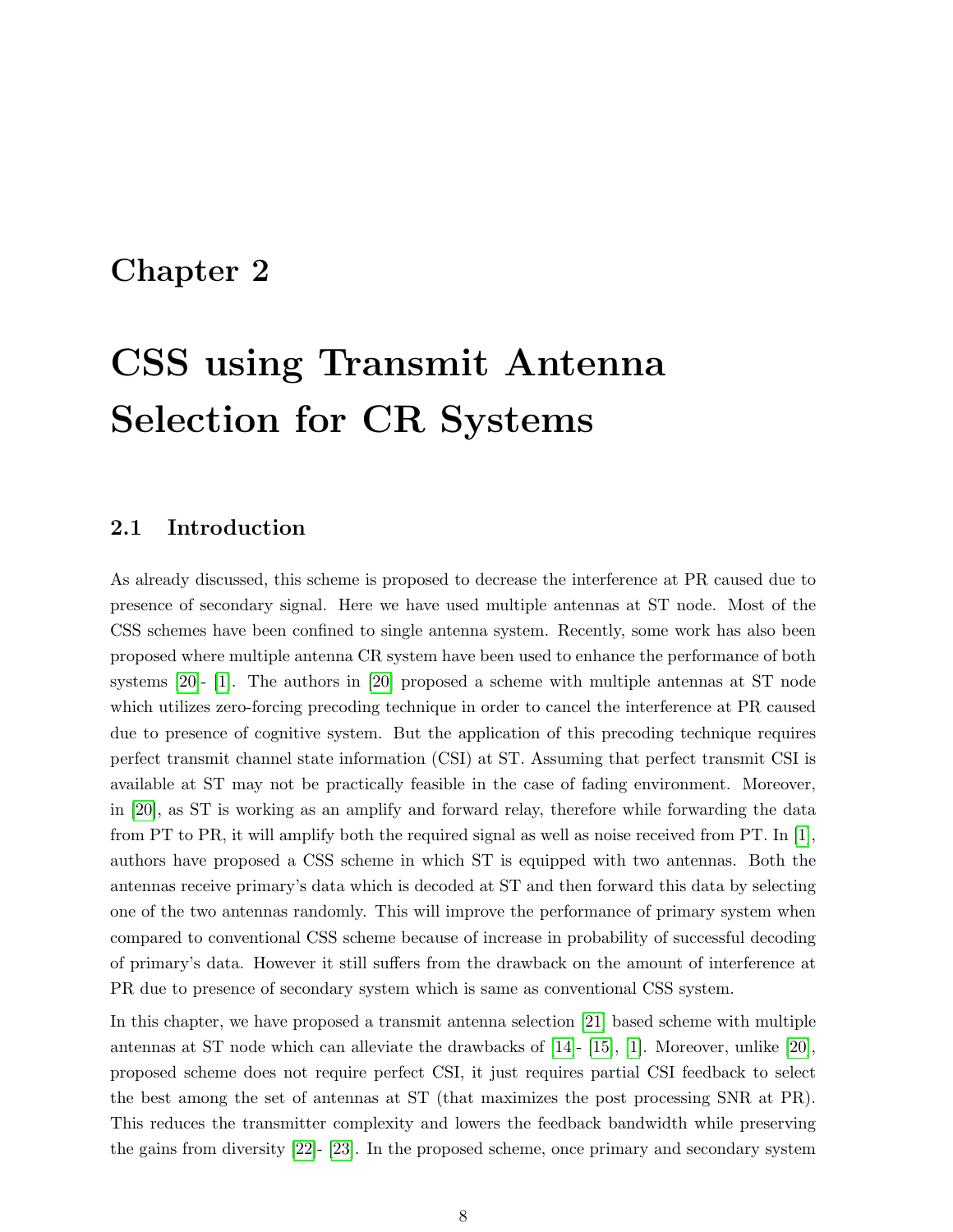# Chapter 2

# CSS using Transmit Antenna Selection for CR Systems

## 2.1 Introduction

As already discussed, this scheme is proposed to decrease the interference at PR caused due to presence of secondary signal. Here we have used multiple antennas at ST node. Most of the CSS schemes have been confined to single antenna system. Recently, some work has also been proposed where multiple antenna CR system have been used to enhance the performance of both systems [20]- [1]. The authors in [20] proposed a scheme with multiple antennas at ST node which utilizes zero-forcing precoding technique in order to cancel the interference at PR caused due to presence of cognitive system. But the application of this precoding technique requires perfect transmit channel state information (CSI) at ST. Assuming that perfect transmit CSI is available at ST may not be practically feasible in the case of fading environment. Moreover, in [20], as ST is working as an amplify and forward relay, therefore while forwarding the data from PT to PR, it will amplify both the required signal as well as noise received from PT. In [1], authors have proposed a CSS scheme in which ST is equipped with two antennas. Both the antennas receive primary's data which is decoded at ST and then forward this data by selecting one of the two antennas randomly. This will improve the performance of primary system when compared to conventional CSS scheme because of increase in probability of successful decoding of primary's data. However it still suffers from the drawback on the amount of interference at PR due to presence of secondary system which is same as conventional CSS system.

In this chapter, we have proposed a transmit antenna selection [21] based scheme with multiple antennas at ST node which can alleviate the drawbacks of [14]- [15], [1]. Moreover, unlike [20], proposed scheme does not require perfect CSI, it just requires partial CSI feedback to select the best among the set of antennas at ST (that maximizes the post processing SNR at PR). This reduces the transmitter complexity and lowers the feedback bandwidth while preserving the gains from diversity [22]- [23]. In the proposed scheme, once primary and secondary system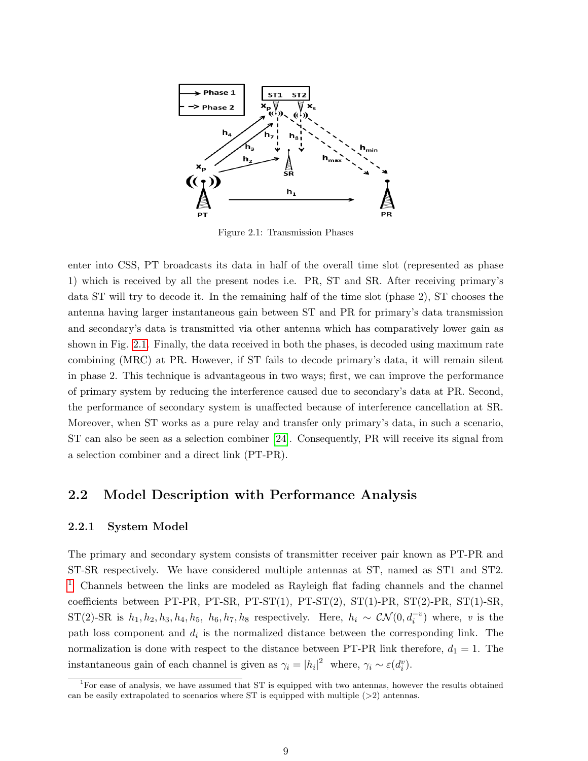Figure 2.1: Transmission Phases

enter into CSS, PT broadcasts its data in half of the overall time slot (represented as phase 1) which is received by all the present nodes i.e. PR, ST and SR. After receiving primary's data ST will try to decode it. In the remaining half of the time slot (phase 2), ST chooses the antenna having larger instantaneous gain between ST and PR for primary's data transmission and secondary's data is transmitted via other antenna which has comparatively lower gain as shown in Fig. 2.1. Finally, the data received in both the phases, is decoded using maximum rate combining (MRC) at PR. However, if ST fails to decode primary's data, it will remain silent in phase 2. This technique is advantageous in two ways; first, we can improve the performance of primary system by reducing the interference caused due to secondary's data at PR. Second, the performance of secondary system is unaffected because of interference cancellation at SR. Moreover, when ST works as a pure relay and transfer only primary's data, in such a scenario, ST can also be seen as a selection combiner [24]. Consequently, PR will receive its signal from a selection combiner and a direct link (PT-PR).

## 2.2 Model Description with Performance Analysis

### 2.2.1 System Model

The primary and secondary system consists of transmitter receiver pair known as PT-PR and ST-SR respectively. We have considered multiple antennas at ST, named as ST1 and ST2. [1] Channels between the links are modeled as Rayleigh flat fading channels and the channel coefficients between PT-PR, PT-SR, PT-ST(1), PT-ST(2), ST(1)-PR, ST(2)-PR, ST(1)-SR, ST(2)-SR is $h_1, h_2, h_3, h_4, h_5,\ h_6, h_7, h_8$ respectively. Here, $h_i \sim \mathcal{CN}(0, d_i^{-v})$ where, $v$ is the path loss component and $d_i$ is the normalized distance between the corresponding link. The normalization is done with respect to the distance between PT-PR link therefore, $d_1 = 1$. The instantaneous gain of each channel is given as $\gamma_i = |h_i|^2$ where, $\gamma_i \sim \varepsilon(d_i^v)$.

[1] For ease of analysis, we have assumed that ST is equipped with two antennas, however the results obtained can be easily extrapolated to scenarios where ST is equipped with multiple (>2) antennas.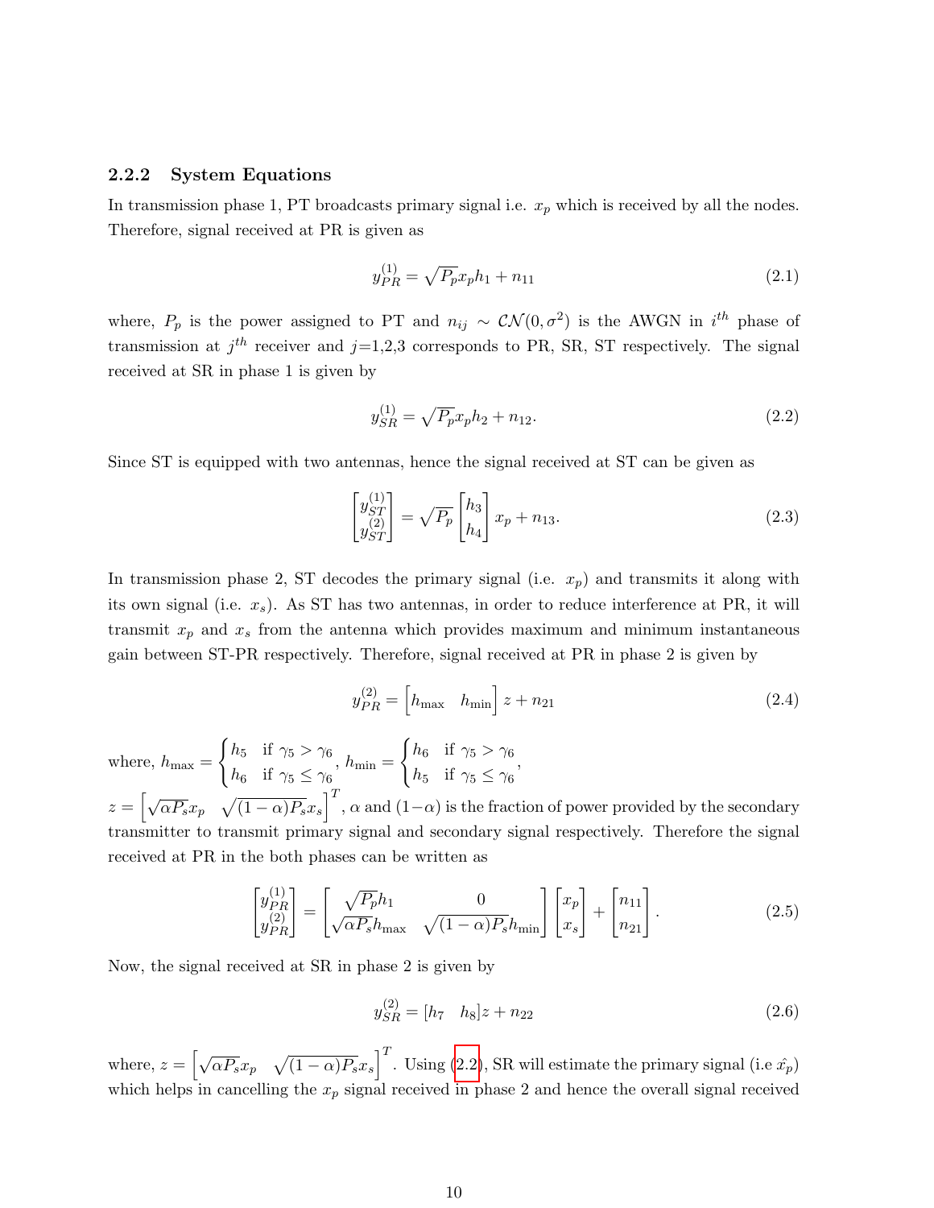### 2.2.2 System Equations

In transmission phase 1, PT broadcasts primary signal i.e. $x_p$ which is received by all the nodes. Therefore, signal received at PR is given as

$$y_{PR}^{(1)} = \sqrt{P_p} x_p h_1 + n_{11} \tag{2.1}$$

where, $P_p$ is the power assigned to PT and $n_{ij} \sim \mathcal{CN}(0, \sigma^2)$ is the AWGN in $i^{th}$ phase of transmission at $j^{th}$ receiver and $j$=1,2,3 corresponds to PR, SR, ST respectively. The signal received at SR in phase 1 is given by

$$y_{SR}^{(1)} = \sqrt{P_p} x_p h_2 + n_{12}. \tag{2.2}$$

Since ST is equipped with two antennas, hence the signal received at ST can be given as

$$\begin{bmatrix} y_{ST}^{(1)} \\ y_{ST}^{(2)} \end{bmatrix} = \sqrt{P_p} \begin{bmatrix} h_3 \\ h_4 \end{bmatrix} x_p + n_{13}. \tag{2.3}$$

In transmission phase 2, ST decodes the primary signal (i.e. $x_p$) and transmits it along with its own signal (i.e. $x_s$). As ST has two antennas, in order to reduce interference at PR, it will transmit $x_p$ and $x_s$ from the antenna which provides maximum and minimum instantaneous gain between ST-PR respectively. Therefore, signal received at PR in phase 2 is given by

$$y_{PR}^{(2)} = \begin{bmatrix} h_{\max} & h_{\min} \end{bmatrix} z + n_{21} \tag{2.4}$$

where, $h_{\max} = \begin{cases} h_5 & \text{if } \gamma_5 > \gamma_6 \\ h_6 & \text{if } \gamma_5 \leq \gamma_6 \end{cases}$, $h_{\min} = \begin{cases} h_6 & \text{if } \gamma_5 > \gamma_6 \\ h_5 & \text{if } \gamma_5 \leq \gamma_6 \end{cases}$,
$z = \begin{bmatrix} \sqrt{\alpha P_s} x_p & \sqrt{(1-\alpha) P_s} x_s \end{bmatrix}^T$, $\alpha$ and $(1-\alpha)$ is the fraction of power provided by the secondary transmitter to transmit primary signal and secondary signal respectively. Therefore the signal received at PR in the both phases can be written as

$$\begin{bmatrix} y_{PR}^{(1)} \\ y_{PR}^{(2)} \end{bmatrix} = \begin{bmatrix} \sqrt{P_p} h_1 & 0 \\ \sqrt{\alpha P_s} h_{\max} & \sqrt{(1-\alpha) P_s} h_{\min} \end{bmatrix} \begin{bmatrix} x_p \\ x_s \end{bmatrix} + \begin{bmatrix} n_{11} \\ n_{21} \end{bmatrix}. \tag{2.5}$$

Now, the signal received at SR in phase 2 is given by

$$y_{SR}^{(2)} = [h_7 \quad h_8] z + n_{22} \tag{2.6}$$

where, $z = \begin{bmatrix} \sqrt{\alpha P_s} x_p & \sqrt{(1-\alpha) P_s} x_s \end{bmatrix}^T$. Using (2.2), SR will estimate the primary signal (i.e $\hat{x_p}$) which helps in cancelling the $x_p$ signal received in phase 2 and hence the overall signal received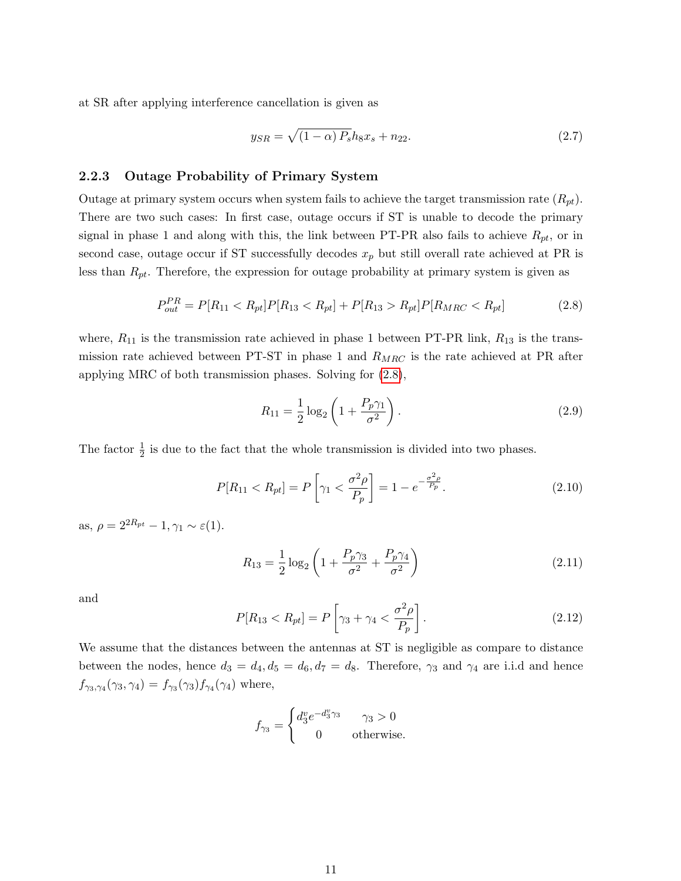at SR after applying interference cancellation is given as

$$y_{SR} = \sqrt{(1-\alpha) P_s} h_8 x_s + n_{22}. \tag{2.7}$$

### 2.2.3 Outage Probability of Primary System

Outage at primary system occurs when system fails to achieve the target transmission rate ($R_{pt}$). There are two such cases: In first case, outage occurs if ST is unable to decode the primary signal in phase 1 and along with this, the link between PT-PR also fails to achieve $R_{pt}$, or in second case, outage occur if ST successfully decodes $x_p$ but still overall rate achieved at PR is less than $R_{pt}$. Therefore, the expression for outage probability at primary system is given as

$$P_{out}^{PR} = P[R_{11} < R_{pt}]P[R_{13} < R_{pt}] + P[R_{13} > R_{pt}]P[R_{MRC} < R_{pt}] \tag{2.8}$$

where, $R_{11}$ is the transmission rate achieved in phase 1 between PT-PR link, $R_{13}$ is the transmission rate achieved between PT-ST in phase 1 and $R_{MRC}$ is the rate achieved at PR after applying MRC of both transmission phases. Solving for (2.8),

$$R_{11} = \frac{1}{2} \log_2 \left(1 + \frac{P_p \gamma_1}{\sigma^2}\right). \tag{2.9}$$

The factor $\frac{1}{2}$ is due to the fact that the whole transmission is divided into two phases.

$$P[R_{11} < R_{pt}] = P\left[\gamma_1 < \frac{\sigma^2 \rho}{P_p}\right] = 1 - e^{-\frac{\sigma^2 \rho}{P_p}}. \tag{2.10}$$

as, $\rho = 2^{2R_{pt}} - 1, \gamma_1 \sim \varepsilon(1)$.

$$R_{13} = \frac{1}{2} \log_2 \left(1 + \frac{P_p \gamma_3}{\sigma^2} + \frac{P_p \gamma_4}{\sigma^2}\right) \tag{2.11}$$

and

$$P[R_{13} < R_{pt}] = P\left[\gamma_3 + \gamma_4 < \frac{\sigma^2 \rho}{P_p}\right]. \tag{2.12}$$

We assume that the distances between the antennas at ST is negligible as compare to distance between the nodes, hence $d_3 = d_4, d_5 = d_6, d_7 = d_8$. Therefore, $\gamma_3$ and $\gamma_4$ are i.i.d and hence $f_{\gamma_3,\gamma_4}(\gamma_3, \gamma_4) = f_{\gamma_3}(\gamma_3) f_{\gamma_4}(\gamma_4)$ where,

$$f_{\gamma_3} = \begin{cases} d_3^v e^{-d_3^v \gamma_3} & \gamma_3 > 0 \\ 0 & \text{otherwise.} \end{cases}$$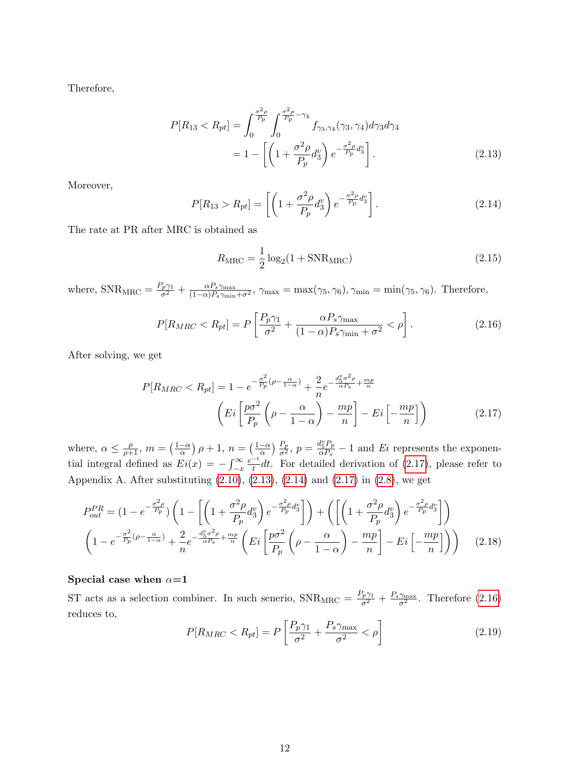Therefore,

$$
\begin{aligned}
P[R_{13} < R_{pt}] &= \int_0^{\frac{\sigma^2 \rho}{P_p}} \int_0^{\frac{\sigma^2 \rho}{P_p} - \gamma_4} f_{\gamma_3, \gamma_4}(\gamma_3, \gamma_4) d\gamma_3 d\gamma_4 \\
&= 1 - \left[ \left( 1 + \frac{\sigma^2 \rho}{P_p} d_3^v \right) e^{-\frac{\sigma^2 \rho}{P_p} d_3^v} \right].
\end{aligned} \tag{2.13}
$$

Moreover,

$$
P[R_{13} > R_{pt}] = \left[ \left( 1 + \frac{\sigma^2 \rho}{P_p} d_3^v \right) e^{-\frac{\sigma^2 \rho}{P_p} d_3^v} \right]. \tag{2.14}
$$

The rate at PR after MRC is obtained as

$$
R_{\text{MRC}} = \frac{1}{2} \log_2 (1 + \text{SNR}_{\text{MRC}}) \tag{2.15}
$$

where, $\text{SNR}_{\text{MRC}} = \frac{P_p \gamma_1}{\sigma^2} + \frac{\alpha P_s \gamma_{\max}}{(1-\alpha) P_s \gamma_{\min} + \sigma^2}$, $\gamma_{\max} = \max(\gamma_5, \gamma_6), \gamma_{\min} = \min(\gamma_5, \gamma_6)$. Therefore,

$$
P[R_{MRC} < R_{pt}] = P \left[ \frac{P_p \gamma_1}{\sigma^2} + \frac{\alpha P_s \gamma_{\max}}{(1-\alpha) P_s \gamma_{\min} + \sigma^2} < \rho \right]. \tag{2.16}
$$

After solving, we get

$$
\begin{aligned}
P[R_{MRC} < R_{pt}] = 1 - e^{-\frac{\sigma^2}{P_p}(\rho - \frac{\alpha}{1-\alpha})} + \frac{2}{n} e^{-\frac{d_5^v \sigma^2 \rho}{\alpha P_s} + \frac{mp}{n}} \\
\left( Ei \left[ \frac{p \sigma^2}{P_p} \left( \rho - \frac{\alpha}{1-\alpha} \right) - \frac{mp}{n} \right] - Ei \left[ - \frac{mp}{n} \right] \right)
\end{aligned} \tag{2.17}
$$

where, $\alpha \leq \frac{\rho}{\rho+1}$, $m = \left(\frac{1-\alpha}{\alpha}\right)\rho + 1$, $n = \left(\frac{1-\alpha}{\alpha}\right)\frac{P_p}{\sigma^2}$, $p = \frac{d_5^v P_p}{\alpha P_s} - 1$ and $Ei$ represents the exponential integral defined as $Ei(x) = -\int_{-x}^{\infty} \frac{e^{-t}}{t} dt$. For detailed derivation of (2.17), please refer to Appendix A. After substituting (2.10), (2.13), (2.14) and (2.17) in (2.8), we get

$$
\begin{aligned}
P_{out}^{PR} = (1 - e^{-\frac{\sigma^2 \rho}{P_p}}) \left( 1 - \left[ \left( 1 + \frac{\sigma^2 \rho}{P_p} d_3^v \right) e^{-\frac{\sigma^2 \rho}{P_p} d_3^v} \right] \right) + \left( \left[ \left( 1 + \frac{\sigma^2 \rho}{P_p} d_3^v \right) e^{-\frac{\sigma^2 \rho}{P_p} d_3^v} \right] \right) \\
\left( 1 - e^{-\frac{\sigma^2}{P_p}(\rho - \frac{\alpha}{1-\alpha})} + \frac{2}{n} e^{-\frac{d_5^v \sigma^2 \rho}{\alpha P_s} + \frac{mp}{n}} \left( Ei \left[ \frac{p\sigma^2}{P_p} \left( \rho - \frac{\alpha}{1-\alpha} \right) - \frac{mp}{n} \right] - Ei \left[ -\frac{mp}{n} \right] \right) \right)
\end{aligned} \tag{2.18}
$$

**Special case when $\alpha$=1**

ST acts as a selection combiner. In such senerio, $\text{SNR}_{\text{MRC}} = \frac{P_p \gamma_1}{\sigma^2} + \frac{P_s \gamma_{\max}}{\sigma^2}$. Therefore (2.16) reduces to,

$$
P[R_{MRC} < R_{pt}] = P \left[ \frac{P_p \gamma_1}{\sigma^2} + \frac{P_s \gamma_{\max}}{\sigma^2} < \rho \right] \tag{2.19}
$$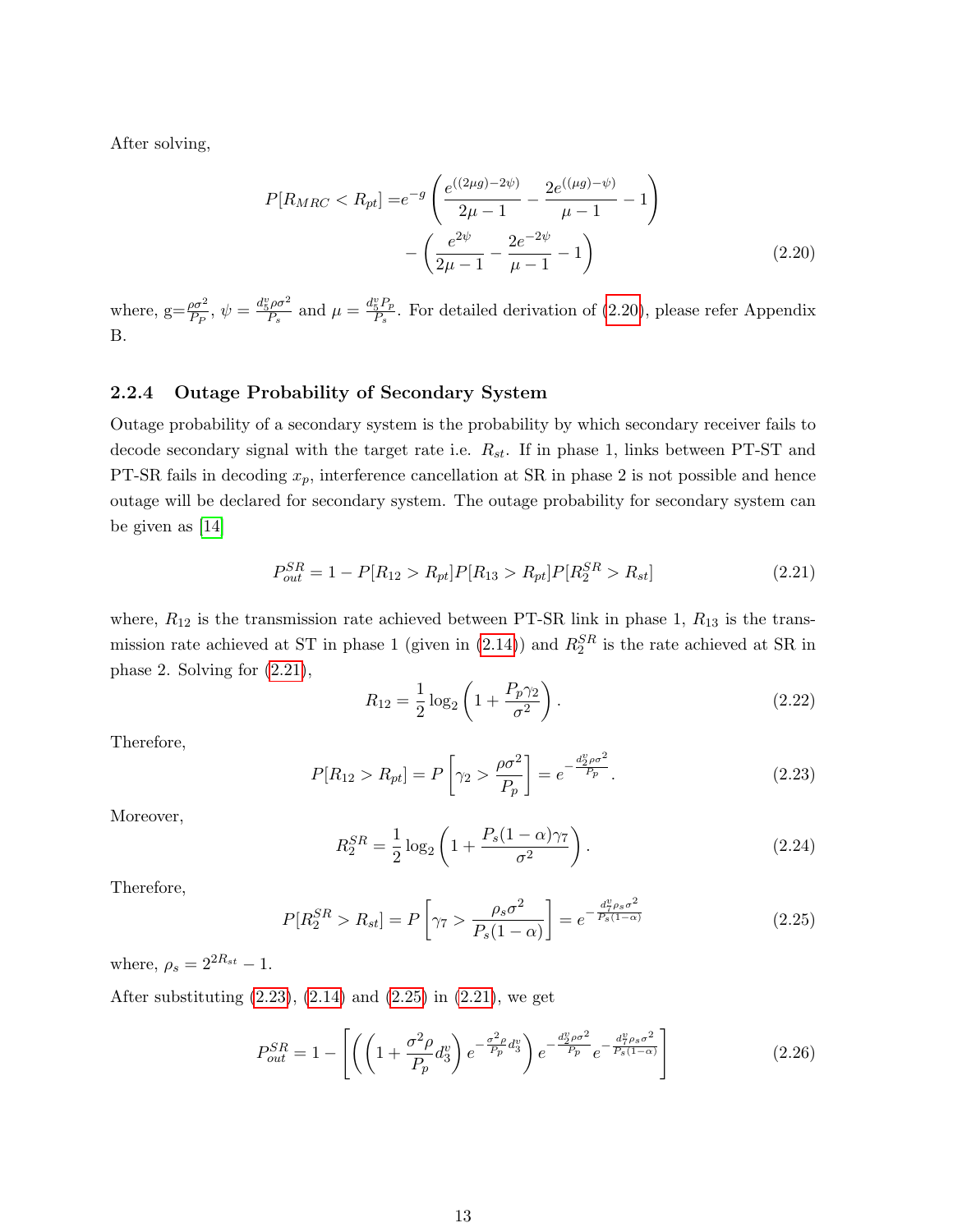After solving,

$$P[R_{MRC} < R_{pt}] = e^{-g}\left(\frac{e^{((2\mu g)-2\psi)}}{2\mu-1} - \frac{2e^{((\mu g)-\psi)}}{\mu-1} - 1\right) - \left(\frac{e^{2\psi}}{2\mu-1} - \frac{2e^{-2\psi}}{\mu-1} - 1\right) \tag{2.20}$$

where, $g=\frac{\rho\sigma^2}{P_P}$, $\psi = \frac{d_5^v\rho\sigma^2}{P_s}$ and $\mu = \frac{d_5^v P_p}{P_s}$. For detailed derivation of (2.20), please refer Appendix B.

### 2.2.4 Outage Probability of Secondary System

Outage probability of a secondary system is the probability by which secondary receiver fails to decode secondary signal with the target rate i.e. $R_{st}$. If in phase 1, links between PT-ST and PT-SR fails in decoding $x_p$, interference cancellation at SR in phase 2 is not possible and hence outage will be declared for secondary system. The outage probability for secondary system can be given as [14]

$$P_{out}^{SR} = 1 - P[R_{12} > R_{pt}]P[R_{13} > R_{pt}]P[R_2^{SR} > R_{st}] \tag{2.21}$$

where, $R_{12}$ is the transmission rate achieved between PT-SR link in phase 1, $R_{13}$ is the transmission rate achieved at ST in phase 1 (given in (2.14)) and $R_2^{SR}$ is the rate achieved at SR in phase 2. Solving for (2.21),

$$R_{12} = \frac{1}{2}\log_2\left(1 + \frac{P_p\gamma_2}{\sigma^2}\right). \tag{2.22}$$

Therefore,

$$P[R_{12} > R_{pt}] = P\left[\gamma_2 > \frac{\rho\sigma^2}{P_p}\right] = e^{-\frac{d_2^v\rho\sigma^2}{P_p}}. \tag{2.23}$$

Moreover,

$$R_2^{SR} = \frac{1}{2}\log_2\left(1 + \frac{P_s(1-\alpha)\gamma_7}{\sigma^2}\right). \tag{2.24}$$

Therefore,

$$P[R_2^{SR} > R_{st}] = P\left[\gamma_7 > \frac{\rho_s\sigma^2}{P_s(1-\alpha)}\right] = e^{-\frac{d_7^v\rho_s\sigma^2}{P_s(1-\alpha)}} \tag{2.25}$$

where, $\rho_s = 2^{2R_{st}} - 1$.

After substituting (2.23), (2.14) and (2.25) in (2.21), we get

$$P_{out}^{SR} = 1 - \left[\left(\left(1 + \frac{\sigma^2\rho}{P_p}d_3^v\right)e^{-\frac{\sigma^2\rho}{P_p}d_3^v}\right)e^{-\frac{d_2^v\rho\sigma^2}{P_p}}e^{-\frac{d_7^v\rho_s\sigma^2}{P_s(1-\alpha)}}\right] \tag{2.26}$$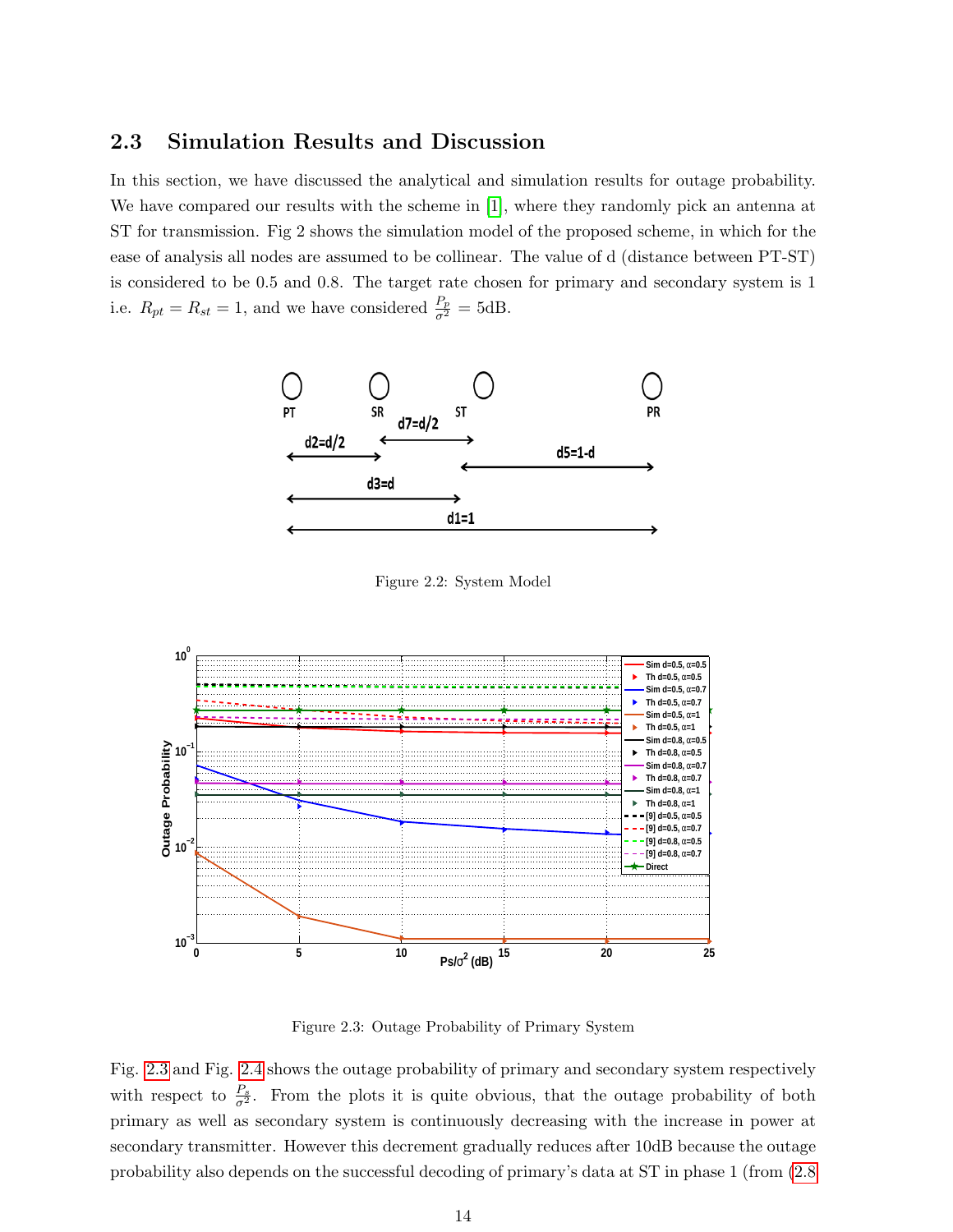## 2.3 Simulation Results and Discussion

In this section, we have discussed the analytical and simulation results for outage probability. We have compared our results with the scheme in [1], where they randomly pick an antenna at ST for transmission. Fig 2 shows the simulation model of the proposed scheme, in which for the ease of analysis all nodes are assumed to be collinear. The value of d (distance between PT-ST) is considered to be 0.5 and 0.8. The target rate chosen for primary and secondary system is 1 i.e. $R_{pt} = R_{st} = 1$, and we have considered $\frac{P_p}{\sigma^2} = 5$dB.

Figure 2.2: System Model

Figure 2.3: Outage Probability of Primary System

Fig. 2.3 and Fig. 2.4 shows the outage probability of primary and secondary system respectively with respect to $\frac{P_s}{\sigma^2}$. From the plots it is quite obvious, that the outage probability of both primary as well as secondary system is continuously decreasing with the increase in power at secondary transmitter. However this decrement gradually reduces after 10dB because the outage probability also depends on the successful decoding of primary's data at ST in phase 1 (from (2.8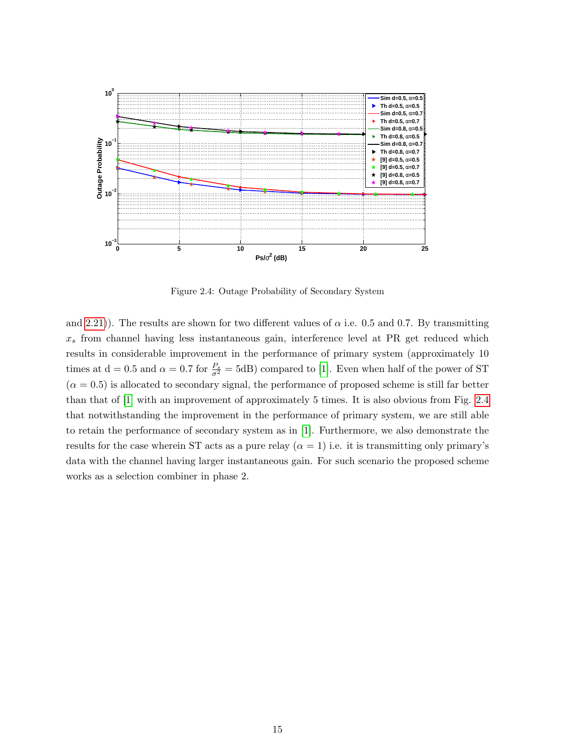Figure 2.4: Outage Probability of Secondary System

and 2.21)). The results are shown for two different values of $\alpha$ i.e. 0.5 and 0.7. By transmitting $x_s$ from channel having less instantaneous gain, interference level at PR get reduced which results in considerable improvement in the performance of primary system (approximately 10 times at d = 0.5 and $\alpha = 0.7$ for $\frac{P_s}{\sigma^2} = 5$dB) compared to [1]. Even when half of the power of ST ($\alpha = 0.5$) is allocated to secondary signal, the performance of proposed scheme is still far better than that of [1] with an improvement of approximately 5 times. It is also obvious from Fig. 2.4 that notwithstanding the improvement in the performance of primary system, we are still able to retain the performance of secondary system as in [1]. Furthermore, we also demonstrate the results for the case wherein ST acts as a pure relay ($\alpha = 1$) i.e. it is transmitting only primary's data with the channel having larger instantaneous gain. For such scenario the proposed scheme works as a selection combiner in phase 2.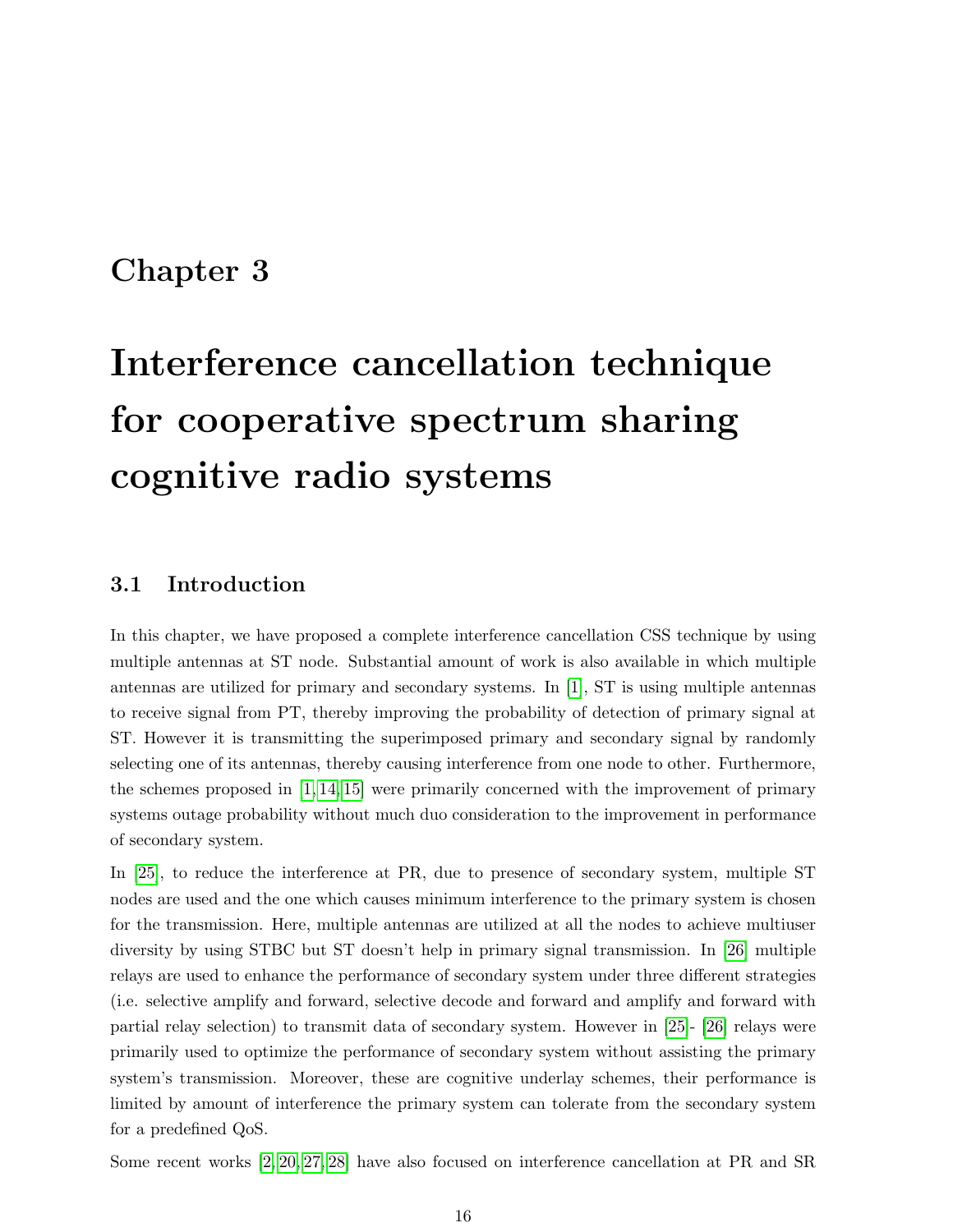# Chapter 3

# Interference cancellation technique for cooperative spectrum sharing cognitive radio systems

## 3.1 Introduction

In this chapter, we have proposed a complete interference cancellation CSS technique by using multiple antennas at ST node. Substantial amount of work is also available in which multiple antennas are utilized for primary and secondary systems. In [1], ST is using multiple antennas to receive signal from PT, thereby improving the probability of detection of primary signal at ST. However it is transmitting the superimposed primary and secondary signal by randomly selecting one of its antennas, thereby causing interference from one node to other. Furthermore, the schemes proposed in [1, 14, 15] were primarily concerned with the improvement of primary systems outage probability without much duo consideration to the improvement in performance of secondary system.

In [25], to reduce the interference at PR, due to presence of secondary system, multiple ST nodes are used and the one which causes minimum interference to the primary system is chosen for the transmission. Here, multiple antennas are utilized at all the nodes to achieve multiuser diversity by using STBC but ST doesn't help in primary signal transmission. In [26] multiple relays are used to enhance the performance of secondary system under three different strategies (i.e. selective amplify and forward, selective decode and forward and amplify and forward with partial relay selection) to transmit data of secondary system. However in [25]- [26] relays were primarily used to optimize the performance of secondary system without assisting the primary system's transmission. Moreover, these are cognitive underlay schemes, their performance is limited by amount of interference the primary system can tolerate from the secondary system for a predefined QoS.

Some recent works [2, 20, 27, 28] have also focused on interference cancellation at PR and SR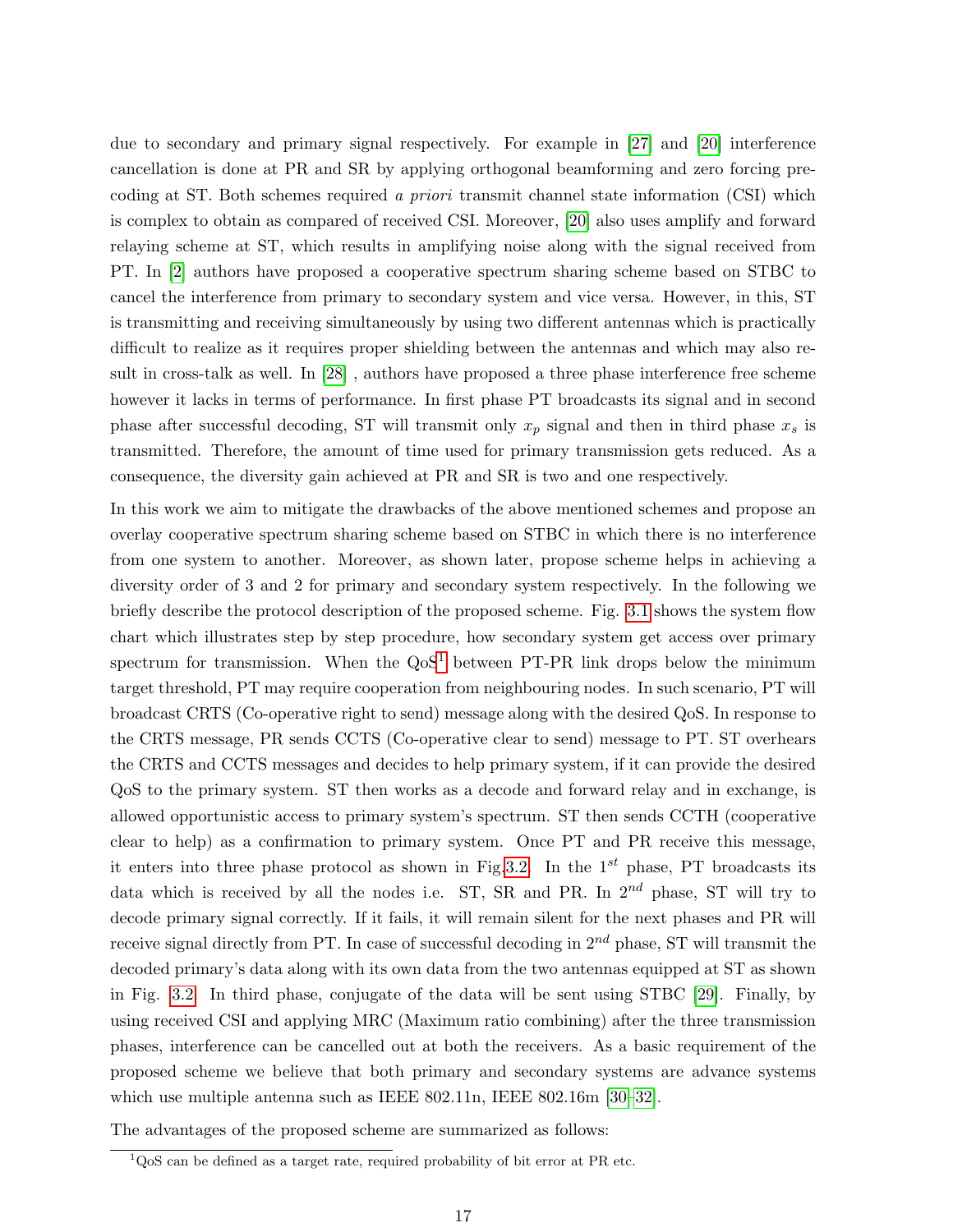due to secondary and primary signal respectively. For example in [27] and [20] interference cancellation is done at PR and SR by applying orthogonal beamforming and zero forcing precoding at ST. Both schemes required *a priori* transmit channel state information (CSI) which is complex to obtain as compared of received CSI. Moreover, [20] also uses amplify and forward relaying scheme at ST, which results in amplifying noise along with the signal received from PT. In [2] authors have proposed a cooperative spectrum sharing scheme based on STBC to cancel the interference from primary to secondary system and vice versa. However, in this, ST is transmitting and receiving simultaneously by using two different antennas which is practically difficult to realize as it requires proper shielding between the antennas and which may also result in cross-talk as well. In [28] , authors have proposed a three phase interference free scheme however it lacks in terms of performance. In first phase PT broadcasts its signal and in second phase after successful decoding, ST will transmit only $x_p$ signal and then in third phase $x_s$ is transmitted. Therefore, the amount of time used for primary transmission gets reduced. As a consequence, the diversity gain achieved at PR and SR is two and one respectively.

In this work we aim to mitigate the drawbacks of the above mentioned schemes and propose an overlay cooperative spectrum sharing scheme based on STBC in which there is no interference from one system to another. Moreover, as shown later, propose scheme helps in achieving a diversity order of 3 and 2 for primary and secondary system respectively. In the following we briefly describe the protocol description of the proposed scheme. Fig. 3.1 shows the system flow chart which illustrates step by step procedure, how secondary system get access over primary spectrum for transmission. When the QoS[1] between PT-PR link drops below the minimum target threshold, PT may require cooperation from neighbouring nodes. In such scenario, PT will broadcast CRTS (Co-operative right to send) message along with the desired QoS. In response to the CRTS message, PR sends CCTS (Co-operative clear to send) message to PT. ST overhears the CRTS and CCTS messages and decides to help primary system, if it can provide the desired QoS to the primary system. ST then works as a decode and forward relay and in exchange, is allowed opportunistic access to primary system's spectrum. ST then sends CCTH (cooperative clear to help) as a confirmation to primary system. Once PT and PR receive this message, it enters into three phase protocol as shown in Fig.3.2. In the $1^{st}$ phase, PT broadcasts its data which is received by all the nodes i.e. ST, SR and PR. In $2^{nd}$ phase, ST will try to decode primary signal correctly. If it fails, it will remain silent for the next phases and PR will receive signal directly from PT. In case of successful decoding in $2^{nd}$ phase, ST will transmit the decoded primary's data along with its own data from the two antennas equipped at ST as shown in Fig. 3.2. In third phase, conjugate of the data will be sent using STBC [29]. Finally, by using received CSI and applying MRC (Maximum ratio combining) after the three transmission phases, interference can be cancelled out at both the receivers. As a basic requirement of the proposed scheme we believe that both primary and secondary systems are advance systems which use multiple antenna such as IEEE 802.11n, IEEE 802.16m [30–32].

The advantages of the proposed scheme are summarized as follows:

[1] QoS can be defined as a target rate, required probability of bit error at PR etc.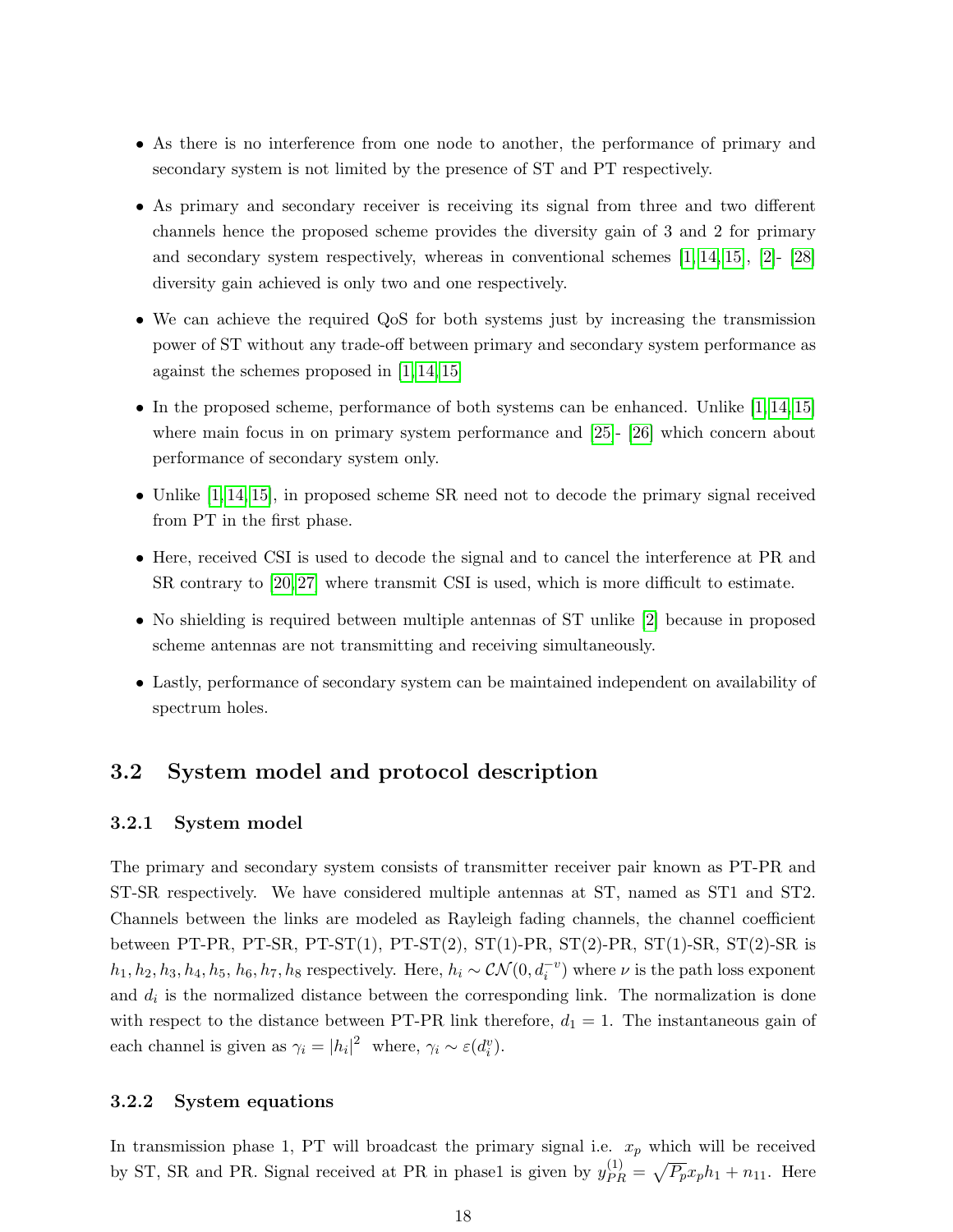- As there is no interference from one node to another, the performance of primary and secondary system is not limited by the presence of ST and PT respectively.

- As primary and secondary receiver is receiving its signal from three and two different channels hence the proposed scheme provides the diversity gain of 3 and 2 for primary and secondary system respectively, whereas in conventional schemes [1, 14, 15], [2]- [28] diversity gain achieved is only two and one respectively.

- We can achieve the required QoS for both systems just by increasing the transmission power of ST without any trade-off between primary and secondary system performance as against the schemes proposed in [1, 14, 15]

- In the proposed scheme, performance of both systems can be enhanced. Unlike [1, 14, 15] where main focus in on primary system performance and [25]- [26] which concern about performance of secondary system only.

- Unlike [1, 14, 15], in proposed scheme SR need not to decode the primary signal received from PT in the first phase.

- Here, received CSI is used to decode the signal and to cancel the interference at PR and SR contrary to [20, 27] where transmit CSI is used, which is more difficult to estimate.

- No shielding is required between multiple antennas of ST unlike [2] because in proposed scheme antennas are not transmitting and receiving simultaneously.

- Lastly, performance of secondary system can be maintained independent on availability of spectrum holes.

## 3.2 System model and protocol description

### 3.2.1 System model

The primary and secondary system consists of transmitter receiver pair known as PT-PR and ST-SR respectively. We have considered multiple antennas at ST, named as ST1 and ST2. Channels between the links are modeled as Rayleigh fading channels, the channel coefficient between PT-PR, PT-SR, PT-ST(1), PT-ST(2), ST(1)-PR, ST(2)-PR, ST(1)-SR, ST(2)-SR is $h_1, h_2, h_3, h_4, h_5, h_6, h_7, h_8$ respectively. Here, $h_i \sim \mathcal{CN}(0, d_i^{-v})$ where $\nu$ is the path loss exponent and $d_i$ is the normalized distance between the corresponding link. The normalization is done with respect to the distance between PT-PR link therefore, $d_1 = 1$. The instantaneous gain of each channel is given as $\gamma_i = |h_i|^2$ where, $\gamma_i \sim \varepsilon(d_i^v)$.

### 3.2.2 System equations

In transmission phase 1, PT will broadcast the primary signal i.e. $x_p$ which will be received by ST, SR and PR. Signal received at PR in phase1 is given by $y_{PR}^{(1)} = \sqrt{P_p} x_p h_1 + n_{11}$. Here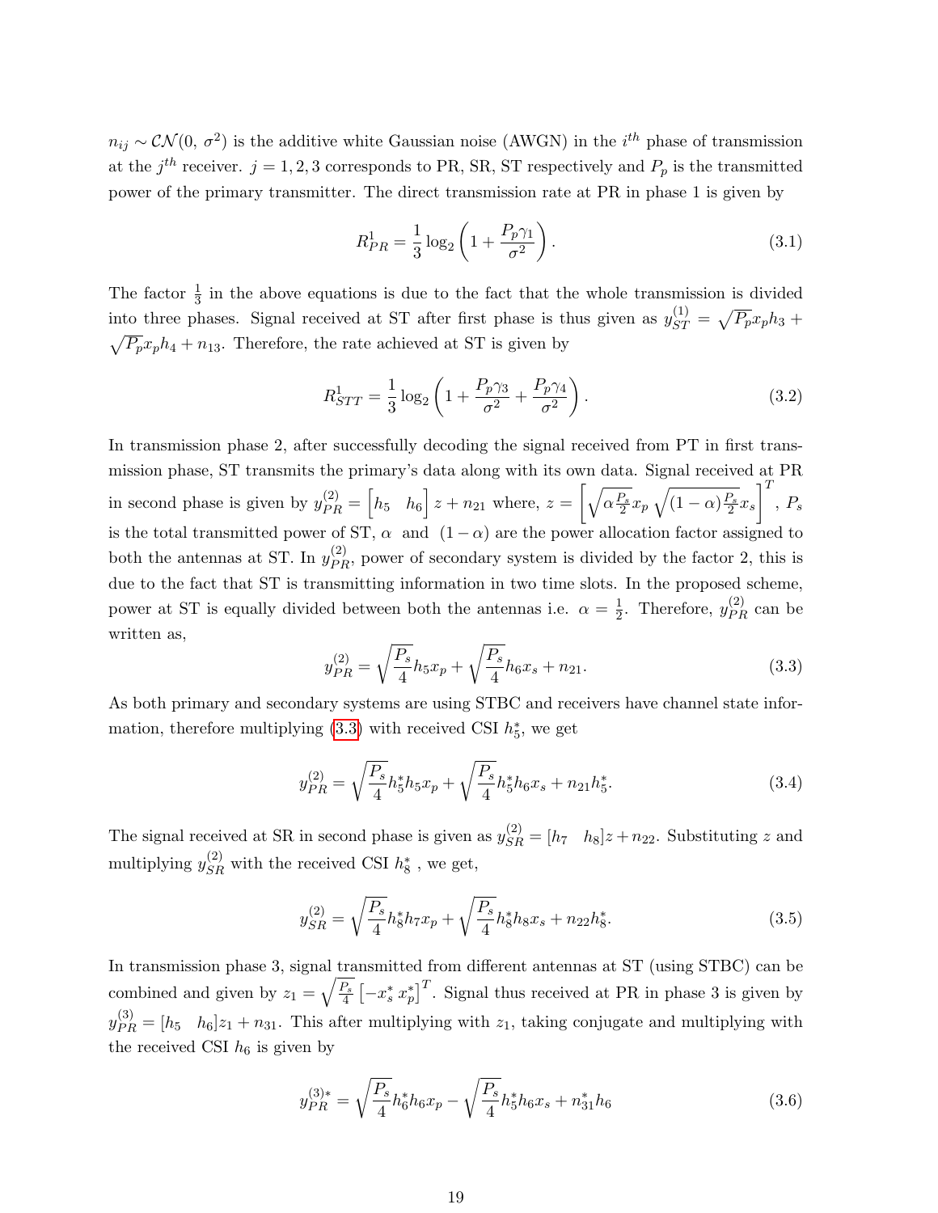$n_{ij} \sim \mathcal{CN}(0,\, \sigma^2)$ is the additive white Gaussian noise (AWGN) in the $i^{th}$ phase of transmission at the $j^{th}$ receiver. $j = 1, 2, 3$ corresponds to PR, SR, ST respectively and $P_p$ is the transmitted power of the primary transmitter. The direct transmission rate at PR in phase 1 is given by

$$R^1_{PR} = \frac{1}{3}\log_2\left(1 + \frac{P_p \gamma_1}{\sigma^2}\right). \tag{3.1}$$

The factor $\frac{1}{3}$ in the above equations is due to the fact that the whole transmission is divided into three phases. Signal received at ST after first phase is thus given as $y^{(1)}_{ST} = \sqrt{P_p} x_p h_3 + \sqrt{P_p} x_p h_4 + n_{13}$. Therefore, the rate achieved at ST is given by

$$R^1_{STT} = \frac{1}{3}\log_2\left(1 + \frac{P_p \gamma_3}{\sigma^2} + \frac{P_p \gamma_4}{\sigma^2}\right). \tag{3.2}$$

In transmission phase 2, after successfully decoding the signal received from PT in first transmission phase, ST transmits the primary's data along with its own data. Signal received at PR in second phase is given by $y^{(2)}_{PR} = \begin{bmatrix} h_5 & h_6 \end{bmatrix} z + n_{21}$ where, $z = \begin{bmatrix} \sqrt{\alpha \frac{P_s}{2}} x_p & \sqrt{(1-\alpha)\frac{P_s}{2}} x_s \end{bmatrix}^T$, $P_s$ is the total transmitted power of ST, $\alpha$ and $(1-\alpha)$ are the power allocation factor assigned to both the antennas at ST. In $y^{(2)}_{PR}$, power of secondary system is divided by the factor 2, this is due to the fact that ST is transmitting information in two time slots. In the proposed scheme, power at ST is equally divided between both the antennas i.e. $\alpha = \frac{1}{2}$. Therefore, $y^{(2)}_{PR}$ can be written as,

$$y^{(2)}_{PR} = \sqrt{\frac{P_s}{4}} h_5 x_p + \sqrt{\frac{P_s}{4}} h_6 x_s + n_{21}. \tag{3.3}$$

As both primary and secondary systems are using STBC and receivers have channel state information, therefore multiplying (3.3) with received CSI $h_5^*$, we get

$$y^{(2)}_{PR} = \sqrt{\frac{P_s}{4}} h_5^* h_5 x_p + \sqrt{\frac{P_s}{4}} h_5^* h_6 x_s + n_{21} h_5^*. \tag{3.4}$$

The signal received at SR in second phase is given as $y^{(2)}_{SR} = [h_7 \quad h_8] z + n_{22}$. Substituting $z$ and multiplying $y^{(2)}_{SR}$ with the received CSI $h_8^*$ , we get,

$$y^{(2)}_{SR} = \sqrt{\frac{P_s}{4}} h_8^* h_7 x_p + \sqrt{\frac{P_s}{4}} h_8^* h_8 x_s + n_{22} h_8^*. \tag{3.5}$$

In transmission phase 3, signal transmitted from different antennas at ST (using STBC) can be combined and given by $z_1 = \sqrt{\frac{P_s}{4}} \left[-x_s^* \; x_p^*\right]^T$. Signal thus received at PR in phase 3 is given by $y^{(3)}_{PR} = [h_5 \quad h_6] z_1 + n_{31}$. This after multiplying with $z_1$, taking conjugate and multiplying with the received CSI $h_6$ is given by

$$y^{(3)*}_{PR} = \sqrt{\frac{P_s}{4}} h_6^* h_6 x_p - \sqrt{\frac{P_s}{4}} h_5^* h_6 x_s + n_{31}^* h_6 \tag{3.6}$$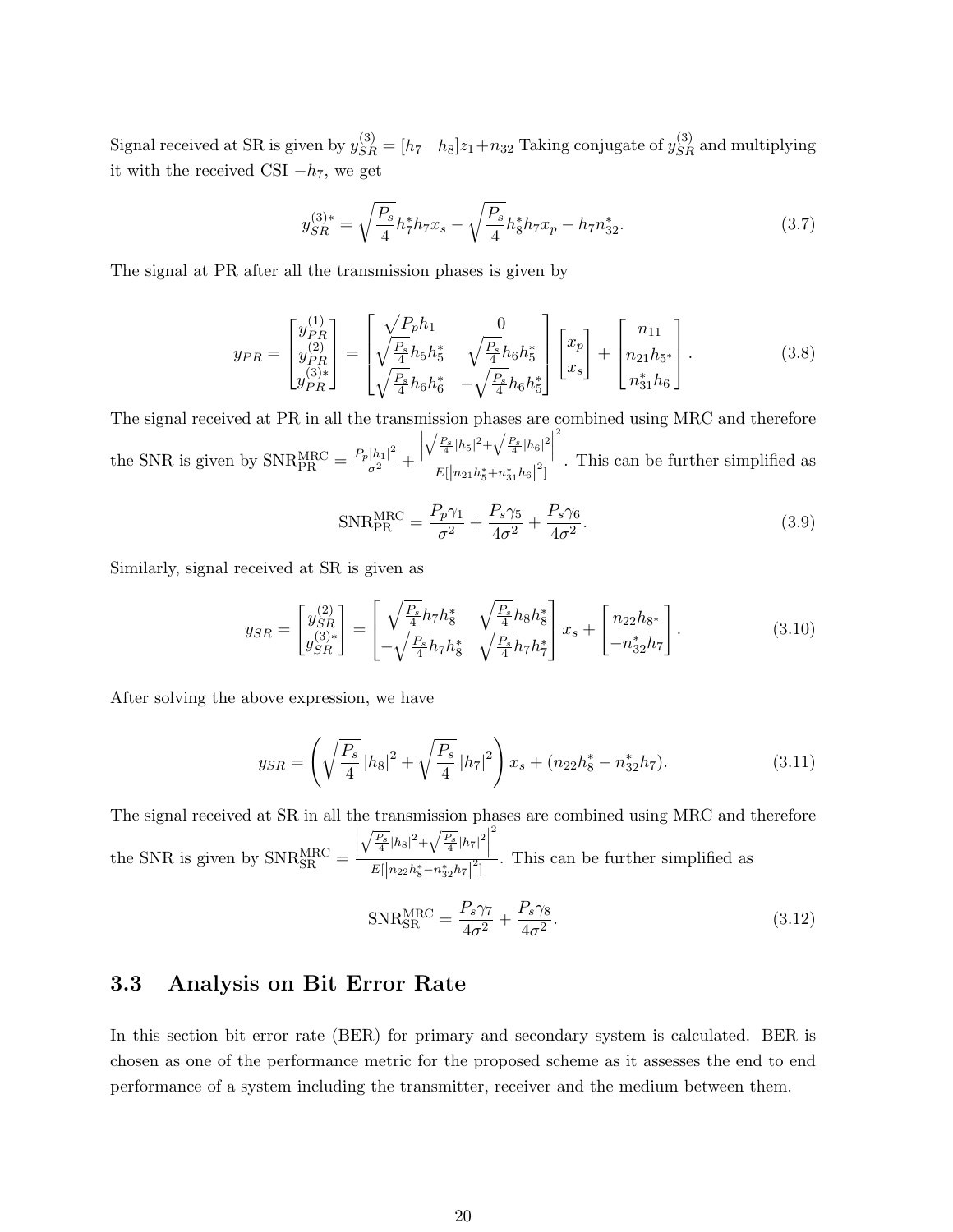Signal received at SR is given by $y_{SR}^{(3)} = [h_7 \quad h_8]z_1 + n_{32}$ Taking conjugate of $y_{SR}^{(3)}$ and multiplying it with the received CSI $-h_7$, we get

$$y_{SR}^{(3)*} = \sqrt{\frac{P_s}{4}} h_7^* h_7 x_s - \sqrt{\frac{P_s}{4}} h_8^* h_7 x_p - h_7 n_{32}^*. \tag{3.7}$$

The signal at PR after all the transmission phases is given by

$$y_{PR} = \begin{bmatrix} y_{PR}^{(1)} \\ y_{PR}^{(2)} \\ y_{PR}^{(3)*} \end{bmatrix} = \begin{bmatrix} \sqrt{P_p} h_1 & 0 \\ \sqrt{\frac{P_s}{4}} h_5 h_5^* & \sqrt{\frac{P_s}{4}} h_6 h_5^* \\ \sqrt{\frac{P_s}{4}} h_6 h_6^* & -\sqrt{\frac{P_s}{4}} h_6 h_5^* \end{bmatrix} \begin{bmatrix} x_p \\ x_s \end{bmatrix} + \begin{bmatrix} n_{11} \\ n_{21} h_{5^*} \\ n_{31}^* h_6 \end{bmatrix}. \tag{3.8}$$

The signal received at PR in all the transmission phases are combined using MRC and therefore the SNR is given by $\text{SNR}_{\text{PR}}^{\text{MRC}} = \frac{P_p |h_1|^2}{\sigma^2} + \frac{\left| \sqrt{\frac{P_s}{4}} |h_5|^2 + \sqrt{\frac{P_s}{4}} |h_6|^2 \right|^2}{E[|n_{21} h_5^* + n_{31}^* h_6|^2]}$. This can be further simplified as

$$\text{SNR}_{\text{PR}}^{\text{MRC}} = \frac{P_p \gamma_1}{\sigma^2} + \frac{P_s \gamma_5}{4\sigma^2} + \frac{P_s \gamma_6}{4\sigma^2}. \tag{3.9}$$

Similarly, signal received at SR is given as

$$y_{SR} = \begin{bmatrix} y_{SR}^{(2)} \\ y_{SR}^{(3)*} \end{bmatrix} = \begin{bmatrix} \sqrt{\frac{P_s}{4}} h_7 h_8^* & \sqrt{\frac{P_s}{4}} h_8 h_8^* \\ -\sqrt{\frac{P_s}{4}} h_7 h_8^* & \sqrt{\frac{P_s}{4}} h_7 h_7^* \end{bmatrix} x_s + \begin{bmatrix} n_{22} h_{8^*} \\ -n_{32}^* h_7 \end{bmatrix}. \tag{3.10}$$

After solving the above expression, we have

$$y_{SR} = \left( \sqrt{\frac{P_s}{4}} |h_8|^2 + \sqrt{\frac{P_s}{4}} |h_7|^2 \right) x_s + (n_{22} h_8^* - n_{32}^* h_7). \tag{3.11}$$

The signal received at SR in all the transmission phases are combined using MRC and therefore the SNR is given by $\text{SNR}_{\text{SR}}^{\text{MRC}} = \frac{\left| \sqrt{\frac{P_s}{4}} |h_8|^2 + \sqrt{\frac{P_s}{4}} |h_7|^2 \right|^2}{E[|n_{22} h_8^* - n_{32}^* h_7|^2]}$. This can be further simplified as

$$\text{SNR}_{\text{SR}}^{\text{MRC}} = \frac{P_s \gamma_7}{4\sigma^2} + \frac{P_s \gamma_8}{4\sigma^2}. \tag{3.12}$$

## 3.3 Analysis on Bit Error Rate

In this section bit error rate (BER) for primary and secondary system is calculated. BER is chosen as one of the performance metric for the proposed scheme as it assesses the end to end performance of a system including the transmitter, receiver and the medium between them.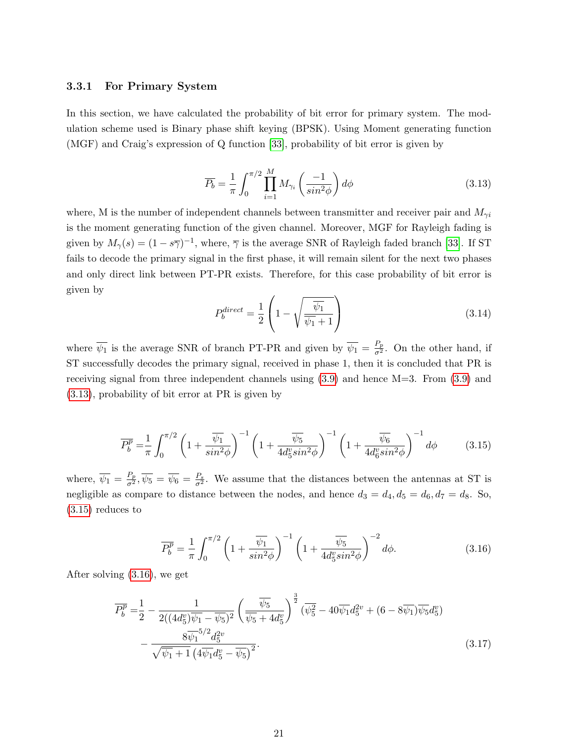### 3.3.1 For Primary System

In this section, we have calculated the probability of bit error for primary system. The modulation scheme used is Binary phase shift keying (BPSK). Using Moment generating function (MGF) and Craig's expression of Q function [33], probability of bit error is given by

$$\overline{P_b} = \frac{1}{\pi} \int_0^{\pi/2} \prod_{i=1}^{M} M_{\gamma_i} \left( \frac{-1}{sin^2\phi} \right) d\phi \tag{3.13}$$

where, M is the number of independent channels between transmitter and receiver pair and $M_{\gamma i}$ is the moment generating function of the given channel. Moreover, MGF for Rayleigh fading is given by $M_\gamma(s) = (1 - s\overline{\gamma})^{-1}$, where, $\overline{\gamma}$ is the average SNR of Rayleigh faded branch [33]. If ST fails to decode the primary signal in the first phase, it will remain silent for the next two phases and only direct link between PT-PR exists. Therefore, for this case probability of bit error is given by

$$P_b^{direct} = \frac{1}{2} \left( 1 - \sqrt{\frac{\overline{\psi_1}}{\overline{\psi_1} + 1}} \right) \tag{3.14}$$

where $\overline{\psi_1}$ is the average SNR of branch PT-PR and given by $\overline{\psi_1} = \frac{P_p}{\sigma^2}$. On the other hand, if ST successfully decodes the primary signal, received in phase 1, then it is concluded that PR is receiving signal from three independent channels using (3.9) and hence M=3. From (3.9) and (3.13), probability of bit error at PR is given by

$$\overline{P_b^p} = \frac{1}{\pi} \int_0^{\pi/2} \left( 1 + \frac{\overline{\psi_1}}{sin^2\phi} \right)^{-1} \left( 1 + \frac{\overline{\psi_5}}{4d_5^v sin^2\phi} \right)^{-1} \left( 1 + \frac{\overline{\psi_6}}{4d_6^v sin^2\phi} \right)^{-1} d\phi \tag{3.15}$$

where, $\overline{\psi_1} = \frac{P_p}{\sigma^2}, \overline{\psi_5} = \overline{\psi_6} = \frac{P_s}{\sigma^2}$. We assume that the distances between the antennas at ST is negligible as compare to distance between the nodes, and hence $d_3 = d_4, d_5 = d_6, d_7 = d_8$. So, (3.15) reduces to

$$\overline{P_b^p} = \frac{1}{\pi} \int_0^{\pi/2} \left( 1 + \frac{\overline{\psi_1}}{sin^2\phi} \right)^{-1} \left( 1 + \frac{\overline{\psi_5}}{4d_5^v sin^2\phi} \right)^{-2} d\phi. \tag{3.16}$$

After solving (3.16), we get

$$\begin{aligned} \overline{P_b^p} =& \frac{1}{2} - \frac{1}{2((4d_5^v)\overline{\psi_1} - \overline{\psi_5})^2} \left( \frac{\overline{\psi_5}}{\overline{\psi_5} + 4d_5^v} \right)^{\frac{3}{2}} (\overline{\psi_5^2} - 40\overline{\psi_1} d_5^{2v} + (6 - 8\overline{\psi_1})\overline{\psi_5} d_5^v) \\ &- \frac{8\overline{\psi_1}^{5/2} d_5^{2v}}{\sqrt{\overline{\psi_1} + 1} \left( 4\overline{\psi_1} d_5^v - \overline{\psi_5} \right)^2}. \end{aligned} \tag{3.17}$$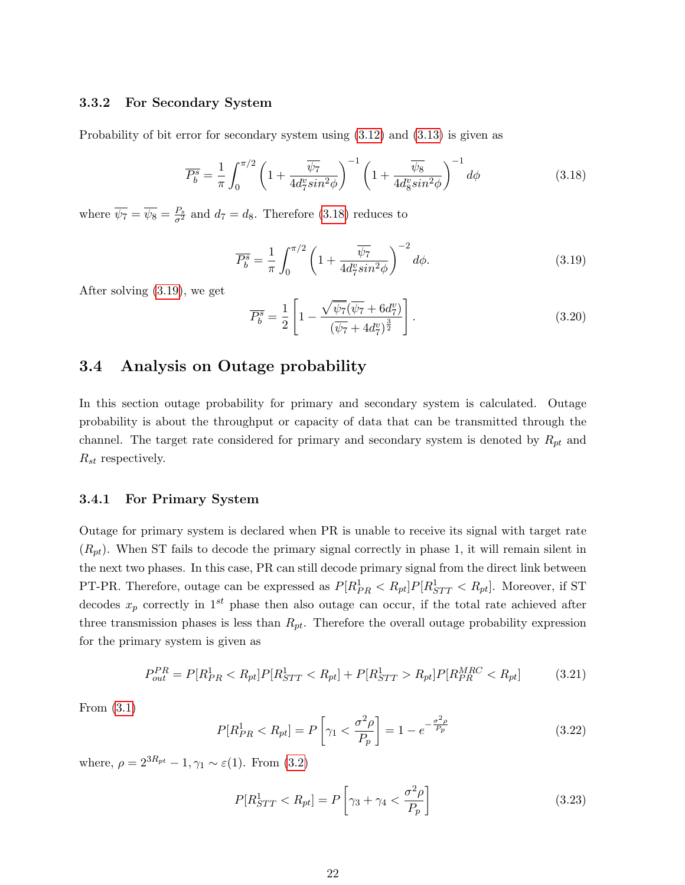### 3.3.2 For Secondary System

Probability of bit error for secondary system using (3.12) and (3.13) is given as

$$\overline{P_b^s} = \frac{1}{\pi}\int_0^{\pi/2}\left(1+\frac{\overline{\psi_7}}{4d_7^v sin^2\phi}\right)^{-1}\left(1+\frac{\overline{\psi_8}}{4d_8^v sin^2\phi}\right)^{-1}d\phi \tag{3.18}$$

where $\overline{\psi_7} = \overline{\psi_8} = \frac{P_s}{\sigma^2}$ and $d_7 = d_8$. Therefore (3.18) reduces to

$$\overline{P_b^s} = \frac{1}{\pi}\int_0^{\pi/2}\left(1+\frac{\overline{\psi_7}}{4d_7^v sin^2\phi}\right)^{-2}d\phi. \tag{3.19}$$

After solving (3.19), we get

$$\overline{P_b^s} = \frac{1}{2}\left[1-\frac{\sqrt{\overline{\psi_7}}(\overline{\psi_7}+6d_7^v)}{(\overline{\psi_7}+4d_7^v)^{\frac{3}{2}}}\right]. \tag{3.20}$$

## 3.4 Analysis on Outage probability

In this section outage probability for primary and secondary system is calculated. Outage probability is about the throughput or capacity of data that can be transmitted through the channel. The target rate considered for primary and secondary system is denoted by $R_{pt}$ and $R_{st}$ respectively.

### 3.4.1 For Primary System

Outage for primary system is declared when PR is unable to receive its signal with target rate ($R_{pt}$). When ST fails to decode the primary signal correctly in phase 1, it will remain silent in the next two phases. In this case, PR can still decode primary signal from the direct link between PT-PR. Therefore, outage can be expressed as $P[R_{PR}^1 < R_{pt}]P[R_{STT}^1 < R_{pt}]$. Moreover, if ST decodes $x_p$ correctly in $1^{st}$ phase then also outage can occur, if the total rate achieved after three transmission phases is less than $R_{pt}$. Therefore the overall outage probability expression for the primary system is given as

$$P_{out}^{PR} = P[R_{PR}^1 < R_{pt}]P[R_{STT}^1 < R_{pt}] + P[R_{STT}^1 > R_{pt}]P[R_{PR}^{MRC} < R_{pt}] \tag{3.21}$$

From (3.1)

$$P[R_{PR}^1 < R_{pt}] = P\left[\gamma_1 < \frac{\sigma^2\rho}{P_p}\right] = 1 - e^{-\frac{\sigma^2\rho}{P_p}} \tag{3.22}$$

where, $\rho = 2^{3R_{pt}} - 1, \gamma_1 \sim \varepsilon(1)$. From (3.2)

$$P[R_{STT}^1 < R_{pt}] = P\left[\gamma_3 + \gamma_4 < \frac{\sigma^2\rho}{P_p}\right] \tag{3.23}$$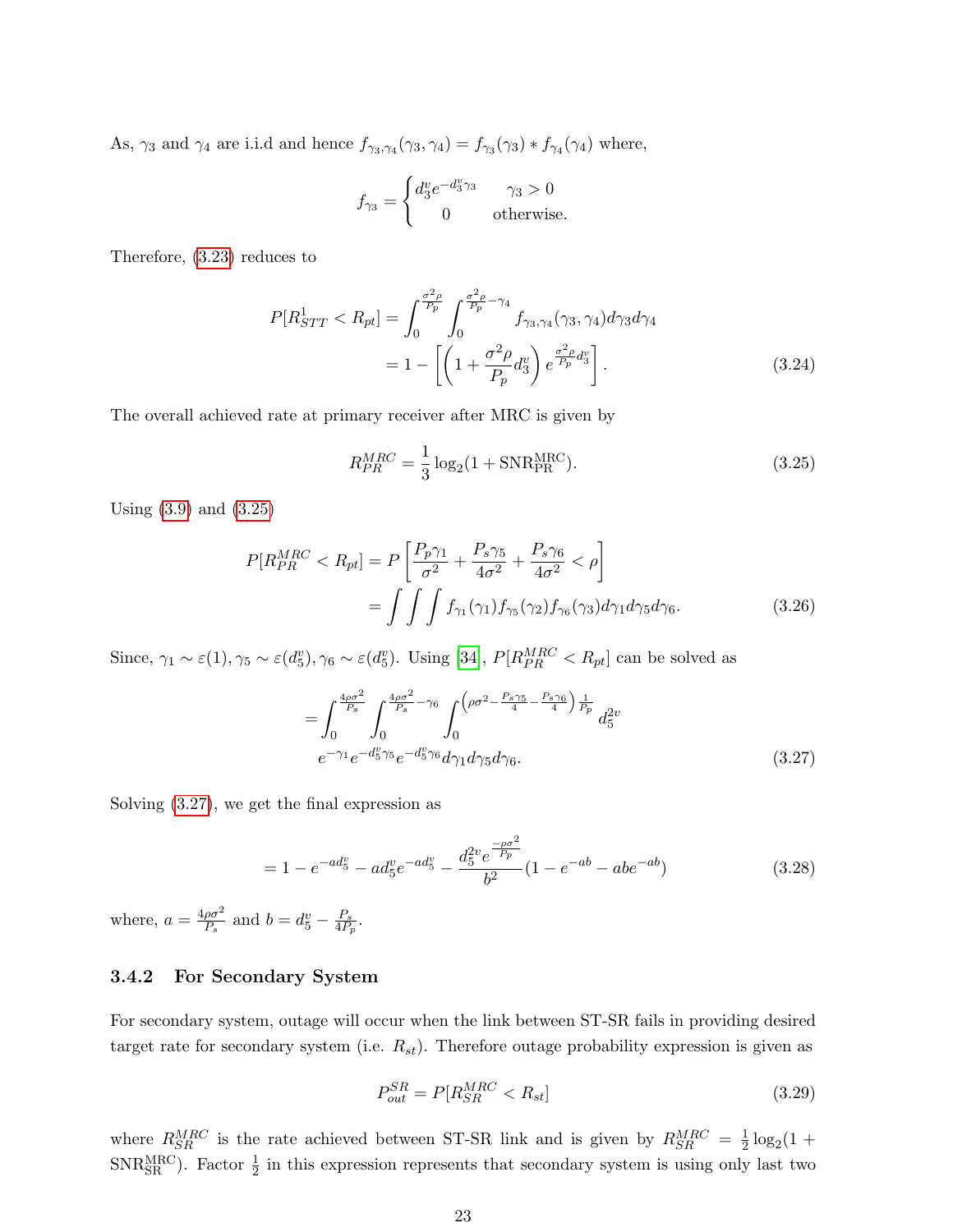As, $\gamma_3$ and $\gamma_4$ are i.i.d and hence $f_{\gamma_3,\gamma_4}(\gamma_3,\gamma_4) = f_{\gamma_3}(\gamma_3) * f_{\gamma_4}(\gamma_4)$ where,

$$f_{\gamma_3} = \begin{cases} d_3^v e^{-d_3^v \gamma_3} & \gamma_3 > 0 \\ 0 & \text{otherwise.} \end{cases}$$

Therefore, (3.23) reduces to

$$\begin{aligned} P[R_{STT}^1 < R_{pt}] &= \int_0^{\frac{\sigma^2\rho}{P_p}} \int_0^{\frac{\sigma^2\rho}{P_p}-\gamma_4} f_{\gamma_3,\gamma_4}(\gamma_3,\gamma_4) d\gamma_3 d\gamma_4 \\ &= 1 - \left[ \left(1 + \frac{\sigma^2\rho}{P_p} d_3^v\right) e^{\frac{\sigma^2\rho}{P_p} d_3^v} \right]. \end{aligned} \tag{3.24}$$

The overall achieved rate at primary receiver after MRC is given by

$$R_{PR}^{MRC} = \frac{1}{3}\log_2(1 + \text{SNR}_{\text{PR}}^{\text{MRC}}). \tag{3.25}$$

Using (3.9) and (3.25)

$$\begin{aligned} P[R_{PR}^{MRC} < R_{pt}] &= P\left[ \frac{P_p\gamma_1}{\sigma^2} + \frac{P_s\gamma_5}{4\sigma^2} + \frac{P_s\gamma_6}{4\sigma^2} < \rho \right] \\ &= \int\int\int f_{\gamma_1}(\gamma_1) f_{\gamma_5}(\gamma_2) f_{\gamma_6}(\gamma_3) d\gamma_1 d\gamma_5 d\gamma_6. \end{aligned} \tag{3.26}$$

Since, $\gamma_1 \sim \varepsilon(1), \gamma_5 \sim \varepsilon(d_5^v), \gamma_6 \sim \varepsilon(d_5^v)$. Using [34], $P[R_{PR}^{MRC} < R_{pt}]$ can be solved as

$$\begin{aligned} = \int_0^{\frac{4\rho\sigma^2}{P_s}} \int_0^{\frac{4\rho\sigma^2}{P_s}-\gamma_6} \int_0^{\left(\rho\sigma^2 - \frac{P_s\gamma_5}{4} - \frac{P_s\gamma_6}{4}\right)\frac{1}{P_p}} d_5^{2v} \\ e^{-\gamma_1} e^{-d_5^v\gamma_5} e^{-d_5^v\gamma_6} d\gamma_1 d\gamma_5 d\gamma_6. \end{aligned} \tag{3.27}$$

Solving (3.27), we get the final expression as

$$= 1 - e^{-ad_5^v} - ad_5^v e^{-ad_5^v} - \frac{d_5^{2v} e^{\frac{-\rho\sigma^2}{P_p}}}{b^2}(1 - e^{-ab} - abe^{-ab}) \tag{3.28}$$

where, $a = \frac{4\rho\sigma^2}{P_s}$ and $b = d_5^v - \frac{P_s}{4P_p}$.

### 3.4.2 For Secondary System

For secondary system, outage will occur when the link between ST-SR fails in providing desired target rate for secondary system (i.e. $R_{st}$). Therefore outage probability expression is given as

$$P_{out}^{SR} = P[R_{SR}^{MRC} < R_{st}] \tag{3.29}$$

where $R_{SR}^{MRC}$ is the rate achieved between ST-SR link and is given by $R_{SR}^{MRC} = \frac{1}{2}\log_2(1 + \text{SNR}_{\text{SR}}^{\text{MRC}})$. Factor $\frac{1}{2}$ in this expression represents that secondary system is using only last two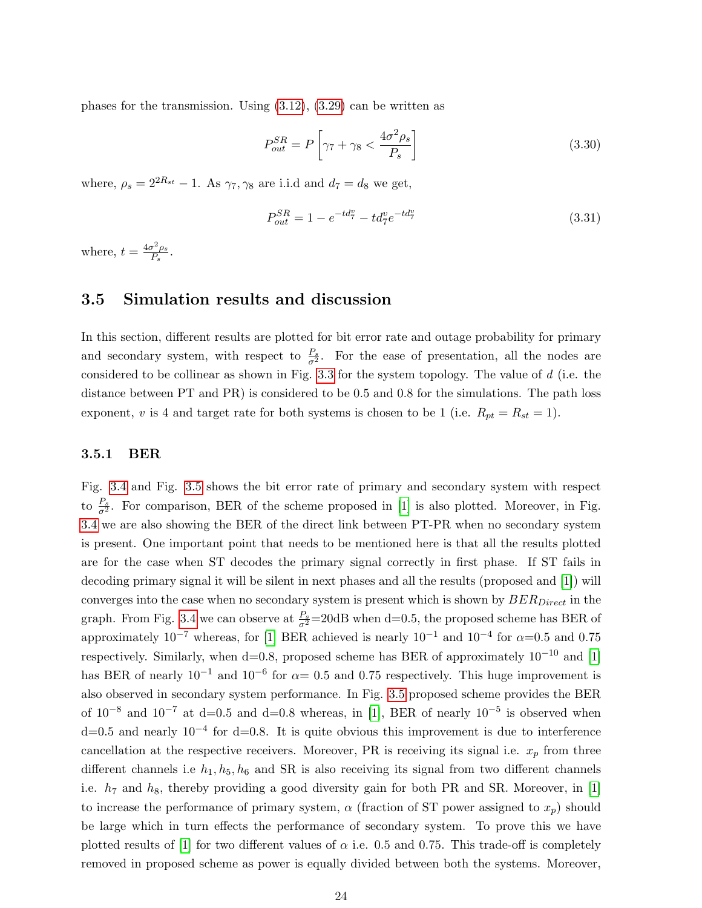phases for the transmission. Using (3.12), (3.29) can be written as

$$P_{out}^{SR} = P\left[\gamma_7 + \gamma_8 < \frac{4\sigma^2 \rho_s}{P_s}\right] \tag{3.30}$$

where, $\rho_s = 2^{2R_{st}} - 1$. As $\gamma_7, \gamma_8$ are i.i.d and $d_7 = d_8$ we get,

$$P_{out}^{SR} = 1 - e^{-td_7^v} - td_7^v e^{-td_7^v} \tag{3.31}$$

where, $t = \frac{4\sigma^2 \rho_s}{P_s}$.

## 3.5 Simulation results and discussion

In this section, different results are plotted for bit error rate and outage probability for primary and secondary system, with respect to $\frac{P_s}{\sigma^2}$. For the ease of presentation, all the nodes are considered to be collinear as shown in Fig. 3.3 for the system topology. The value of $d$ (i.e. the distance between PT and PR) is considered to be 0.5 and 0.8 for the simulations. The path loss exponent, $v$ is 4 and target rate for both systems is chosen to be 1 (i.e. $R_{pt} = R_{st} = 1$).

### 3.5.1 BER

Fig. 3.4 and Fig. 3.5 shows the bit error rate of primary and secondary system with respect to $\frac{P_s}{\sigma^2}$. For comparison, BER of the scheme proposed in [1] is also plotted. Moreover, in Fig. 3.4 we are also showing the BER of the direct link between PT-PR when no secondary system is present. One important point that needs to be mentioned here is that all the results plotted are for the case when ST decodes the primary signal correctly in first phase. If ST fails in decoding primary signal it will be silent in next phases and all the results (proposed and [1]) will converges into the case when no secondary system is present which is shown by $BER_{Direct}$ in the graph. From Fig. 3.4 we can observe at $\frac{P_s}{\sigma^2}$=20dB when d=0.5, the proposed scheme has BER of approximately $10^{-7}$ whereas, for [1] BER achieved is nearly $10^{-1}$ and $10^{-4}$ for $\alpha$=0.5 and 0.75 respectively. Similarly, when d=0.8, proposed scheme has BER of approximately $10^{-10}$ and [1] has BER of nearly $10^{-1}$ and $10^{-6}$ for $\alpha$= 0.5 and 0.75 respectively. This huge improvement is also observed in secondary system performance. In Fig. 3.5 proposed scheme provides the BER of $10^{-8}$ and $10^{-7}$ at d=0.5 and d=0.8 whereas, in [1], BER of nearly $10^{-5}$ is observed when d=0.5 and nearly $10^{-4}$ for d=0.8. It is quite obvious this improvement is due to interference cancellation at the respective receivers. Moreover, PR is receiving its signal i.e. $x_p$ from three different channels i.e $h_1, h_5, h_6$ and SR is also receiving its signal from two different channels i.e. $h_7$ and $h_8$, thereby providing a good diversity gain for both PR and SR. Moreover, in [1] to increase the performance of primary system, $\alpha$ (fraction of ST power assigned to $x_p$) should be large which in turn effects the performance of secondary system. To prove this we have plotted results of [1] for two different values of $\alpha$ i.e. 0.5 and 0.75. This trade-off is completely removed in proposed scheme as power is equally divided between both the systems. Moreover,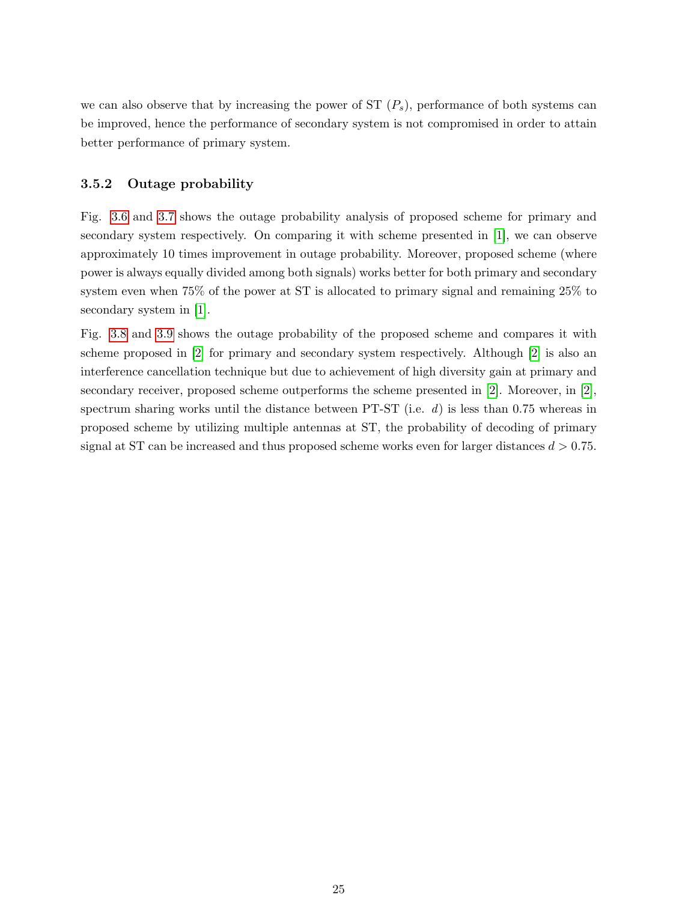we can also observe that by increasing the power of ST ($P_s$), performance of both systems can be improved, hence the performance of secondary system is not compromised in order to attain better performance of primary system.

### 3.5.2 Outage probability

Fig. 3.6 and 3.7 shows the outage probability analysis of proposed scheme for primary and secondary system respectively. On comparing it with scheme presented in [1], we can observe approximately 10 times improvement in outage probability. Moreover, proposed scheme (where power is always equally divided among both signals) works better for both primary and secondary system even when 75% of the power at ST is allocated to primary signal and remaining 25% to secondary system in [1].

Fig. 3.8 and 3.9 shows the outage probability of the proposed scheme and compares it with scheme proposed in [2] for primary and secondary system respectively. Although [2] is also an interference cancellation technique but due to achievement of high diversity gain at primary and secondary receiver, proposed scheme outperforms the scheme presented in [2]. Moreover, in [2], spectrum sharing works until the distance between PT-ST (i.e. $d$) is less than 0.75 whereas in proposed scheme by utilizing multiple antennas at ST, the probability of decoding of primary signal at ST can be increased and thus proposed scheme works even for larger distances $d > 0.75$.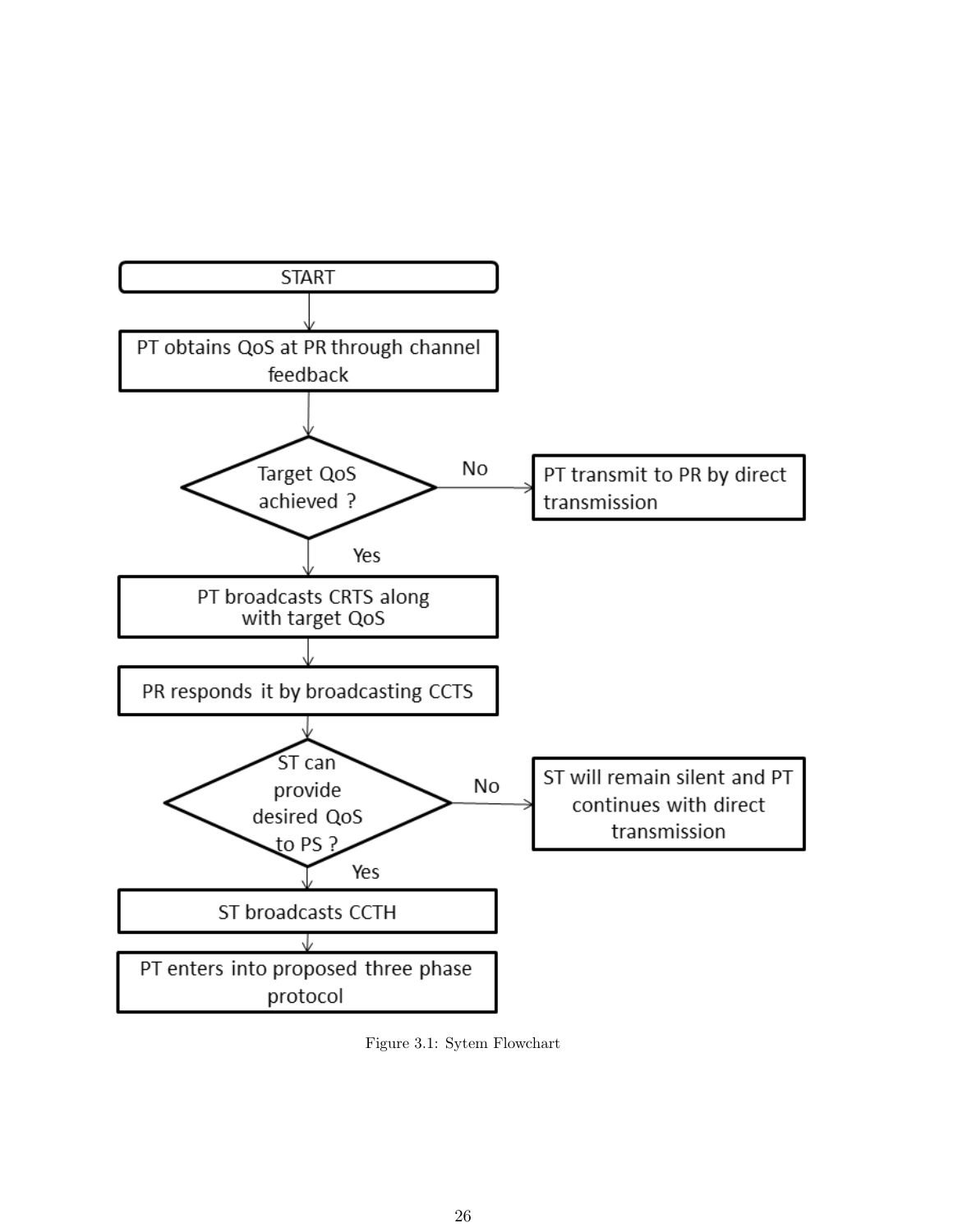START

PT obtains QoS at PR through channel feedback

Target QoS achieved ?

No → PT transmit to PR by direct transmission

Yes

PT broadcasts CRTS along with target QoS

PR responds it by broadcasting CCTS

ST can provide desired QoS to PS ?

No → ST will remain silent and PT continues with direct transmission

Yes

ST broadcasts CCTH

PT enters into proposed three phase protocol

Figure 3.1: Sytem Flowchart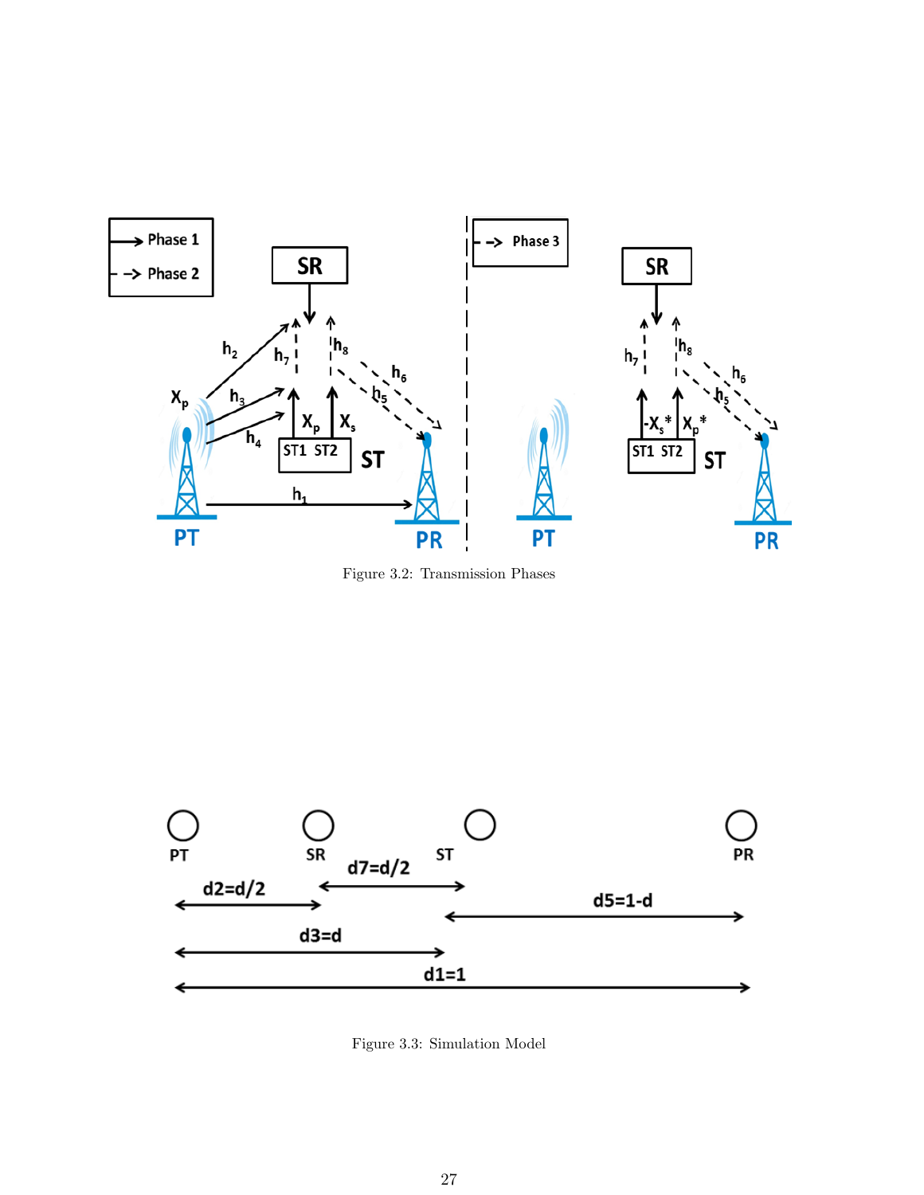Figure 3.2: Transmission Phases

Figure 3.3: Simulation Model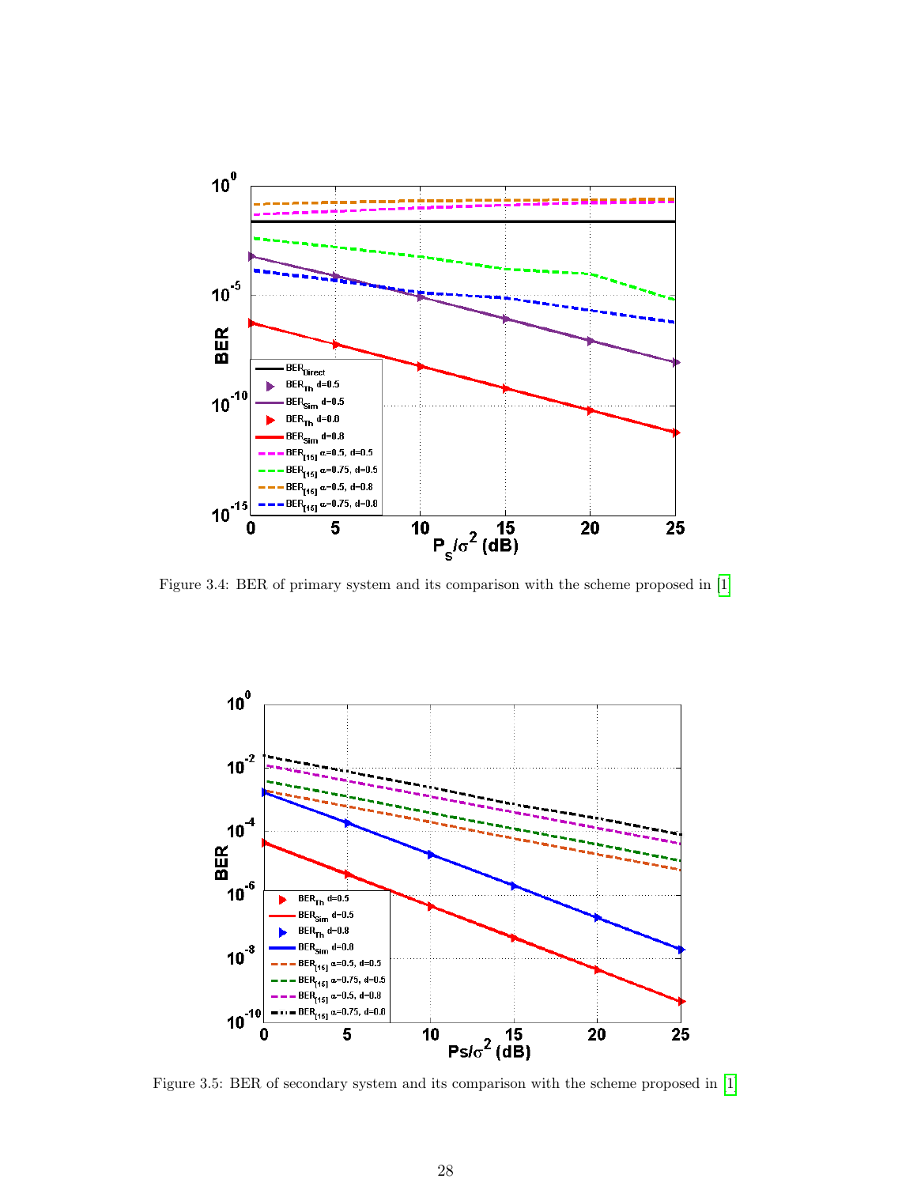Figure 3.4: BER of primary system and its comparison with the scheme proposed in [1]

Figure 3.5: BER of secondary system and its comparison with the scheme proposed in [1]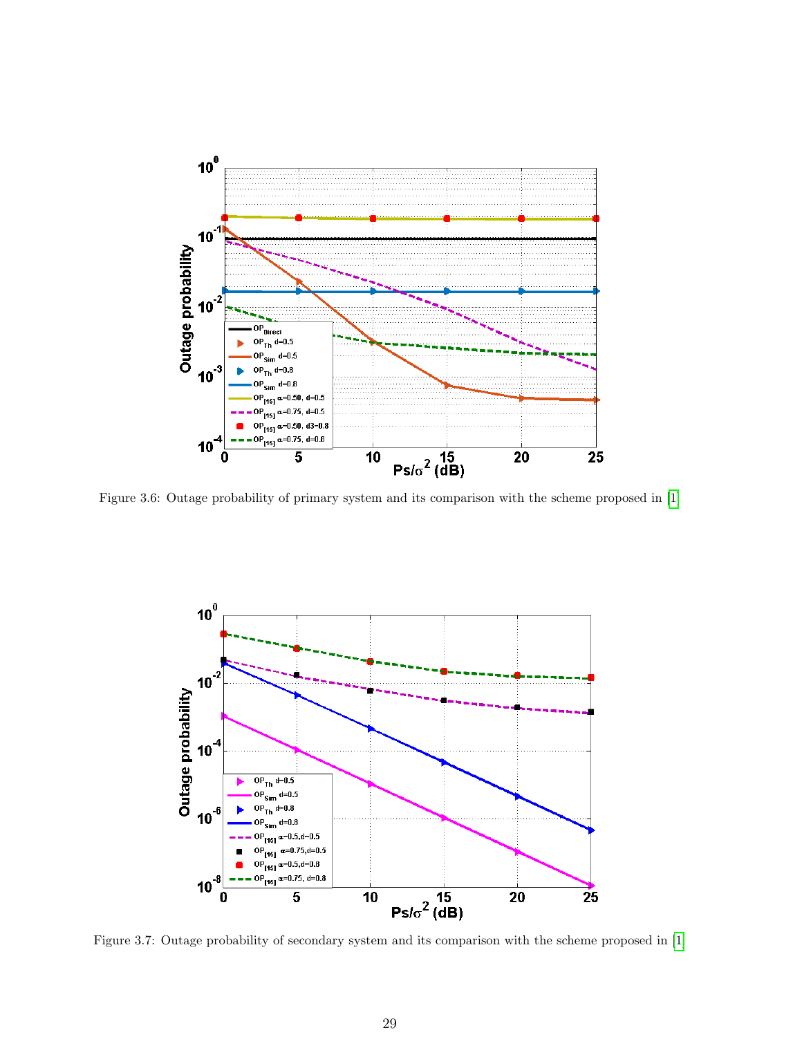Figure 3.6: Outage probability of primary system and its comparison with the scheme proposed in [1]

Figure 3.7: Outage probability of secondary system and its comparison with the scheme proposed in [1]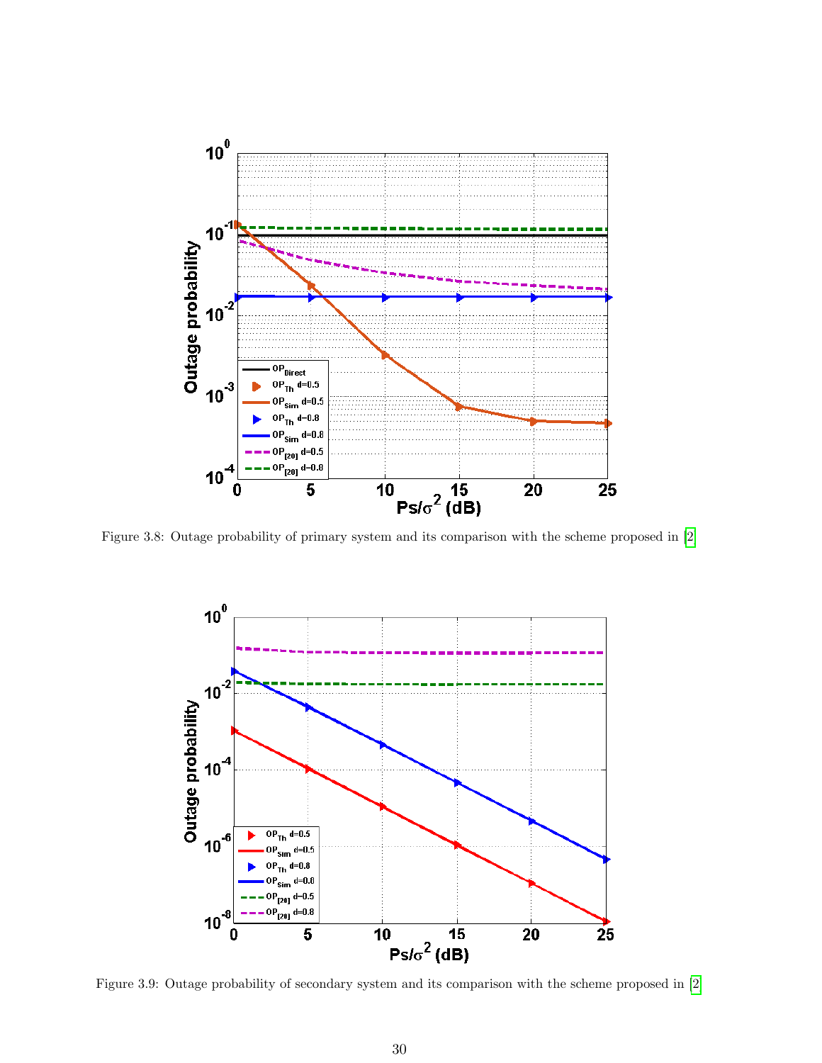Figure 3.8: Outage probability of primary system and its comparison with the scheme proposed in [2

Figure 3.9: Outage probability of secondary system and its comparison with the scheme proposed in [2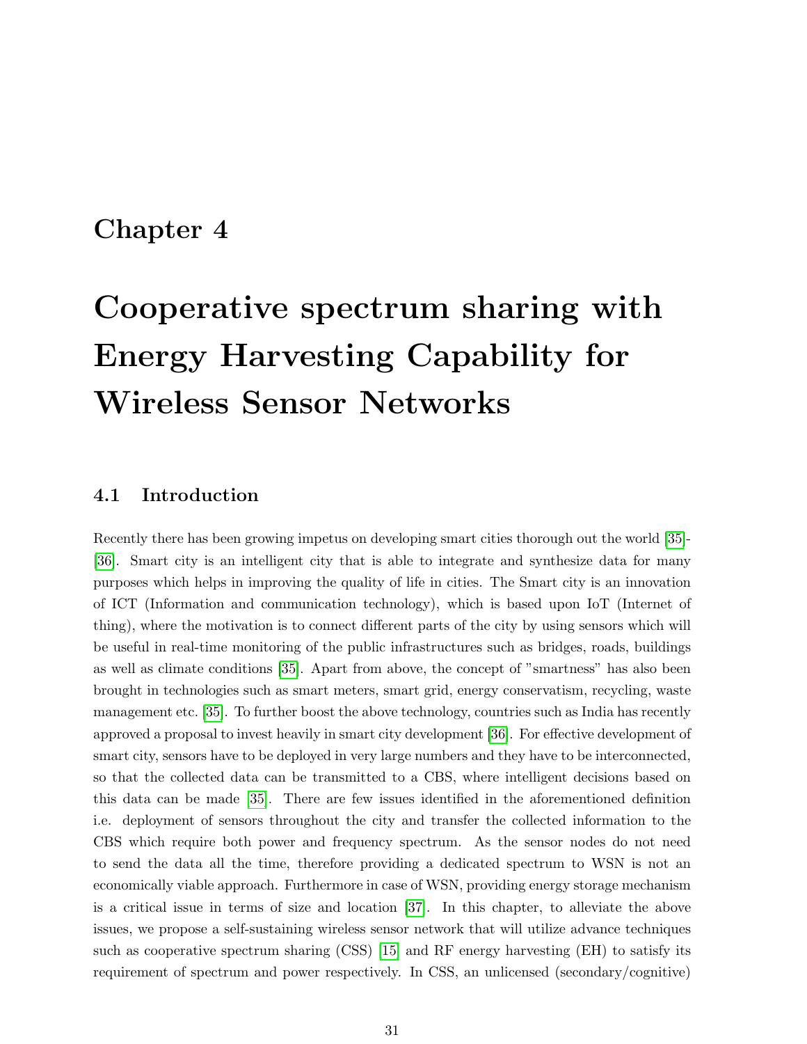# Chapter 4

# Cooperative spectrum sharing with Energy Harvesting Capability for Wireless Sensor Networks

## 4.1 Introduction

Recently there has been growing impetus on developing smart cities thorough out the world [35]-[36]. Smart city is an intelligent city that is able to integrate and synthesize data for many purposes which helps in improving the quality of life in cities. The Smart city is an innovation of ICT (Information and communication technology), which is based upon IoT (Internet of thing), where the motivation is to connect different parts of the city by using sensors which will be useful in real-time monitoring of the public infrastructures such as bridges, roads, buildings as well as climate conditions [35]. Apart from above, the concept of "smartness" has also been brought in technologies such as smart meters, smart grid, energy conservatism, recycling, waste management etc. [35]. To further boost the above technology, countries such as India has recently approved a proposal to invest heavily in smart city development [36]. For effective development of smart city, sensors have to be deployed in very large numbers and they have to be interconnected, so that the collected data can be transmitted to a CBS, where intelligent decisions based on this data can be made [35]. There are few issues identified in the aforementioned definition i.e. deployment of sensors throughout the city and transfer the collected information to the CBS which require both power and frequency spectrum. As the sensor nodes do not need to send the data all the time, therefore providing a dedicated spectrum to WSN is not an economically viable approach. Furthermore in case of WSN, providing energy storage mechanism is a critical issue in terms of size and location [37]. In this chapter, to alleviate the above issues, we propose a self-sustaining wireless sensor network that will utilize advance techniques such as cooperative spectrum sharing (CSS) [15] and RF energy harvesting (EH) to satisfy its requirement of spectrum and power respectively. In CSS, an unlicensed (secondary/cognitive)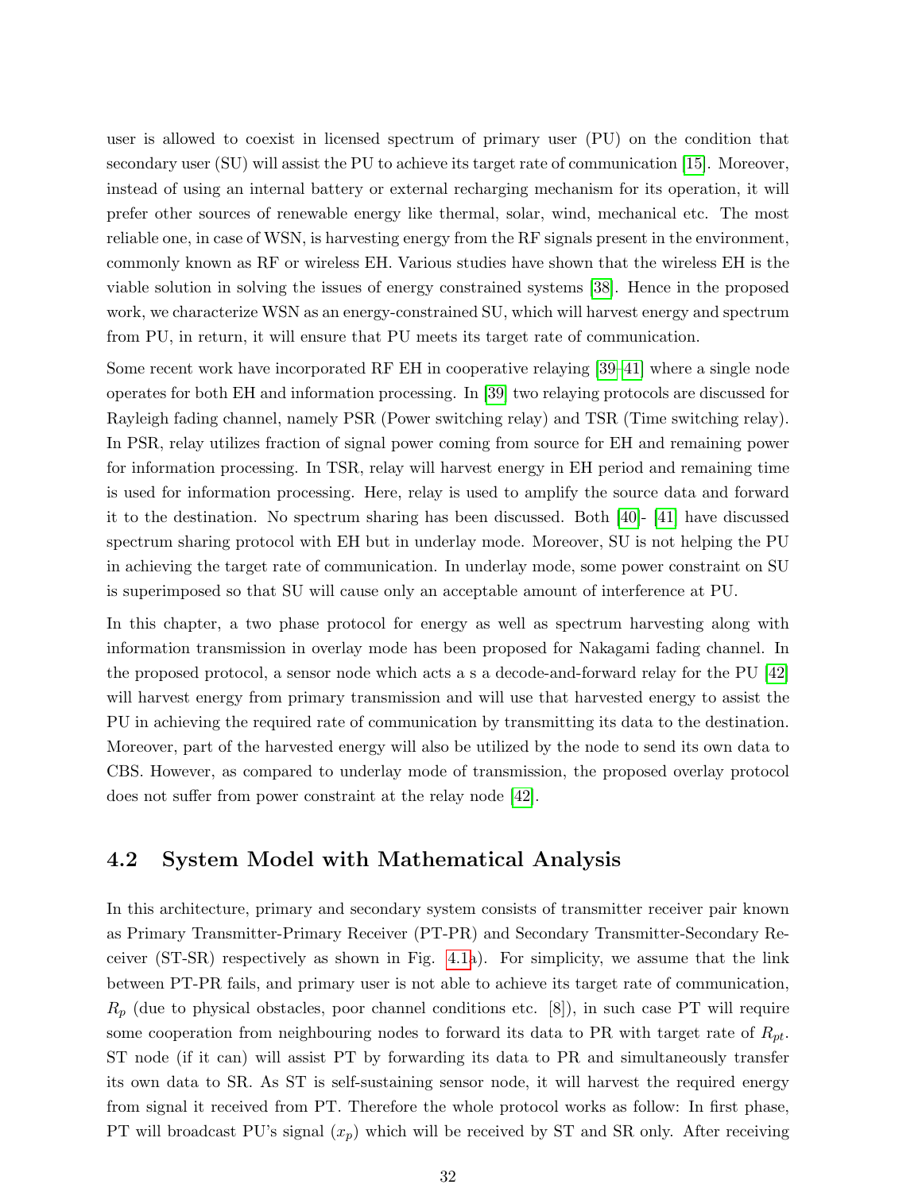user is allowed to coexist in licensed spectrum of primary user (PU) on the condition that secondary user (SU) will assist the PU to achieve its target rate of communication [15]. Moreover, instead of using an internal battery or external recharging mechanism for its operation, it will prefer other sources of renewable energy like thermal, solar, wind, mechanical etc. The most reliable one, in case of WSN, is harvesting energy from the RF signals present in the environment, commonly known as RF or wireless EH. Various studies have shown that the wireless EH is the viable solution in solving the issues of energy constrained systems [38]. Hence in the proposed work, we characterize WSN as an energy-constrained SU, which will harvest energy and spectrum from PU, in return, it will ensure that PU meets its target rate of communication.

Some recent work have incorporated RF EH in cooperative relaying [39–41] where a single node operates for both EH and information processing. In [39] two relaying protocols are discussed for Rayleigh fading channel, namely PSR (Power switching relay) and TSR (Time switching relay). In PSR, relay utilizes fraction of signal power coming from source for EH and remaining power for information processing. In TSR, relay will harvest energy in EH period and remaining time is used for information processing. Here, relay is used to amplify the source data and forward it to the destination. No spectrum sharing has been discussed. Both [40]- [41] have discussed spectrum sharing protocol with EH but in underlay mode. Moreover, SU is not helping the PU in achieving the target rate of communication. In underlay mode, some power constraint on SU is superimposed so that SU will cause only an acceptable amount of interference at PU.

In this chapter, a two phase protocol for energy as well as spectrum harvesting along with information transmission in overlay mode has been proposed for Nakagami fading channel. In the proposed protocol, a sensor node which acts a s a decode-and-forward relay for the PU [42] will harvest energy from primary transmission and will use that harvested energy to assist the PU in achieving the required rate of communication by transmitting its data to the destination. Moreover, part of the harvested energy will also be utilized by the node to send its own data to CBS. However, as compared to underlay mode of transmission, the proposed overlay protocol does not suffer from power constraint at the relay node [42].

## 4.2 System Model with Mathematical Analysis

In this architecture, primary and secondary system consists of transmitter receiver pair known as Primary Transmitter-Primary Receiver (PT-PR) and Secondary Transmitter-Secondary Receiver (ST-SR) respectively as shown in Fig. 4.1a). For simplicity, we assume that the link between PT-PR fails, and primary user is not able to achieve its target rate of communication, $R_p$ (due to physical obstacles, poor channel conditions etc. [8]), in such case PT will require some cooperation from neighbouring nodes to forward its data to PR with target rate of $R_{pt}$. ST node (if it can) will assist PT by forwarding its data to PR and simultaneously transfer its own data to SR. As ST is self-sustaining sensor node, it will harvest the required energy from signal it received from PT. Therefore the whole protocol works as follow: In first phase, PT will broadcast PU's signal ($x_p$) which will be received by ST and SR only. After receiving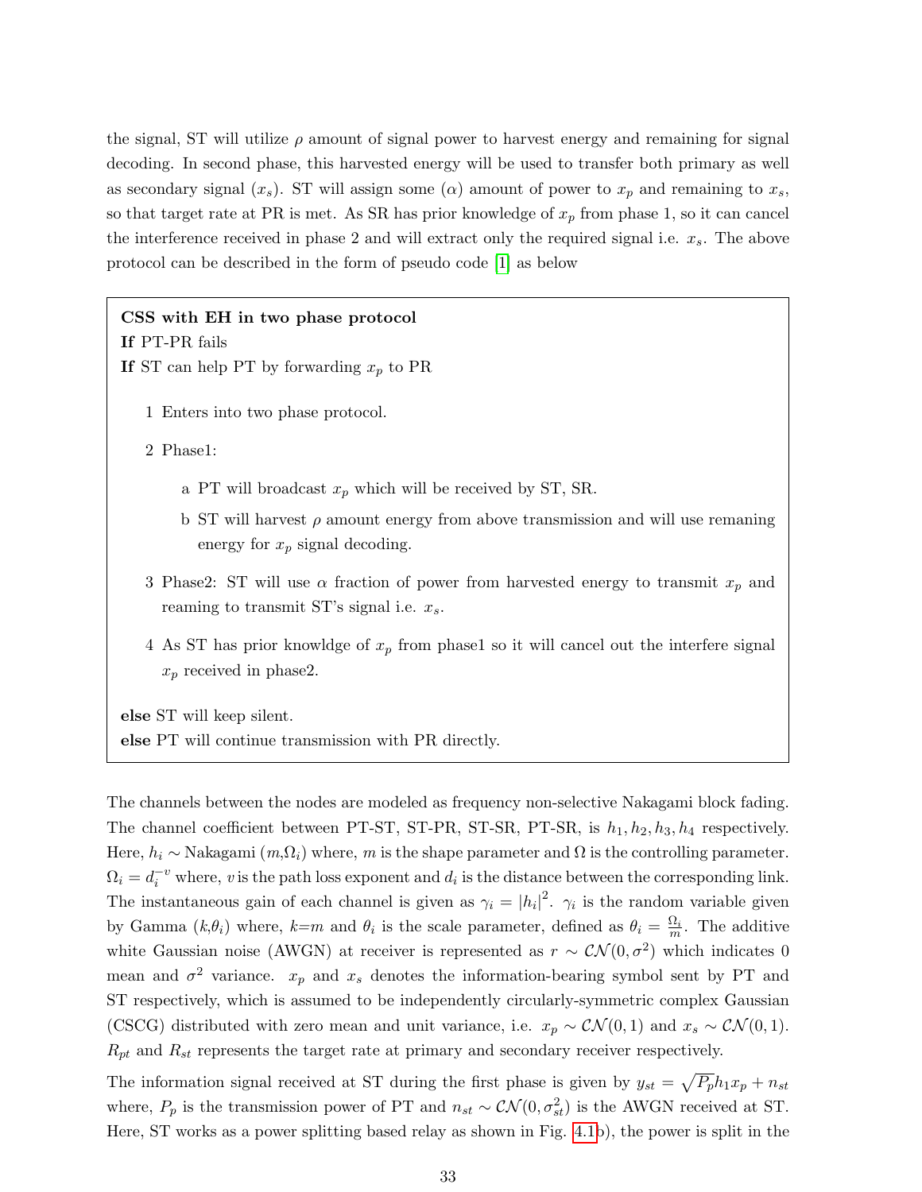the signal, ST will utilize $\rho$ amount of signal power to harvest energy and remaining for signal decoding. In second phase, this harvested energy will be used to transfer both primary as well as secondary signal ($x_s$). ST will assign some ($\alpha$) amount of power to $x_p$ and remaining to $x_s$, so that target rate at PR is met. As SR has prior knowledge of $x_p$ from phase 1, so it can cancel the interference received in phase 2 and will extract only the required signal i.e. $x_s$. The above protocol can be described in the form of pseudo code [1] as below

**CSS with EH in two phase protocol**
**If** PT-PR fails
**If** ST can help PT by forwarding $x_p$ to PR

1. Enters into two phase protocol.
2. Phase1:
   - a PT will broadcast $x_p$ which will be received by ST, SR.
   - b ST will harvest $\rho$ amount energy from above transmission and will use remaning energy for $x_p$ signal decoding.
3. Phase2: ST will use $\alpha$ fraction of power from harvested energy to transmit $x_p$ and reaming to transmit ST's signal i.e. $x_s$.
4. As ST has prior knowldge of $x_p$ from phase1 so it will cancel out the interfere signal $x_p$ received in phase2.

**else** ST will keep silent.
**else** PT will continue transmission with PR directly.

The channels between the nodes are modeled as frequency non-selective Nakagami block fading. The channel coefficient between PT-ST, ST-PR, ST-SR, PT-SR, is $h_1, h_2, h_3, h_4$ respectively. Here, $h_i \sim$ Nakagami ($m$,$\Omega_i$) where, $m$ is the shape parameter and $\Omega$ is the controlling parameter. $\Omega_i = d_i^{-v}$ where, $v$ is the path loss exponent and $d_i$ is the distance between the corresponding link. The instantaneous gain of each channel is given as $\gamma_i = |h_i|^2$. $\gamma_i$ is the random variable given by Gamma ($k$,$\theta_i$) where, $k$=$m$ and $\theta_i$ is the scale parameter, defined as $\theta_i = \frac{\Omega_i}{m}$. The additive white Gaussian noise (AWGN) at receiver is represented as $r \sim \mathcal{CN}(0, \sigma^2)$ which indicates 0 mean and $\sigma^2$ variance. $x_p$ and $x_s$ denotes the information-bearing symbol sent by PT and ST respectively, which is assumed to be independently circularly-symmetric complex Gaussian (CSCG) distributed with zero mean and unit variance, i.e. $x_p \sim \mathcal{CN}(0, 1)$ and $x_s \sim \mathcal{CN}(0, 1)$. $R_{pt}$ and $R_{st}$ represents the target rate at primary and secondary receiver respectively.

The information signal received at ST during the first phase is given by $y_{st} = \sqrt{P_p}h_1x_p + n_{st}$ where, $P_p$ is the transmission power of PT and $n_{st} \sim \mathcal{CN}(0, \sigma_{st}^2)$ is the AWGN received at ST. Here, ST works as a power splitting based relay as shown in Fig. 4.1b), the power is split in the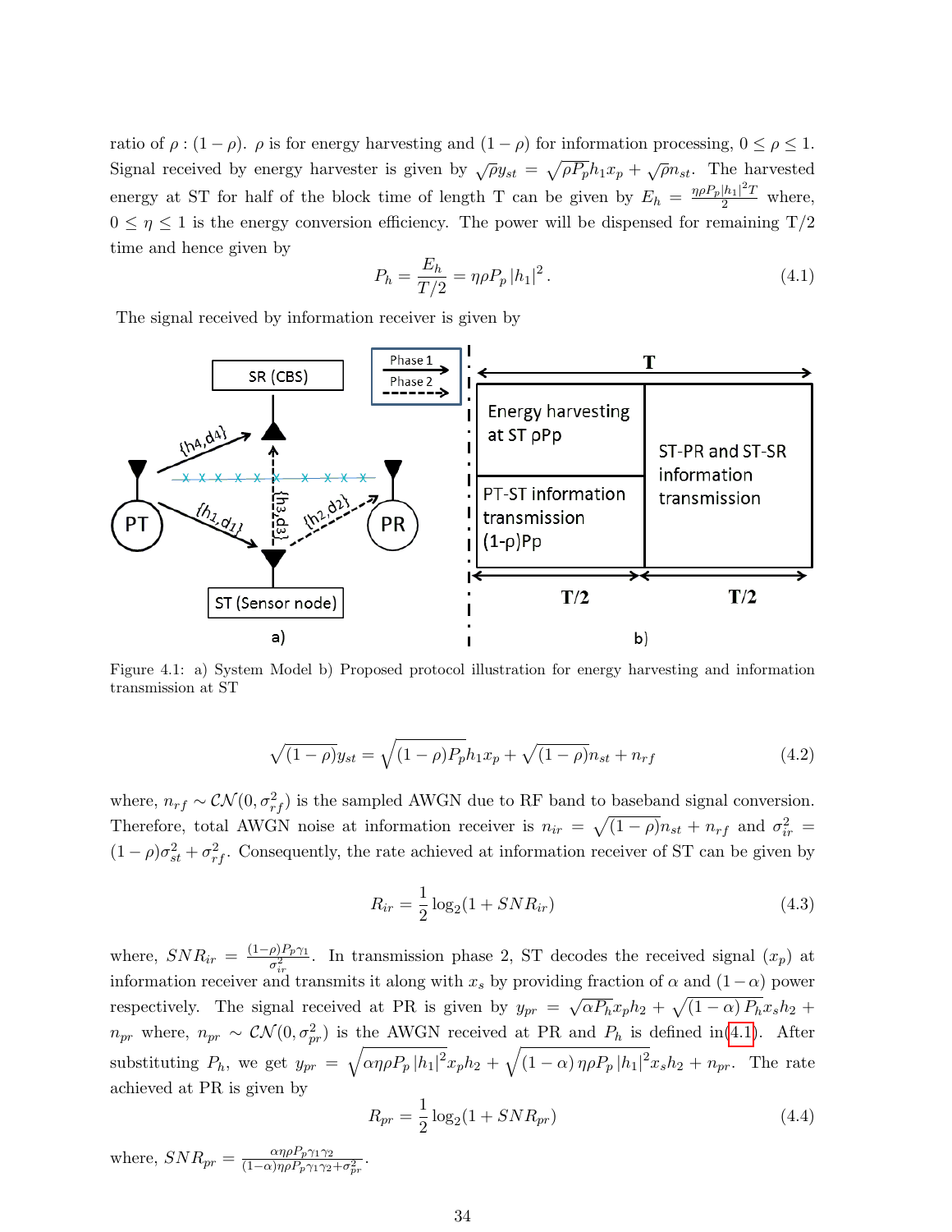ratio of $\rho : (1-\rho)$. $\rho$ is for energy harvesting and $(1-\rho)$ for information processing, $0 \leq \rho \leq 1$. Signal received by energy harvester is given by $\sqrt{\rho} y_{st} = \sqrt{\rho P_p} h_1 x_p + \sqrt{\rho} n_{st}$. The harvested energy at ST for half of the block time of length T can be given by $E_h = \frac{\eta \rho P_p |h_1|^2 T}{2}$ where, $0 \leq \eta \leq 1$ is the energy conversion efficiency. The power will be dispensed for remaining T/2 time and hence given by

$$P_h = \frac{E_h}{T/2} = \eta \rho P_p |h_1|^2 . \tag{4.1}$$

The signal received by information receiver is given by

Figure 4.1: a) System Model b) Proposed protocol illustration for energy harvesting and information transmission at ST

$$\sqrt{(1-\rho)} y_{st} = \sqrt{(1-\rho) P_p} h_1 x_p + \sqrt{(1-\rho)} n_{st} + n_{rf} \tag{4.2}$$

where, $n_{rf} \sim \mathcal{CN}(0, \sigma_{rf}^2)$ is the sampled AWGN due to RF band to baseband signal conversion. Therefore, total AWGN noise at information receiver is $n_{ir} = \sqrt{(1-\rho)} n_{st} + n_{rf}$ and $\sigma_{ir}^2 = (1-\rho)\sigma_{st}^2 + \sigma_{rf}^2$. Consequently, the rate achieved at information receiver of ST can be given by

$$R_{ir} = \frac{1}{2} \log_2(1 + SNR_{ir}) \tag{4.3}$$

where, $SNR_{ir} = \frac{(1-\rho) P_p \gamma_1}{\sigma_{ir}^2}$. In transmission phase 2, ST decodes the received signal $(x_p)$ at information receiver and transmits it along with $x_s$ by providing fraction of $\alpha$ and $(1-\alpha)$ power respectively. The signal received at PR is given by $y_{pr} = \sqrt{\alpha P_h} x_p h_2 + \sqrt{(1-\alpha) P_h} x_s h_2 + n_{pr}$ where, $n_{pr} \sim \mathcal{CN}(0, \sigma_{pr}^2)$ is the AWGN received at PR and $P_h$ is defined in(4.1). After substituting $P_h$, we get $y_{pr} = \sqrt{\alpha \eta \rho P_p |h_1|^2} x_p h_2 + \sqrt{(1-\alpha) \eta \rho P_p |h_1|^2} x_s h_2 + n_{pr}$. The rate achieved at PR is given by

$$R_{pr} = \frac{1}{2} \log_2(1 + SNR_{pr}) \tag{4.4}$$

where, $SNR_{pr} = \frac{\alpha \eta \rho P_p \gamma_1 \gamma_2}{(1-\alpha)\eta \rho P_p \gamma_1 \gamma_2 + \sigma_{pr}^2}$.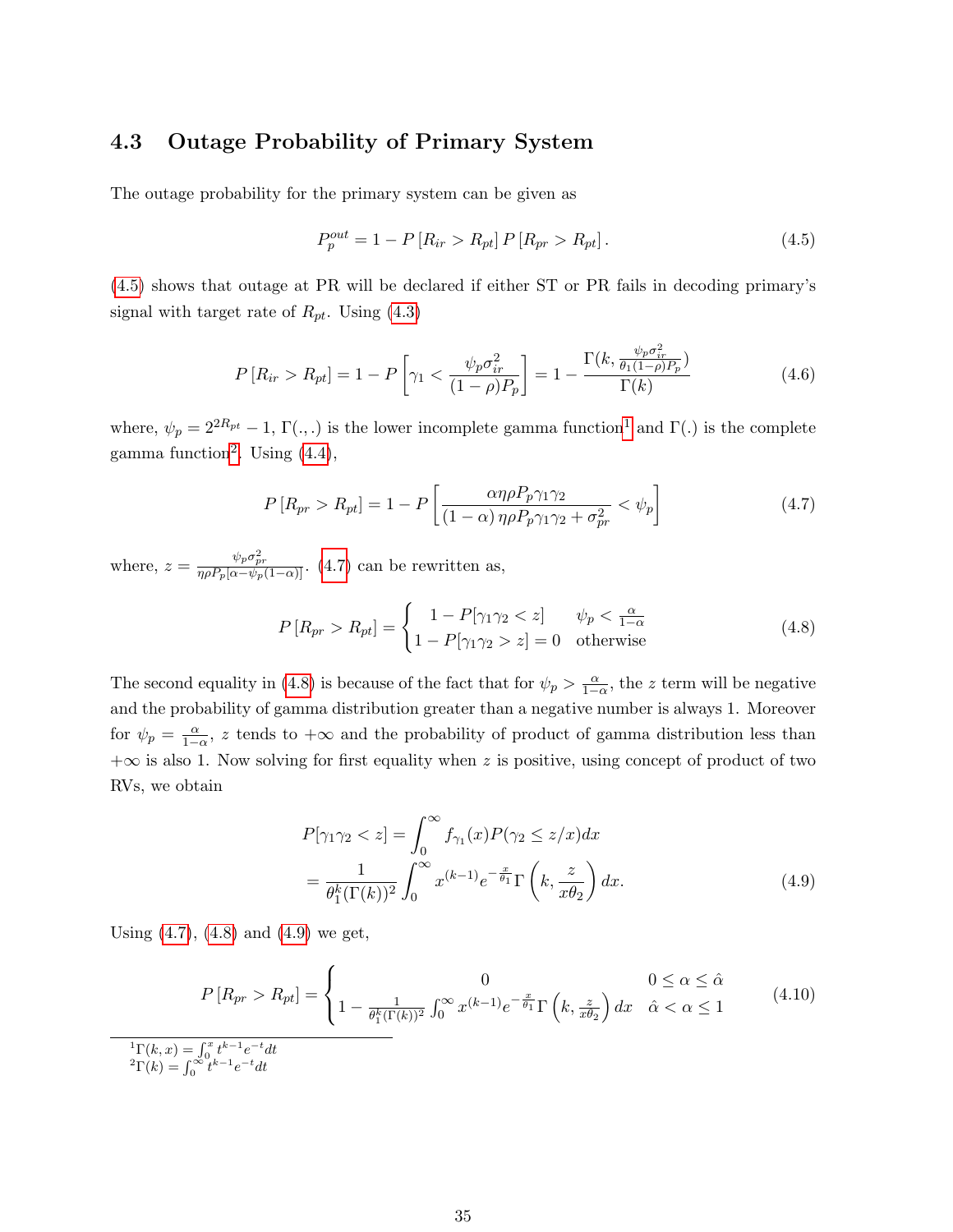## 4.3 Outage Probability of Primary System

The outage probability for the primary system can be given as

$$P_p^{out} = 1 - P\left[R_{ir} > R_{pt}\right] P\left[R_{pr} > R_{pt}\right]. \tag{4.5}$$

(4.5) shows that outage at PR will be declared if either ST or PR fails in decoding primary's signal with target rate of $R_{pt}$. Using (4.3)

$$P\left[R_{ir} > R_{pt}\right] = 1 - P\left[\gamma_1 < \frac{\psi_p \sigma_{ir}^2}{(1-\rho)P_p}\right] = 1 - \frac{\Gamma(k, \frac{\psi_p \sigma_{ir}^2}{\theta_1 (1-\rho) P_p})}{\Gamma(k)} \tag{4.6}$$

where, $\psi_p = 2^{2R_{pt}} - 1$, $\Gamma(.,.)$ is the lower incomplete gamma function[1] and $\Gamma(.)$ is the complete gamma function[2]. Using (4.4),

$$P\left[R_{pr} > R_{pt}\right] = 1 - P\left[\frac{\alpha \eta \rho P_p \gamma_1 \gamma_2}{(1-\alpha)\,\eta \rho P_p \gamma_1 \gamma_2 + \sigma_{pr}^2} < \psi_p\right] \tag{4.7}$$

where, $z = \frac{\psi_p \sigma_{pr}^2}{\eta \rho P_p [\alpha - \psi_p (1-\alpha)]}$. (4.7) can be rewritten as,

$$P\left[R_{pr} > R_{pt}\right] = \begin{cases} 1 - P[\gamma_1 \gamma_2 < z] & \psi_p < \frac{\alpha}{1-\alpha} \\ 1 - P[\gamma_1 \gamma_2 > z] = 0 & \text{otherwise} \end{cases} \tag{4.8}$$

The second equality in (4.8) is because of the fact that for $\psi_p > \frac{\alpha}{1-\alpha}$, the $z$ term will be negative and the probability of gamma distribution greater than a negative number is always 1. Moreover for $\psi_p = \frac{\alpha}{1-\alpha}$, $z$ tends to $+\infty$ and the probability of product of gamma distribution less than $+\infty$ is also 1. Now solving for first equality when $z$ is positive, using concept of product of two RVs, we obtain

$$\begin{aligned} P[\gamma_1 \gamma_2 < z] &= \int_0^\infty f_{\gamma_1}(x) P(\gamma_2 \leq z/x) dx \\ &= \frac{1}{\theta_1^k (\Gamma(k))^2} \int_0^\infty x^{(k-1)} e^{-\frac{x}{\theta_1}} \Gamma\left(k, \frac{z}{x\theta_2}\right) dx. \end{aligned} \tag{4.9}$$

Using (4.7), (4.8) and (4.9) we get,

$$P\left[R_{pr} > R_{pt}\right] = \begin{cases} 0 & 0 \leq \alpha \leq \hat{\alpha} \\ 1 - \frac{1}{\theta_1^k (\Gamma(k))^2} \int_0^\infty x^{(k-1)} e^{-\frac{x}{\theta_1}} \Gamma\left(k, \frac{z}{x\theta_2}\right) dx & \hat{\alpha} < \alpha \leq 1 \end{cases} \tag{4.10}$$

---

[1] $\Gamma(k, x) = \int_0^x t^{k-1} e^{-t} dt$

[2] $\Gamma(k) = \int_0^\infty t^{k-1} e^{-t} dt$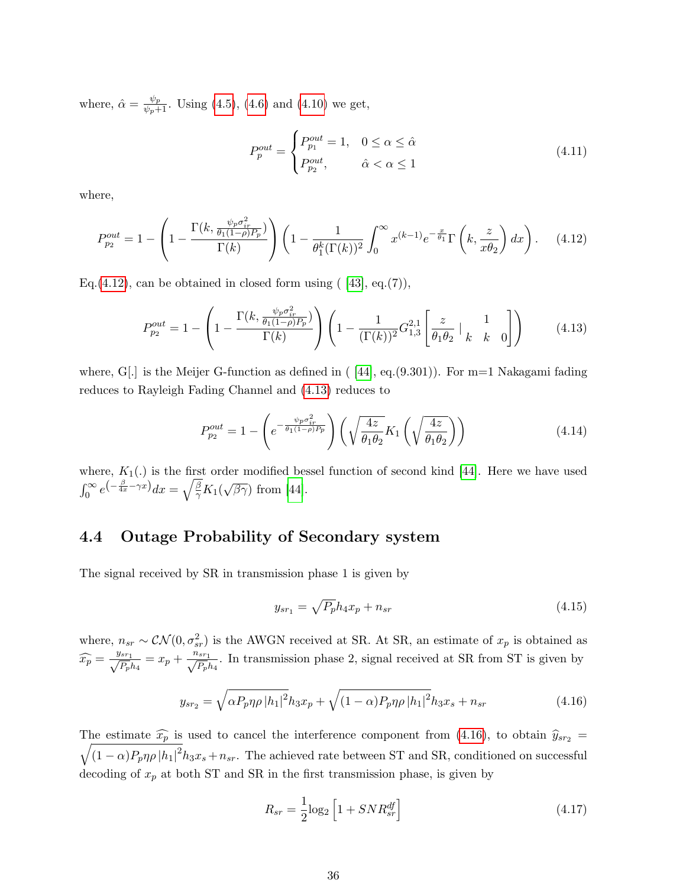where, $\hat{\alpha} = \frac{\psi_p}{\psi_p+1}$. Using (4.5), (4.6) and (4.10) we get,

$$P_p^{out} = \begin{cases} P_{p_1}^{out} = 1, & 0 \leq \alpha \leq \hat{\alpha} \\ P_{p_2}^{out}, & \hat{\alpha} < \alpha \leq 1 \end{cases} \tag{4.11}$$

where,

$$P_{p_2}^{out} = 1 - \left(1 - \frac{\Gamma(k, \frac{\psi_p \sigma_{ir}^2}{\theta_1(1-\rho)P_p})}{\Gamma(k)}\right)\left(1 - \frac{1}{\theta_1^k(\Gamma(k))^2}\int_0^\infty x^{(k-1)} e^{-\frac{x}{\theta_1}} \Gamma\left(k, \frac{z}{x\theta_2}\right) dx\right). \tag{4.12}$$

Eq.(4.12), can be obtained in closed form using ( [43], eq.(7)),

$$P_{p_2}^{out} = 1 - \left(1 - \frac{\Gamma(k, \frac{\psi_p \sigma_{ir}^2}{\theta_1(1-\rho)P_p})}{\Gamma(k)}\right)\left(1 - \frac{1}{(\Gamma(k))^2} G_{1,3}^{2,1}\left[\frac{z}{\theta_1\theta_2} \,\middle|\, \begin{matrix} 1 \\ k \quad k \quad 0 \end{matrix}\right]\right) \tag{4.13}$$

where, G[.] is the Meijer G-function as defined in ( [44], eq.(9.301)). For m=1 Nakagami fading reduces to Rayleigh Fading Channel and (4.13) reduces to

$$P_{p_2}^{out} = 1 - \left(e^{-\frac{\psi_p \sigma_{ir}^2}{\theta_1(1-\rho)P_p}}\right)\left(\sqrt{\frac{4z}{\theta_1\theta_2}} K_1\left(\sqrt{\frac{4z}{\theta_1\theta_2}}\right)\right) \tag{4.14}$$

where, $K_1(.)$ is the first order modified bessel function of second kind [44]. Here we have used $\int_0^\infty e^{\left(-\frac{\beta}{4x} - \gamma x\right)} dx = \sqrt{\frac{\beta}{\gamma}} K_1(\sqrt{\beta\gamma})$ from [44].

## 4.4 Outage Probability of Secondary system

The signal received by SR in transmission phase 1 is given by

$$y_{sr_1} = \sqrt{P_p} h_4 x_p + n_{sr} \tag{4.15}$$

where, $n_{sr} \sim \mathcal{CN}(0, \sigma_{sr}^2)$ is the AWGN received at SR. At SR, an estimate of $x_p$ is obtained as $\widehat{x_p} = \frac{y_{sr_1}}{\sqrt{P_p} h_4} = x_p + \frac{n_{sr_1}}{\sqrt{P_p} h_4}$. In transmission phase 2, signal received at SR from ST is given by

$$y_{sr_2} = \sqrt{\alpha P_p \eta \rho \left|h_1\right|^2} h_3 x_p + \sqrt{(1-\alpha) P_p \eta \rho \left|h_1\right|^2} h_3 x_s + n_{sr} \tag{4.16}$$

The estimate $\widehat{x_p}$ is used to cancel the interference component from (4.16), to obtain $\widehat{y}_{sr_2} = \sqrt{(1-\alpha) P_p \eta \rho \left|h_1\right|^2} h_3 x_s + n_{sr}$. The achieved rate between ST and SR, conditioned on successful decoding of $x_p$ at both ST and SR in the first transmission phase, is given by

$$R_{sr} = \frac{1}{2}\log_2\left[1 + SNR_{sr}^{df}\right] \tag{4.17}$$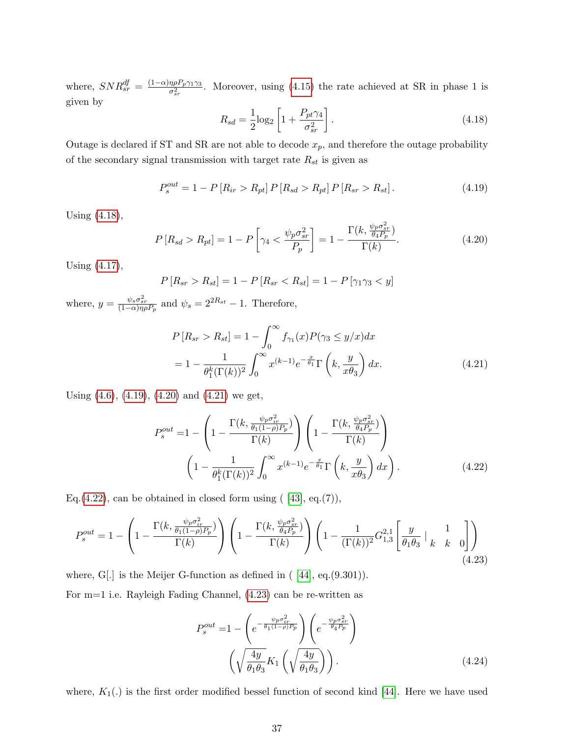where, $SNR_{sr}^{df} = \frac{(1-\alpha)\eta\rho P_p \gamma_1 \gamma_3}{\sigma_{sr}^2}$. Moreover, using (4.15) the rate achieved at SR in phase 1 is given by

$$R_{sd} = \frac{1}{2}\log_2\left[1 + \frac{P_{pt}\gamma_4}{\sigma_{sr}^2}\right]. \tag{4.18}$$

Outage is declared if ST and SR are not able to decode $x_p$, and therefore the outage probability of the secondary signal transmission with target rate $R_{st}$ is given as

$$P_s^{out} = 1 - P\left[R_{ir} > R_{pt}\right] P\left[R_{sd} > R_{pt}\right] P\left[R_{sr} > R_{st}\right]. \tag{4.19}$$

Using (4.18),

$$P\left[R_{sd} > R_{pt}\right] = 1 - P\left[\gamma_4 < \frac{\psi_p \sigma_{sr}^2}{P_p}\right] = 1 - \frac{\Gamma(k, \frac{\psi_p \sigma_{sr}^2}{\theta_4 P_p})}{\Gamma(k)}. \tag{4.20}$$

Using (4.17),

$$P\left[R_{sr} > R_{st}\right] = 1 - P\left[R_{sr} < R_{st}\right] = 1 - P\left[\gamma_1\gamma_3 < y\right]$$

where, $y = \frac{\psi_s \sigma_{sr}^2}{(1-\alpha)\eta\rho P_p}$ and $\psi_s = 2^{2R_{st}} - 1$. Therefore,

$$\begin{aligned} P\left[R_{sr} > R_{st}\right] &= 1 - \int_0^\infty f_{\gamma_1}(x) P(\gamma_3 \leq y/x) dx \\ &= 1 - \frac{1}{\theta_1^k (\Gamma(k))^2} \int_0^\infty x^{(k-1)} e^{-\frac{x}{\theta_1}} \Gamma\left(k, \frac{y}{x\theta_3}\right) dx. \end{aligned} \tag{4.21}$$

Using (4.6), (4.19), (4.20) and (4.21) we get,

$$\begin{aligned} P_s^{out} =& 1 - \left(1 - \frac{\Gamma(k, \frac{\psi_p \sigma_{ir}^2}{\theta_1 (1-\rho) P_p})}{\Gamma(k)}\right)\left(1 - \frac{\Gamma(k, \frac{\psi_p \sigma_{sr}^2}{\theta_4 P_p})}{\Gamma(k)}\right) \\ &\left(1 - \frac{1}{\theta_1^k (\Gamma(k))^2} \int_0^\infty x^{(k-1)} e^{-\frac{x}{\theta_1}} \Gamma\left(k, \frac{y}{x\theta_3}\right) dx\right). \end{aligned} \tag{4.22}$$

Eq.(4.22), can be obtained in closed form using ( [43], eq.(7)),

$$P_s^{out} = 1 - \left(1 - \frac{\Gamma(k, \frac{\psi_p \sigma_{ir}^2}{\theta_1 (1-\rho) P_p})}{\Gamma(k)}\right)\left(1 - \frac{\Gamma(k, \frac{\psi_p \sigma_{sr}^2}{\theta_4 P_p})}{\Gamma(k)}\right)\left(1 - \frac{1}{(\Gamma(k))^2} G_{1,3}^{2,1}\left[\frac{y}{\theta_1\theta_3} \,\middle|\, \begin{matrix} & 1 & \\ k & k & 0 \end{matrix}\right]\right) \tag{4.23}$$

where, G[.] is the Meijer G-function as defined in ( [44], eq.(9.301)).

For m=1 i.e. Rayleigh Fading Channel, (4.23) can be re-written as

$$\begin{aligned} P_s^{out} =& 1 - \left(e^{-\frac{\psi_p \sigma_{ir}^2}{\theta_1 (1-\rho) P_p}}\right)\left(e^{-\frac{\psi_p \sigma_{sr}^2}{\theta_4 P_p}}\right) \\ &\left(\sqrt{\frac{4y}{\theta_1\theta_3}} K_1\left(\sqrt{\frac{4y}{\theta_1\theta_3}}\right)\right). \end{aligned} \tag{4.24}$$

where, $K_1(.)$ is the first order modified bessel function of second kind [44]. Here we have used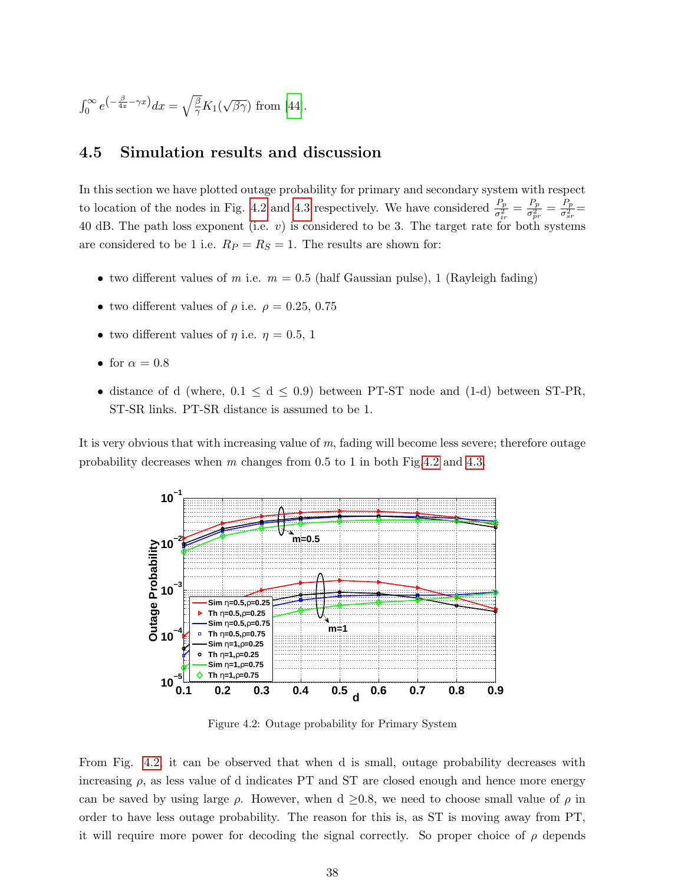$\int_0^\infty e^{\left(-\frac{\beta}{4x}-\gamma x\right)} dx = \sqrt{\frac{\beta}{\gamma}} K_1(\sqrt{\beta\gamma})$ from [44].

## 4.5 Simulation results and discussion

In this section we have plotted outage probability for primary and secondary system with respect to location of the nodes in Fig. 4.2 and 4.3 respectively. We have considered $\frac{P_p}{\sigma_{ir}^2} = \frac{P_p}{\sigma_{pr}^2} = \frac{P_p}{\sigma_{sr}^2} =$ 40 dB. The path loss exponent (i.e. $v$) is considered to be 3. The target rate for both systems are considered to be 1 i.e. $R_P = R_S = 1$. The results are shown for:

- two different values of $m$ i.e. $m = 0.5$ (half Gaussian pulse), 1 (Rayleigh fading)
- two different values of $\rho$ i.e. $\rho = 0.25$, 0.75
- two different values of $\eta$ i.e. $\eta = 0.5$, 1
- for $\alpha = 0.8$
- distance of d (where, $0.1 \leq$ d $\leq 0.9$) between PT-ST node and (1-d) between ST-PR, ST-SR links. PT-SR distance is assumed to be 1.

It is very obvious that with increasing value of $m$, fading will become less severe; therefore outage probability decreases when $m$ changes from 0.5 to 1 in both Fig 4.2 and 4.3.

Figure 4.2: Outage probability for Primary System

From Fig. 4.2 it can be observed that when d is small, outage probability decreases with increasing $\rho$, as less value of d indicates PT and ST are closed enough and hence more energy can be saved by using large $\rho$. However, when d $\geq$0.8, we need to choose small value of $\rho$ in order to have less outage probability. The reason for this is, as ST is moving away from PT, it will require more power for decoding the signal correctly. So proper choice of $\rho$ depends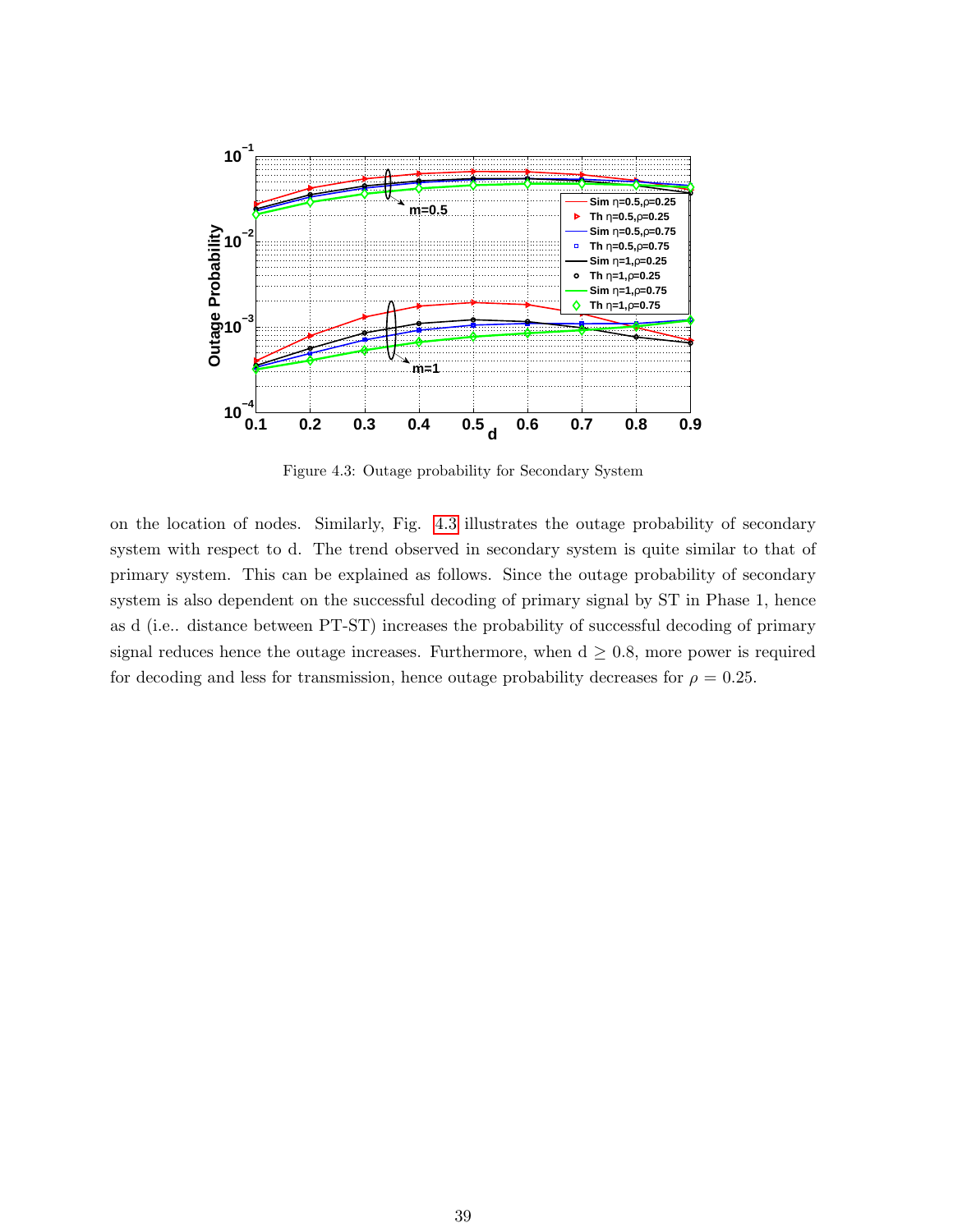Figure 4.3: Outage probability for Secondary System

on the location of nodes. Similarly, Fig. 4.3 illustrates the outage probability of secondary system with respect to d. The trend observed in secondary system is quite similar to that of primary system. This can be explained as follows. Since the outage probability of secondary system is also dependent on the successful decoding of primary signal by ST in Phase 1, hence as d (i.e.. distance between PT-ST) increases the probability of successful decoding of primary signal reduces hence the outage increases. Furthermore, when d $\geq 0.8$, more power is required for decoding and less for transmission, hence outage probability decreases for $\rho = 0.25$.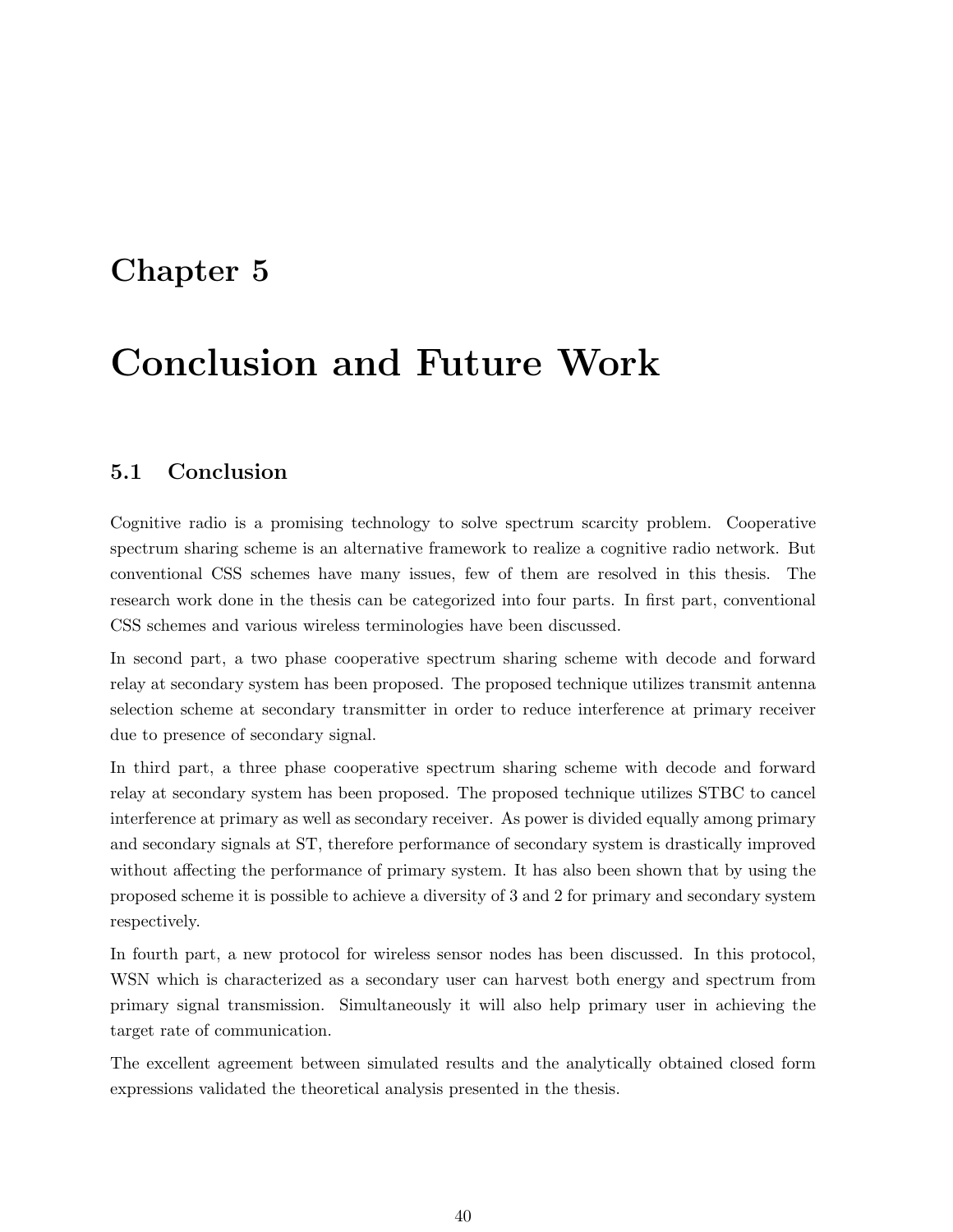# Chapter 5

# Conclusion and Future Work

## 5.1 Conclusion

Cognitive radio is a promising technology to solve spectrum scarcity problem. Cooperative spectrum sharing scheme is an alternative framework to realize a cognitive radio network. But conventional CSS schemes have many issues, few of them are resolved in this thesis. The research work done in the thesis can be categorized into four parts. In first part, conventional CSS schemes and various wireless terminologies have been discussed.

In second part, a two phase cooperative spectrum sharing scheme with decode and forward relay at secondary system has been proposed. The proposed technique utilizes transmit antenna selection scheme at secondary transmitter in order to reduce interference at primary receiver due to presence of secondary signal.

In third part, a three phase cooperative spectrum sharing scheme with decode and forward relay at secondary system has been proposed. The proposed technique utilizes STBC to cancel interference at primary as well as secondary receiver. As power is divided equally among primary and secondary signals at ST, therefore performance of secondary system is drastically improved without affecting the performance of primary system. It has also been shown that by using the proposed scheme it is possible to achieve a diversity of 3 and 2 for primary and secondary system respectively.

In fourth part, a new protocol for wireless sensor nodes has been discussed. In this protocol, WSN which is characterized as a secondary user can harvest both energy and spectrum from primary signal transmission. Simultaneously it will also help primary user in achieving the target rate of communication.

The excellent agreement between simulated results and the analytically obtained closed form expressions validated the theoretical analysis presented in the thesis.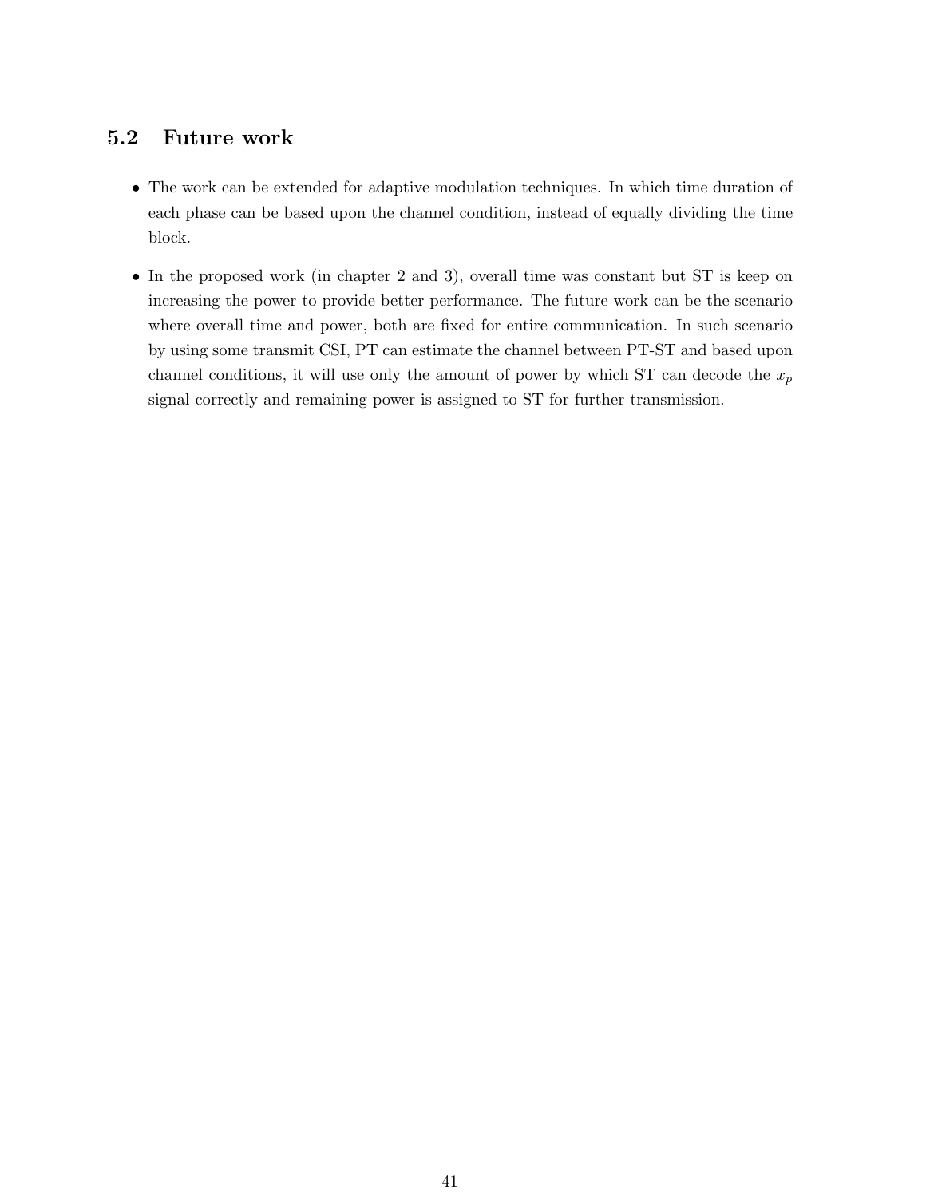## 5.2 Future work

- The work can be extended for adaptive modulation techniques. In which time duration of each phase can be based upon the channel condition, instead of equally dividing the time block.
- In the proposed work (in chapter 2 and 3), overall time was constant but ST is keep on increasing the power to provide better performance. The future work can be the scenario where overall time and power, both are fixed for entire communication. In such scenario by using some transmit CSI, PT can estimate the channel between PT-ST and based upon channel conditions, it will use only the amount of power by which ST can decode the $x_p$ signal correctly and remaining power is assigned to ST for further transmission.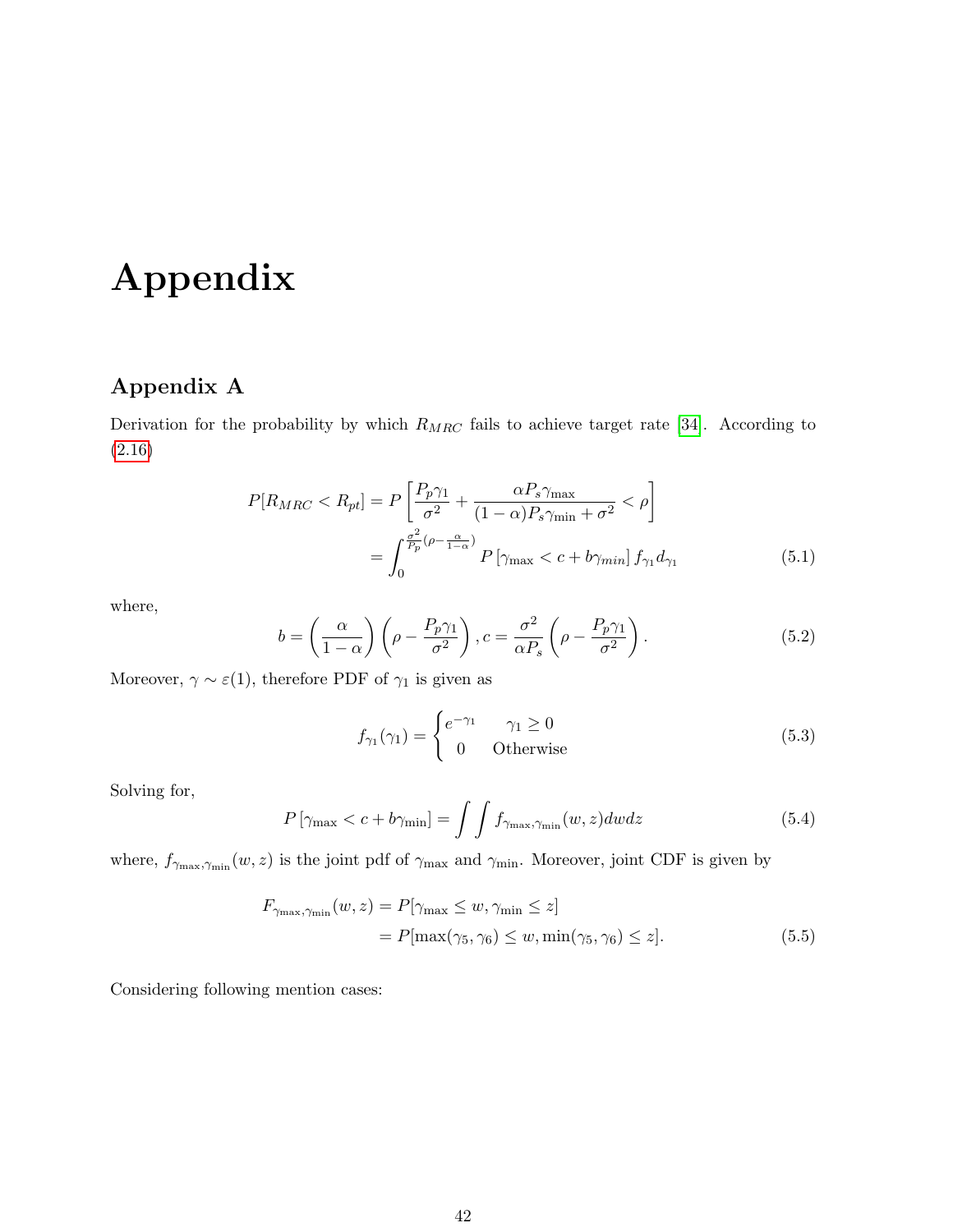# Appendix

## Appendix A

Derivation for the probability by which $R_{MRC}$ fails to achieve target rate [34]. According to (2.16)

$$
\begin{aligned}
P[R_{MRC} < R_{pt}] &= P\left[\frac{P_p\gamma_1}{\sigma^2} + \frac{\alpha P_s \gamma_{\max}}{(1-\alpha)P_s\gamma_{\min} + \sigma^2} < \rho\right] \\
&= \int_0^{\frac{\sigma^2}{P_p}(\rho - \frac{\alpha}{1-\alpha})} P\left[\gamma_{\max} < c + b\gamma_{min}\right] f_{\gamma_1} d_{\gamma_1}
\end{aligned}
\tag{5.1}
$$

where,

$$
b = \left(\frac{\alpha}{1-\alpha}\right)\left(\rho - \frac{P_p\gamma_1}{\sigma^2}\right), c = \frac{\sigma^2}{\alpha P_s}\left(\rho - \frac{P_p\gamma_1}{\sigma^2}\right). \tag{5.2}
$$

Moreover, $\gamma \sim \varepsilon(1)$, therefore PDF of $\gamma_1$ is given as

$$
f_{\gamma_1}(\gamma_1) = \begin{cases} e^{-\gamma_1} & \gamma_1 \geq 0 \\ 0 & \text{Otherwise} \end{cases} \tag{5.3}
$$

Solving for,

$$
P\left[\gamma_{\max} < c + b\gamma_{\min}\right] = \int\int f_{\gamma_{\max},\gamma_{\min}}(w,z)dwdz \tag{5.4}
$$

where, $f_{\gamma_{\max},\gamma_{\min}}(w,z)$ is the joint pdf of $\gamma_{\max}$ and $\gamma_{\min}$. Moreover, joint CDF is given by

$$
\begin{aligned}
F_{\gamma_{\max},\gamma_{\min}}(w,z) &= P[\gamma_{\max} \leq w, \gamma_{\min} \leq z] \\
&= P[\max(\gamma_5,\gamma_6) \leq w, \min(\gamma_5,\gamma_6) \leq z].
\end{aligned}
\tag{5.5}
$$

Considering following mention cases: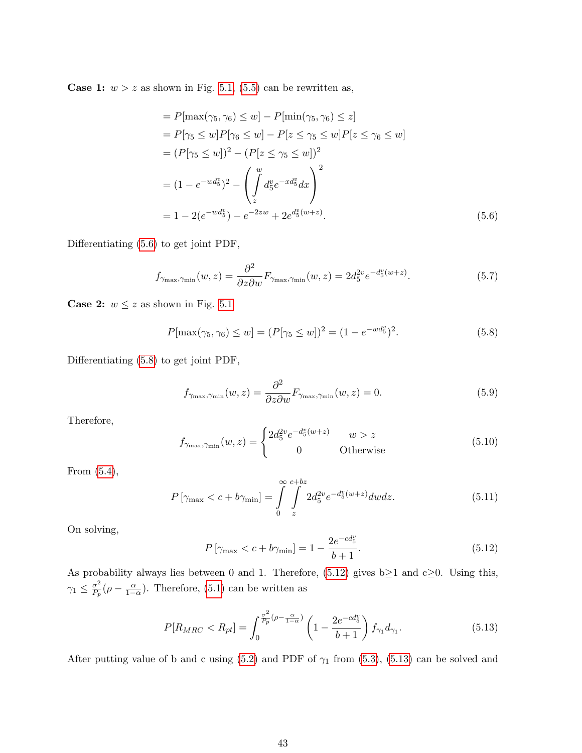**Case 1:** $w > z$ as shown in Fig. 5.1, (5.5) can be rewritten as,

$$
\begin{aligned}
&= P[\max(\gamma_5, \gamma_6) \le w] - P[\min(\gamma_5, \gamma_6) \le z] \\
&= P[\gamma_5 \le w]P[\gamma_6 \le w] - P[z \le \gamma_5 \le w]P[z \le \gamma_6 \le w] \\
&= (P[\gamma_5 \le w])^2 - (P[z \le \gamma_5 \le w])^2 \\
&= (1 - e^{-wd_5^v})^2 - \left( \int_z^w d_5^v e^{-xd_5^v} dx \right)^2 \\
&= 1 - 2(e^{-wd_5^v}) - e^{-2zw} + 2e^{d_5^v(w+z)}.
\end{aligned} \tag{5.6}
$$

Differentiating (5.6) to get joint PDF,

$$
f_{\gamma_{\max},\gamma_{\min}}(w, z) = \frac{\partial^2}{\partial z \partial w} F_{\gamma_{\max},\gamma_{\min}}(w, z) = 2d_5^{2v} e^{-d_5^v(w+z)}. \tag{5.7}
$$

**Case 2:** $w \le z$ as shown in Fig. 5.1

$$
P[\max(\gamma_5, \gamma_6) \le w] = (P[\gamma_5 \le w])^2 = (1 - e^{-wd_5^v})^2. \tag{5.8}
$$

Differentiating (5.8) to get joint PDF,

$$
f_{\gamma_{\max},\gamma_{\min}}(w, z) = \frac{\partial^2}{\partial z \partial w} F_{\gamma_{\max},\gamma_{\min}}(w, z) = 0. \tag{5.9}
$$

Therefore,

$$
f_{\gamma_{\max},\gamma_{\min}}(w, z) = \begin{cases} 2d_5^{2v} e^{-d_5^v(w+z)} & w > z \\ 0 & \text{Otherwise} \end{cases} \tag{5.10}
$$

From (5.4),

$$
P\left[\gamma_{\max} < c + b\gamma_{\min}\right] = \int_0^{\infty} \int_z^{c+bz} 2d_5^{2v} e^{-d_5^v(w+z)} dw dz. \tag{5.11}
$$

On solving,

$$
P\left[\gamma_{\max} < c + b\gamma_{\min}\right] = 1 - \frac{2e^{-cd_5^v}}{b+1}. \tag{5.12}
$$

As probability always lies between 0 and 1. Therefore, (5.12) gives b≥1 and c≥0. Using this, $\gamma_1 \le \frac{\sigma^2}{P_p}(\rho - \frac{\alpha}{1-\alpha})$. Therefore, (5.1) can be written as

$$
P[R_{MRC} < R_{pt}] = \int_0^{\frac{\sigma^2}{P_p}(\rho - \frac{\alpha}{1-\alpha})} \left(1 - \frac{2e^{-cd_5^v}}{b+1}\right) f_{\gamma_1} d_{\gamma_1}. \tag{5.13}
$$

After putting value of b and c using (5.2) and PDF of $\gamma_1$ from (5.3), (5.13) can be solved and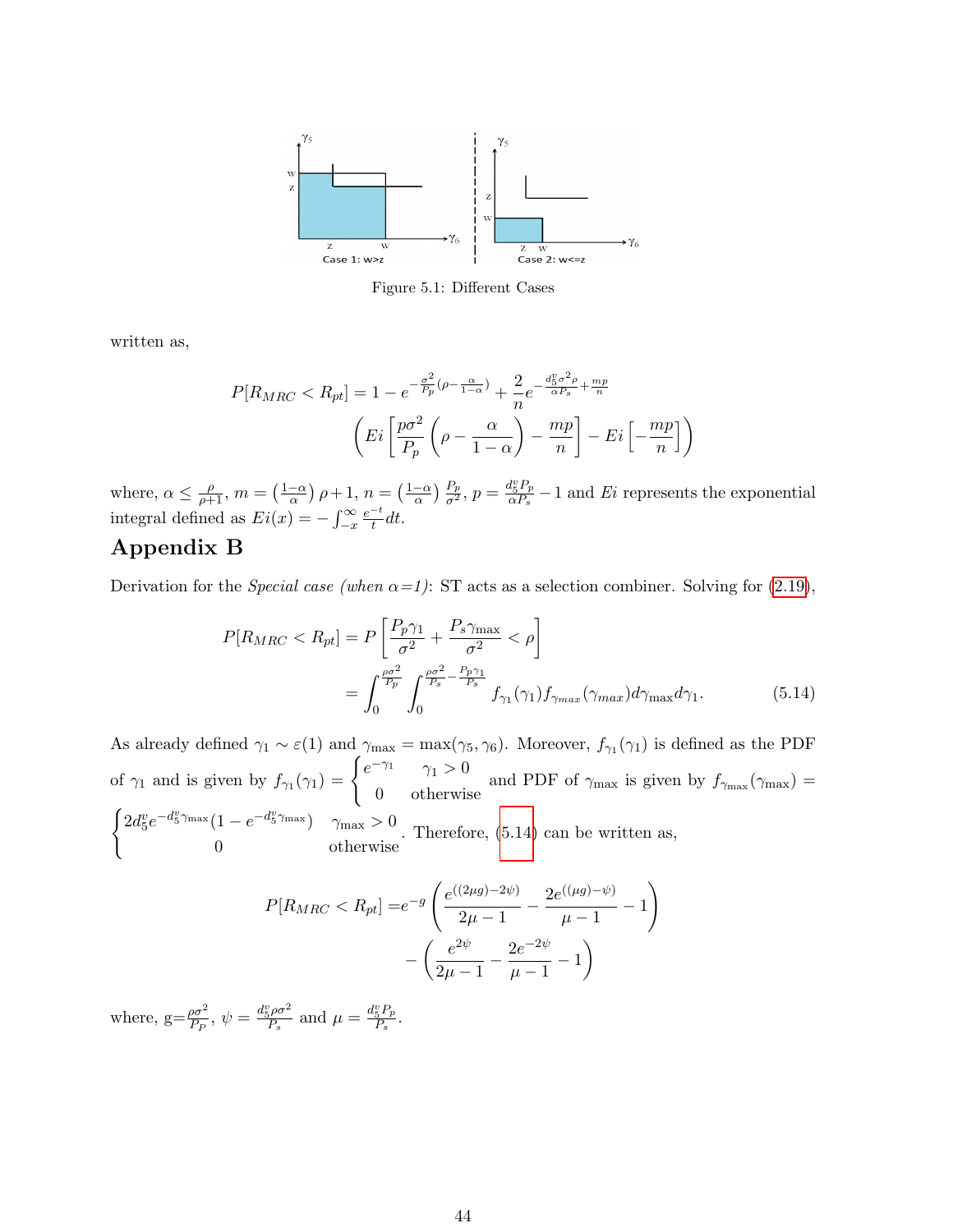Figure 5.1: Different Cases

written as,

$$P[R_{MRC} < R_{pt}] = 1 - e^{-\frac{\sigma^2}{P_p}(\rho - \frac{\alpha}{1-\alpha})} + \frac{2}{n} e^{-\frac{d_5^v \sigma^2 \rho}{\alpha P_s} + \frac{mp}{n}}$$
$$\left( Ei\left[ \frac{p\sigma^2}{P_p}\left(\rho - \frac{\alpha}{1-\alpha}\right) - \frac{mp}{n}\right] - Ei\left[-\frac{mp}{n}\right]\right)$$

where, $\alpha \leq \frac{\rho}{\rho+1}$, $m = \left(\frac{1-\alpha}{\alpha}\right)\rho + 1$, $n = \left(\frac{1-\alpha}{\alpha}\right)\frac{P_p}{\sigma^2}$, $p = \frac{d_5^v P_p}{\alpha P_s} - 1$ and $Ei$ represents the exponential integral defined as $Ei(x) = -\int_{-x}^{\infty} \frac{e^{-t}}{t} dt$.

## Appendix B

Derivation for the *Special case (when α=1)*: ST acts as a selection combiner. Solving for (2.19),

$$\begin{aligned} P[R_{MRC} < R_{pt}] &= P\left[\frac{P_p \gamma_1}{\sigma^2} + \frac{P_s \gamma_{\max}}{\sigma^2} < \rho\right] \\ &= \int_0^{\frac{\rho\sigma^2}{P_p}} \int_0^{\frac{\rho\sigma^2}{P_s} - \frac{P_p\gamma_1}{P_s}} f_{\gamma_1}(\gamma_1) f_{\gamma_{max}}(\gamma_{max}) d\gamma_{\max} d\gamma_1. \end{aligned} \tag{5.14}$$

As already defined $\gamma_1 \sim \varepsilon(1)$ and $\gamma_{\max} = \max(\gamma_5, \gamma_6)$. Moreover, $f_{\gamma_1}(\gamma_1)$ is defined as the PDF of $\gamma_1$ and is given by $f_{\gamma_1}(\gamma_1) = \begin{cases} e^{-\gamma_1} & \gamma_1 > 0 \\ 0 & \text{otherwise} \end{cases}$ and PDF of $\gamma_{\max}$ is given by $f_{\gamma_{\max}}(\gamma_{\max}) = \begin{cases} 2d_5^v e^{-d_5^v \gamma_{\max}}(1 - e^{-d_5^v \gamma_{\max}}) & \gamma_{\max} > 0 \\ 0 & \text{otherwise} \end{cases}$. Therefore, (5.14) can be written as,

$$\begin{aligned} P[R_{MRC} < R_{pt}] =& e^{-g}\left(\frac{e^{((2\mu g) - 2\psi)}}{2\mu - 1} - \frac{2e^{((\mu g) - \psi)}}{\mu - 1} - 1\right) \\ &- \left(\frac{e^{2\psi}}{2\mu - 1} - \frac{2e^{-2\psi}}{\mu - 1} - 1\right) \end{aligned}$$

where, $g = \frac{\rho\sigma^2}{P_P}$, $\psi = \frac{d_5^v \rho\sigma^2}{P_s}$ and $\mu = \frac{d_5^v P_p}{P_s}$.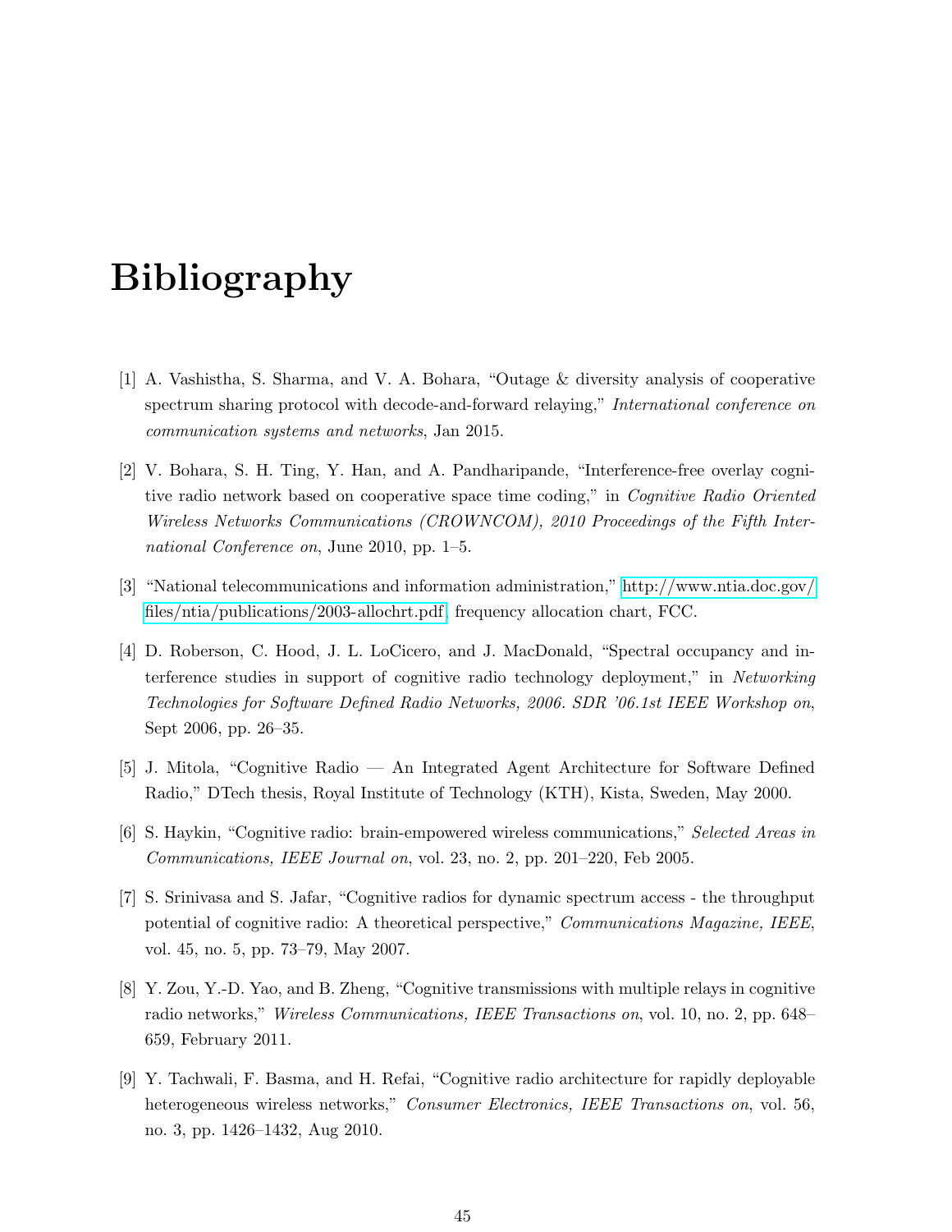# Bibliography

[1] A. Vashistha, S. Sharma, and V. A. Bohara, "Outage & diversity analysis of cooperative spectrum sharing protocol with decode-and-forward relaying," *International conference on communication systems and networks*, Jan 2015.

[2] V. Bohara, S. H. Ting, Y. Han, and A. Pandharipande, "Interference-free overlay cognitive radio network based on cooperative space time coding," in *Cognitive Radio Oriented Wireless Networks Communications (CROWNCOM), 2010 Proceedings of the Fifth International Conference on*, June 2010, pp. 1–5.

[3] "National telecommunications and information administration," http://www.ntia.doc.gov/files/ntia/publications/2003-allochrt.pdf, frequency allocation chart, FCC.

[4] D. Roberson, C. Hood, J. L. LoCicero, and J. MacDonald, "Spectral occupancy and interference studies in support of cognitive radio technology deployment," in *Networking Technologies for Software Defined Radio Networks, 2006. SDR '06.1st IEEE Workshop on*, Sept 2006, pp. 26–35.

[5] J. Mitola, "Cognitive Radio — An Integrated Agent Architecture for Software Defined Radio," DTech thesis, Royal Institute of Technology (KTH), Kista, Sweden, May 2000.

[6] S. Haykin, "Cognitive radio: brain-empowered wireless communications," *Selected Areas in Communications, IEEE Journal on*, vol. 23, no. 2, pp. 201–220, Feb 2005.

[7] S. Srinivasa and S. Jafar, "Cognitive radios for dynamic spectrum access - the throughput potential of cognitive radio: A theoretical perspective," *Communications Magazine, IEEE*, vol. 45, no. 5, pp. 73–79, May 2007.

[8] Y. Zou, Y.-D. Yao, and B. Zheng, "Cognitive transmissions with multiple relays in cognitive radio networks," *Wireless Communications, IEEE Transactions on*, vol. 10, no. 2, pp. 648–659, February 2011.

[9] Y. Tachwali, F. Basma, and H. Refai, "Cognitive radio architecture for rapidly deployable heterogeneous wireless networks," *Consumer Electronics, IEEE Transactions on*, vol. 56, no. 3, pp. 1426–1432, Aug 2010.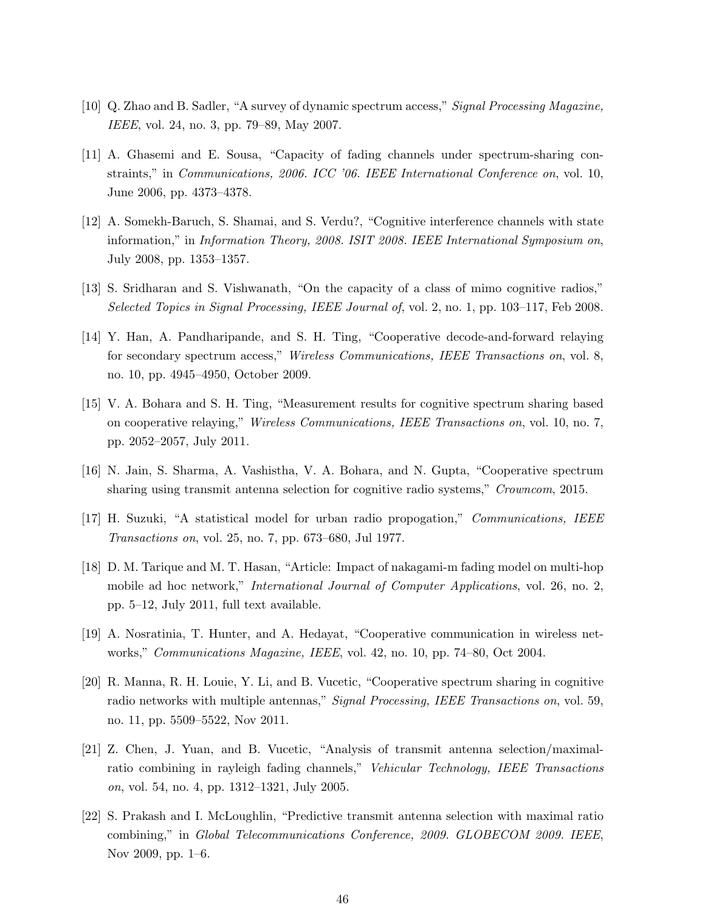[10] Q. Zhao and B. Sadler, "A survey of dynamic spectrum access," *Signal Processing Magazine, IEEE*, vol. 24, no. 3, pp. 79–89, May 2007.

[11] A. Ghasemi and E. Sousa, "Capacity of fading channels under spectrum-sharing constraints," in *Communications, 2006. ICC '06. IEEE International Conference on*, vol. 10, June 2006, pp. 4373–4378.

[12] A. Somekh-Baruch, S. Shamai, and S. Verdu?, "Cognitive interference channels with state information," in *Information Theory, 2008. ISIT 2008. IEEE International Symposium on*, July 2008, pp. 1353–1357.

[13] S. Sridharan and S. Vishwanath, "On the capacity of a class of mimo cognitive radios," *Selected Topics in Signal Processing, IEEE Journal of*, vol. 2, no. 1, pp. 103–117, Feb 2008.

[14] Y. Han, A. Pandharipande, and S. H. Ting, "Cooperative decode-and-forward relaying for secondary spectrum access," *Wireless Communications, IEEE Transactions on*, vol. 8, no. 10, pp. 4945–4950, October 2009.

[15] V. A. Bohara and S. H. Ting, "Measurement results for cognitive spectrum sharing based on cooperative relaying," *Wireless Communications, IEEE Transactions on*, vol. 10, no. 7, pp. 2052–2057, July 2011.

[16] N. Jain, S. Sharma, A. Vashistha, V. A. Bohara, and N. Gupta, "Cooperative spectrum sharing using transmit antenna selection for cognitive radio systems," *Crowncom*, 2015.

[17] H. Suzuki, "A statistical model for urban radio propogation," *Communications, IEEE Transactions on*, vol. 25, no. 7, pp. 673–680, Jul 1977.

[18] D. M. Tarique and M. T. Hasan, "Article: Impact of nakagami-m fading model on multi-hop mobile ad hoc network," *International Journal of Computer Applications*, vol. 26, no. 2, pp. 5–12, July 2011, full text available.

[19] A. Nosratinia, T. Hunter, and A. Hedayat, "Cooperative communication in wireless networks," *Communications Magazine, IEEE*, vol. 42, no. 10, pp. 74–80, Oct 2004.

[20] R. Manna, R. H. Louie, Y. Li, and B. Vucetic, "Cooperative spectrum sharing in cognitive radio networks with multiple antennas," *Signal Processing, IEEE Transactions on*, vol. 59, no. 11, pp. 5509–5522, Nov 2011.

[21] Z. Chen, J. Yuan, and B. Vucetic, "Analysis of transmit antenna selection/maximal-ratio combining in rayleigh fading channels," *Vehicular Technology, IEEE Transactions on*, vol. 54, no. 4, pp. 1312–1321, July 2005.

[22] S. Prakash and I. McLoughlin, "Predictive transmit antenna selection with maximal ratio combining," in *Global Telecommunications Conference, 2009. GLOBECOM 2009. IEEE*, Nov 2009, pp. 1–6.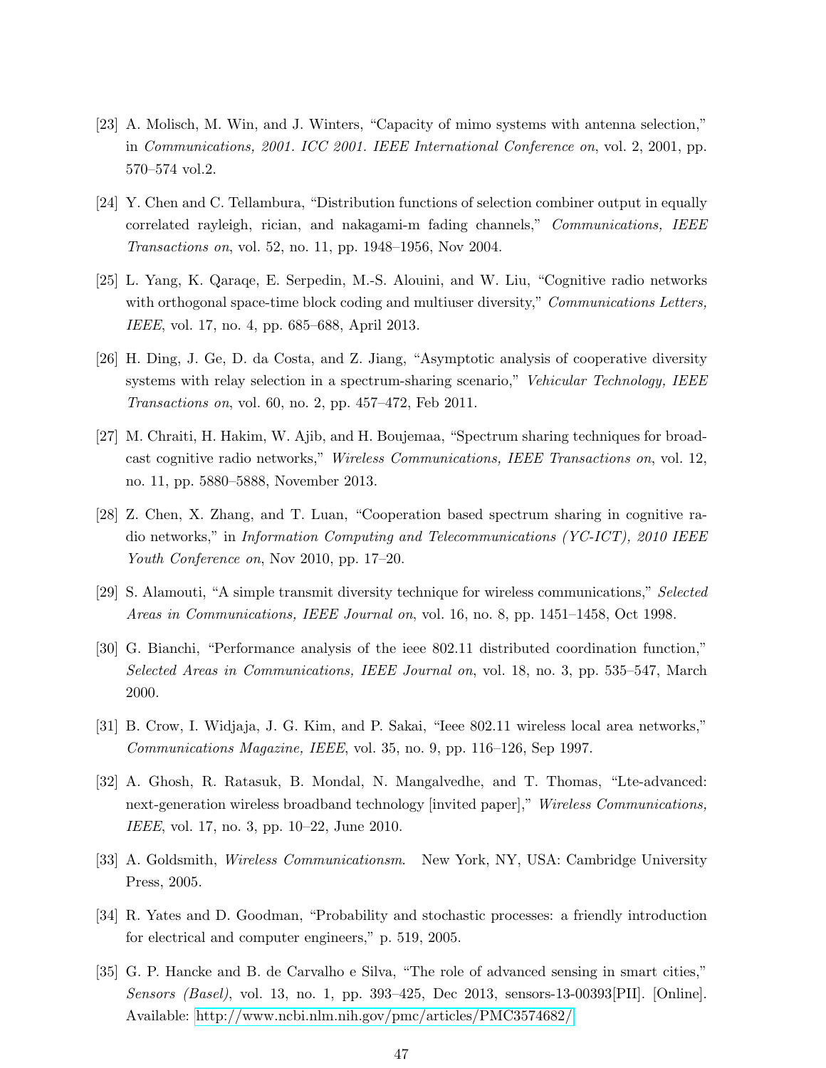[23] A. Molisch, M. Win, and J. Winters, "Capacity of mimo systems with antenna selection," in *Communications, 2001. ICC 2001. IEEE International Conference on*, vol. 2, 2001, pp. 570–574 vol.2.

[24] Y. Chen and C. Tellambura, "Distribution functions of selection combiner output in equally correlated rayleigh, rician, and nakagami-m fading channels," *Communications, IEEE Transactions on*, vol. 52, no. 11, pp. 1948–1956, Nov 2004.

[25] L. Yang, K. Qaraqe, E. Serpedin, M.-S. Alouini, and W. Liu, "Cognitive radio networks with orthogonal space-time block coding and multiuser diversity," *Communications Letters, IEEE*, vol. 17, no. 4, pp. 685–688, April 2013.

[26] H. Ding, J. Ge, D. da Costa, and Z. Jiang, "Asymptotic analysis of cooperative diversity systems with relay selection in a spectrum-sharing scenario," *Vehicular Technology, IEEE Transactions on*, vol. 60, no. 2, pp. 457–472, Feb 2011.

[27] M. Chraiti, H. Hakim, W. Ajib, and H. Boujemaa, "Spectrum sharing techniques for broadcast cognitive radio networks," *Wireless Communications, IEEE Transactions on*, vol. 12, no. 11, pp. 5880–5888, November 2013.

[28] Z. Chen, X. Zhang, and T. Luan, "Cooperation based spectrum sharing in cognitive radio networks," in *Information Computing and Telecommunications (YC-ICT), 2010 IEEE Youth Conference on*, Nov 2010, pp. 17–20.

[29] S. Alamouti, "A simple transmit diversity technique for wireless communications," *Selected Areas in Communications, IEEE Journal on*, vol. 16, no. 8, pp. 1451–1458, Oct 1998.

[30] G. Bianchi, "Performance analysis of the ieee 802.11 distributed coordination function," *Selected Areas in Communications, IEEE Journal on*, vol. 18, no. 3, pp. 535–547, March 2000.

[31] B. Crow, I. Widjaja, J. G. Kim, and P. Sakai, "Ieee 802.11 wireless local area networks," *Communications Magazine, IEEE*, vol. 35, no. 9, pp. 116–126, Sep 1997.

[32] A. Ghosh, R. Ratasuk, B. Mondal, N. Mangalvedhe, and T. Thomas, "Lte-advanced: next-generation wireless broadband technology [invited paper]," *Wireless Communications, IEEE*, vol. 17, no. 3, pp. 10–22, June 2010.

[33] A. Goldsmith, *Wireless Communicationsm*. New York, NY, USA: Cambridge University Press, 2005.

[34] R. Yates and D. Goodman, "Probability and stochastic processes: a friendly introduction for electrical and computer engineers," p. 519, 2005.

[35] G. P. Hancke and B. de Carvalho e Silva, "The role of advanced sensing in smart cities," *Sensors (Basel)*, vol. 13, no. 1, pp. 393–425, Dec 2013, sensors-13-00393[PII]. [Online]. Available: http://www.ncbi.nlm.nih.gov/pmc/articles/PMC3574682/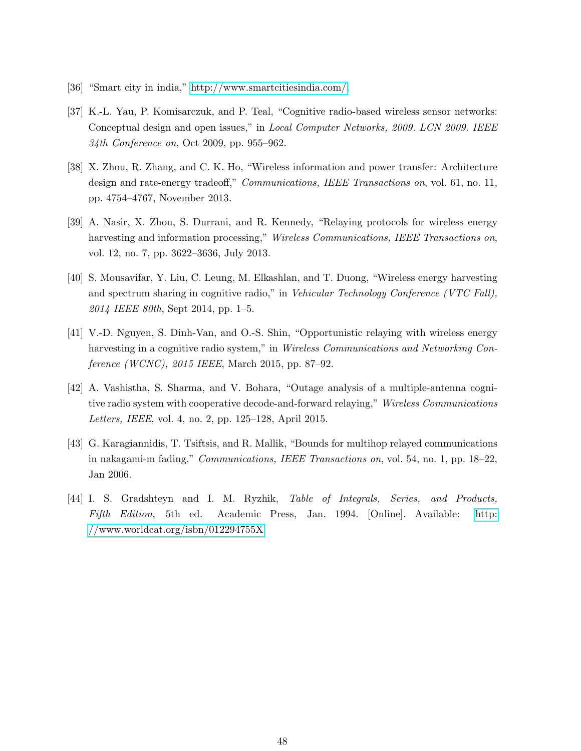[36] "Smart city in india," http://www.smartcitiesindia.com/.

[37] K.-L. Yau, P. Komisarczuk, and P. Teal, "Cognitive radio-based wireless sensor networks: Conceptual design and open issues," in *Local Computer Networks, 2009. LCN 2009. IEEE 34th Conference on*, Oct 2009, pp. 955–962.

[38] X. Zhou, R. Zhang, and C. K. Ho, "Wireless information and power transfer: Architecture design and rate-energy tradeoff," *Communications, IEEE Transactions on*, vol. 61, no. 11, pp. 4754–4767, November 2013.

[39] A. Nasir, X. Zhou, S. Durrani, and R. Kennedy, "Relaying protocols for wireless energy harvesting and information processing," *Wireless Communications, IEEE Transactions on*, vol. 12, no. 7, pp. 3622–3636, July 2013.

[40] S. Mousavifar, Y. Liu, C. Leung, M. Elkashlan, and T. Duong, "Wireless energy harvesting and spectrum sharing in cognitive radio," in *Vehicular Technology Conference (VTC Fall), 2014 IEEE 80th*, Sept 2014, pp. 1–5.

[41] V.-D. Nguyen, S. Dinh-Van, and O.-S. Shin, "Opportunistic relaying with wireless energy harvesting in a cognitive radio system," in *Wireless Communications and Networking Conference (WCNC), 2015 IEEE*, March 2015, pp. 87–92.

[42] A. Vashistha, S. Sharma, and V. Bohara, "Outage analysis of a multiple-antenna cognitive radio system with cooperative decode-and-forward relaying," *Wireless Communications Letters, IEEE*, vol. 4, no. 2, pp. 125–128, April 2015.

[43] G. Karagiannidis, T. Tsiftsis, and R. Mallik, "Bounds for multihop relayed communications in nakagami-m fading," *Communications, IEEE Transactions on*, vol. 54, no. 1, pp. 18–22, Jan 2006.

[44] I. S. Gradshteyn and I. M. Ryzhik, *Table of Integrals, Series, and Products, Fifth Edition*, 5th ed. Academic Press, Jan. 1994. [Online]. Available: http://www.worldcat.org/isbn/012294755X